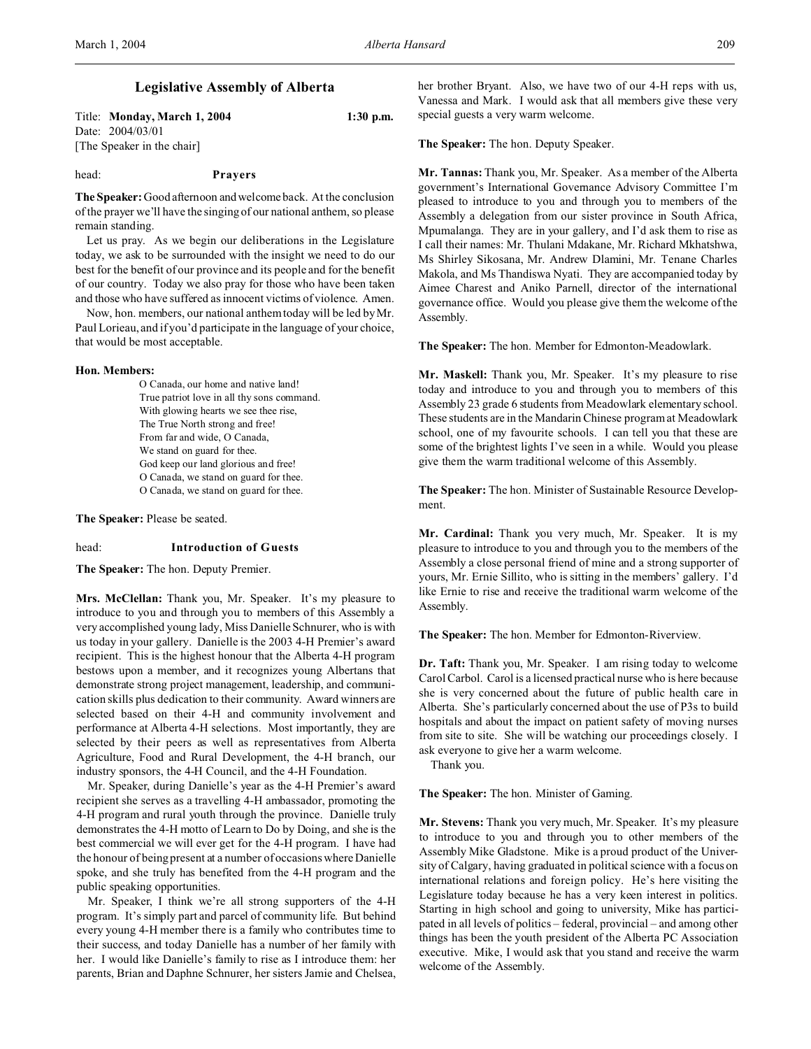# Legislative Assembly of Alberta

Title: **Monday, March 1, 2004** **1:30 p.m.**
Date: 2004/03/01
[The Speaker in the chair]

head: **Prayers**

**The Speaker:** Good afternoon and welcome back. At the conclusion of the prayer we'll have the singing of our national anthem, so please remain standing.

Let us pray. As we begin our deliberations in the Legislature today, we ask to be surrounded with the insight we need to do our best for the benefit of our province and its people and for the benefit of our country. Today we also pray for those who have been taken and those who have suffered as innocent victims of violence. Amen.

Now, hon. members, our national anthem today will be led by Mr. Paul Lorieau, and if you'd participate in the language of your choice, that would be most acceptable.

**Hon. Members:**

O Canada, our home and native land!
True patriot love in all thy sons command.
With glowing hearts we see thee rise,
The True North strong and free!
From far and wide, O Canada,
We stand on guard for thee.
God keep our land glorious and free!
O Canada, we stand on guard for thee.
O Canada, we stand on guard for thee.

**The Speaker:** Please be seated.

head: **Introduction of Guests**

**The Speaker:** The hon. Deputy Premier.

**Mrs. McClellan:** Thank you, Mr. Speaker. It's my pleasure to introduce to you and through you to members of this Assembly a very accomplished young lady, Miss Danielle Schnurer, who is with us today in your gallery. Danielle is the 2003 4-H Premier's award recipient. This is the highest honour that the Alberta 4-H program bestows upon a member, and it recognizes young Albertans that demonstrate strong project management, leadership, and communication skills plus dedication to their community. Award winners are selected based on their 4-H and community involvement and performance at Alberta 4-H selections. Most importantly, they are selected by their peers as well as representatives from Alberta Agriculture, Food and Rural Development, the 4-H branch, our industry sponsors, the 4-H Council, and the 4-H Foundation.

Mr. Speaker, during Danielle's year as the 4-H Premier's award recipient she serves as a travelling 4-H ambassador, promoting the 4-H program and rural youth through the province. Danielle truly demonstrates the 4-H motto of Learn to Do by Doing, and she is the best commercial we will ever get for the 4-H program. I have had the honour of being present at a number of occasions where Danielle spoke, and she truly has benefited from the 4-H program and the public speaking opportunities.

Mr. Speaker, I think we're all strong supporters of the 4-H program. It's simply part and parcel of community life. But behind every young 4-H member there is a family who contributes time to their success, and today Danielle has a number of her family with her. I would like Danielle's family to rise as I introduce them: her parents, Brian and Daphne Schnurer, her sisters Jamie and Chelsea, her brother Bryant. Also, we have two of our 4-H reps with us, Vanessa and Mark. I would ask that all members give these very special guests a very warm welcome.

**The Speaker:** The hon. Deputy Speaker.

**Mr. Tannas:** Thank you, Mr. Speaker. As a member of the Alberta government's International Governance Advisory Committee I'm pleased to introduce to you and through you to members of the Assembly a delegation from our sister province in South Africa, Mpumalanga. They are in your gallery, and I'd ask them to rise as I call their names: Mr. Thulani Mdakane, Mr. Richard Mkhatshwa, Ms Shirley Sikosana, Mr. Andrew Dlamini, Mr. Tenane Charles Makola, and Ms Thandiswa Nyati. They are accompanied today by Aimee Charest and Aniko Parnell, director of the international governance office. Would you please give them the welcome of the Assembly.

**The Speaker:** The hon. Member for Edmonton-Meadowlark.

**Mr. Maskell:** Thank you, Mr. Speaker. It's my pleasure to rise today and introduce to you and through you to members of this Assembly 23 grade 6 students from Meadowlark elementary school. These students are in the Mandarin Chinese program at Meadowlark school, one of my favourite schools. I can tell you that these are some of the brightest lights I've seen in a while. Would you please give them the warm traditional welcome of this Assembly.

**The Speaker:** The hon. Minister of Sustainable Resource Development.

**Mr. Cardinal:** Thank you very much, Mr. Speaker. It is my pleasure to introduce to you and through you to the members of the Assembly a close personal friend of mine and a strong supporter of yours, Mr. Ernie Sillito, who is sitting in the members' gallery. I'd like Ernie to rise and receive the traditional warm welcome of the Assembly.

**The Speaker:** The hon. Member for Edmonton-Riverview.

**Dr. Taft:** Thank you, Mr. Speaker. I am rising today to welcome Carol Carbol. Carol is a licensed practical nurse who is here because she is very concerned about the future of public health care in Alberta. She's particularly concerned about the use of P3s to build hospitals and about the impact on patient safety of moving nurses from site to site. She will be watching our proceedings closely. I ask everyone to give her a warm welcome.

Thank you.

**The Speaker:** The hon. Minister of Gaming.

**Mr. Stevens:** Thank you very much, Mr. Speaker. It's my pleasure to introduce to you and through you to other members of the Assembly Mike Gladstone. Mike is a proud product of the University of Calgary, having graduated in political science with a focus on international relations and foreign policy. He's here visiting the Legislature today because he has a very keen interest in politics. Starting in high school and going to university, Mike has participated in all levels of politics – federal, provincial – and among other things has been the youth president of the Alberta PC Association executive. Mike, I would ask that you stand and receive the warm welcome of the Assembly.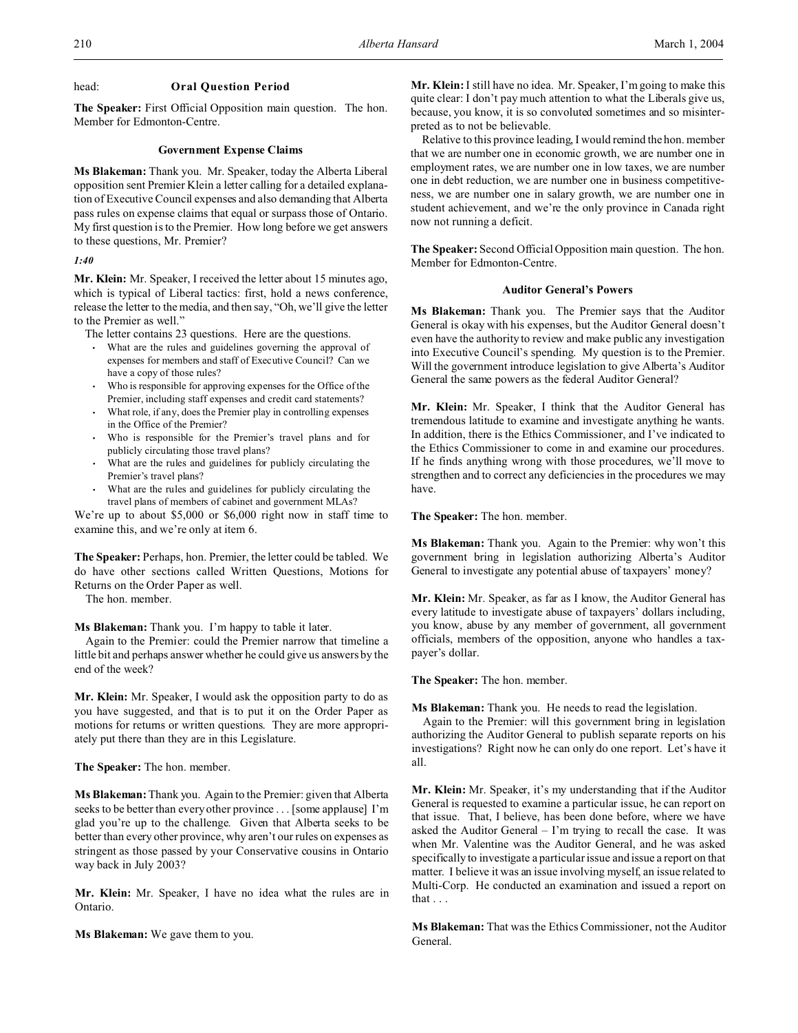head: **Oral Question Period**

**The Speaker:** First Official Opposition main question. The hon. Member for Edmonton-Centre.

### Government Expense Claims

**Ms Blakeman:** Thank you. Mr. Speaker, today the Alberta Liberal opposition sent Premier Klein a letter calling for a detailed explanation of Executive Council expenses and also demanding that Alberta pass rules on expense claims that equal or surpass those of Ontario. My first question is to the Premier. How long before we get answers to these questions, Mr. Premier?

*1:40*

**Mr. Klein:** Mr. Speaker, I received the letter about 15 minutes ago, which is typical of Liberal tactics: first, hold a news conference, release the letter to the media, and then say, "Oh, we'll give the letter to the Premier as well."

The letter contains 23 questions. Here are the questions.

- What are the rules and guidelines governing the approval of expenses for members and staff of Executive Council? Can we have a copy of those rules?
- Who is responsible for approving expenses for the Office of the Premier, including staff expenses and credit card statements?
- What role, if any, does the Premier play in controlling expenses in the Office of the Premier?
- Who is responsible for the Premier's travel plans and for publicly circulating those travel plans?
- What are the rules and guidelines for publicly circulating the Premier's travel plans?
- What are the rules and guidelines for publicly circulating the travel plans of members of cabinet and government MLAs?

We're up to about $5,000 or $6,000 right now in staff time to examine this, and we're only at item 6.

**The Speaker:** Perhaps, hon. Premier, the letter could be tabled. We do have other sections called Written Questions, Motions for Returns on the Order Paper as well.

The hon. member.

**Ms Blakeman:** Thank you. I'm happy to table it later.

Again to the Premier: could the Premier narrow that timeline a little bit and perhaps answer whether he could give us answers by the end of the week?

**Mr. Klein:** Mr. Speaker, I would ask the opposition party to do as you have suggested, and that is to put it on the Order Paper as motions for returns or written questions. They are more appropriately put there than they are in this Legislature.

**The Speaker:** The hon. member.

**Ms Blakeman:** Thank you. Again to the Premier: given that Alberta seeks to be better than every other province . . . [some applause] I'm glad you're up to the challenge. Given that Alberta seeks to be better than every other province, why aren't our rules on expenses as stringent as those passed by your Conservative cousins in Ontario way back in July 2003?

**Mr. Klein:** Mr. Speaker, I have no idea what the rules are in Ontario.

**Ms Blakeman:** We gave them to you.

**Mr. Klein:** I still have no idea. Mr. Speaker, I'm going to make this quite clear: I don't pay much attention to what the Liberals give us, because, you know, it is so convoluted sometimes and so misinterpreted as to not be believable.

Relative to this province leading, I would remind the hon. member that we are number one in economic growth, we are number one in employment rates, we are number one in low taxes, we are number one in debt reduction, we are number one in business competitiveness, we are number one in salary growth, we are number one in student achievement, and we're the only province in Canada right now not running a deficit.

**The Speaker:** Second Official Opposition main question. The hon. Member for Edmonton-Centre.

### Auditor General's Powers

**Ms Blakeman:** Thank you. The Premier says that the Auditor General is okay with his expenses, but the Auditor General doesn't even have the authority to review and make public any investigation into Executive Council's spending. My question is to the Premier. Will the government introduce legislation to give Alberta's Auditor General the same powers as the federal Auditor General?

**Mr. Klein:** Mr. Speaker, I think that the Auditor General has tremendous latitude to examine and investigate anything he wants. In addition, there is the Ethics Commissioner, and I've indicated to the Ethics Commissioner to come in and examine our procedures. If he finds anything wrong with those procedures, we'll move to strengthen and to correct any deficiencies in the procedures we may have.

**The Speaker:** The hon. member.

**Ms Blakeman:** Thank you. Again to the Premier: why won't this government bring in legislation authorizing Alberta's Auditor General to investigate any potential abuse of taxpayers' money?

**Mr. Klein:** Mr. Speaker, as far as I know, the Auditor General has every latitude to investigate abuse of taxpayers' dollars including, you know, abuse by any member of government, all government officials, members of the opposition, anyone who handles a taxpayer's dollar.

**The Speaker:** The hon. member.

**Ms Blakeman:** Thank you. He needs to read the legislation.

Again to the Premier: will this government bring in legislation authorizing the Auditor General to publish separate reports on his investigations? Right now he can only do one report. Let's have it all.

**Mr. Klein:** Mr. Speaker, it's my understanding that if the Auditor General is requested to examine a particular issue, he can report on that issue. That, I believe, has been done before, where we have asked the Auditor General – I'm trying to recall the case. It was when Mr. Valentine was the Auditor General, and he was asked specifically to investigate a particular issue and issue a report on that matter. I believe it was an issue involving myself, an issue related to Multi-Corp. He conducted an examination and issued a report on that . . .

**Ms Blakeman:** That was the Ethics Commissioner, not the Auditor General.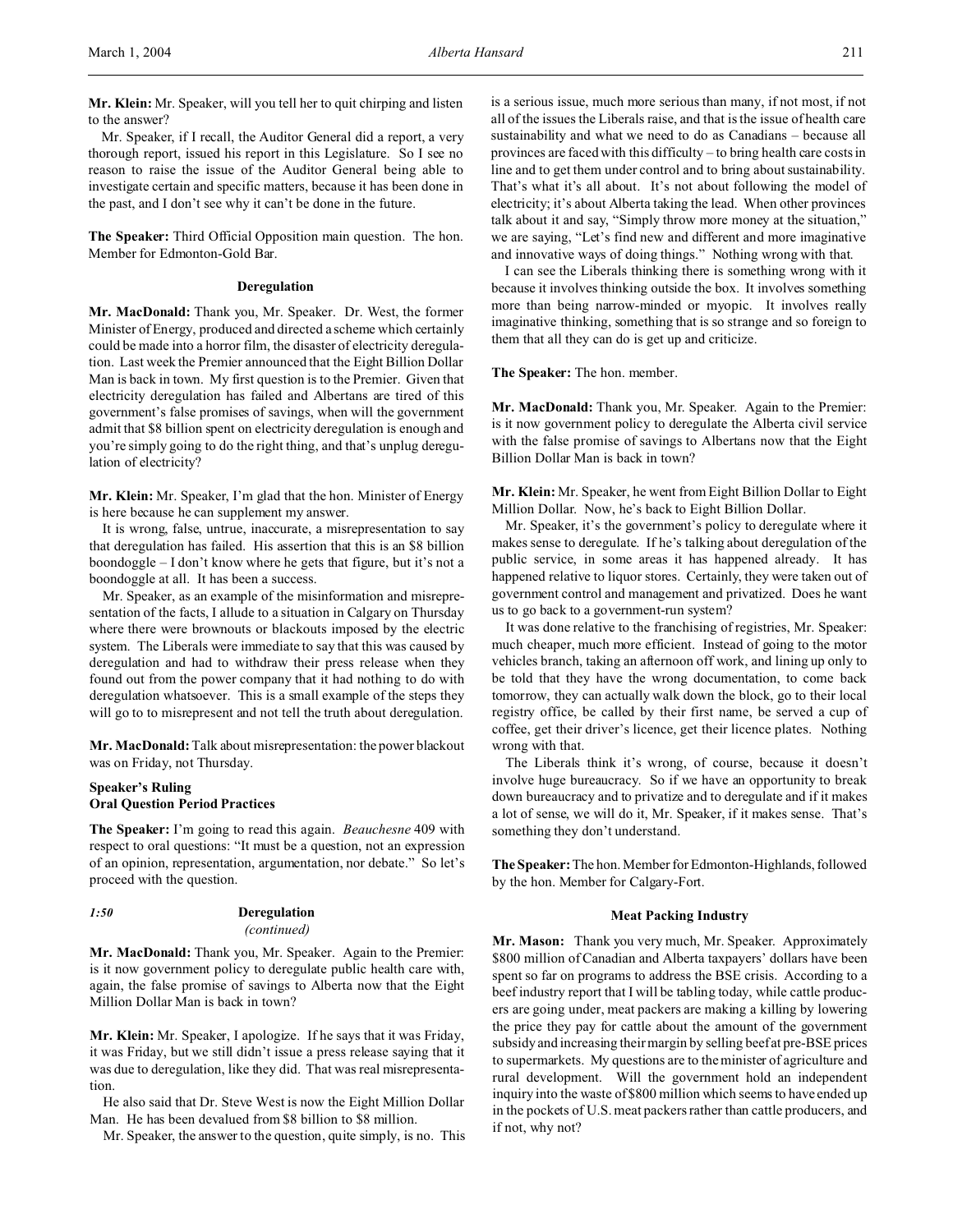**Mr. Klein:** Mr. Speaker, will you tell her to quit chirping and listen to the answer?

Mr. Speaker, if I recall, the Auditor General did a report, a very thorough report, issued his report in this Legislature. So I see no reason to raise the issue of the Auditor General being able to investigate certain and specific matters, because it has been done in the past, and I don't see why it can't be done in the future.

**The Speaker:** Third Official Opposition main question. The hon. Member for Edmonton-Gold Bar.

### Deregulation

**Mr. MacDonald:** Thank you, Mr. Speaker. Dr. West, the former Minister of Energy, produced and directed a scheme which certainly could be made into a horror film, the disaster of electricity deregulation. Last week the Premier announced that the Eight Billion Dollar Man is back in town. My first question is to the Premier. Given that electricity deregulation has failed and Albertans are tired of this government's false promises of savings, when will the government admit that $8 billion spent on electricity deregulation is enough and you're simply going to do the right thing, and that's unplug deregulation of electricity?

**Mr. Klein:** Mr. Speaker, I'm glad that the hon. Minister of Energy is here because he can supplement my answer.

It is wrong, false, untrue, inaccurate, a misrepresentation to say that deregulation has failed. His assertion that this is an $8 billion boondoggle – I don't know where he gets that figure, but it's not a boondoggle at all. It has been a success.

Mr. Speaker, as an example of the misinformation and misrepresentation of the facts, I allude to a situation in Calgary on Thursday where there were brownouts or blackouts imposed by the electric system. The Liberals were immediate to say that this was caused by deregulation and had to withdraw their press release when they found out from the power company that it had nothing to do with deregulation whatsoever. This is a small example of the steps they will go to to misrepresent and not tell the truth about deregulation.

**Mr. MacDonald:** Talk about misrepresentation: the power blackout was on Friday, not Thursday.

### Speaker's Ruling
### Oral Question Period Practices

**The Speaker:** I'm going to read this again. *Beauchesne* 409 with respect to oral questions: "It must be a question, not an expression of an opinion, representation, argumentation, nor debate." So let's proceed with the question.

*1:50*

### Deregulation
*(continued)*

**Mr. MacDonald:** Thank you, Mr. Speaker. Again to the Premier: is it now government policy to deregulate public health care with, again, the false promise of savings to Alberta now that the Eight Million Dollar Man is back in town?

**Mr. Klein:** Mr. Speaker, I apologize. If he says that it was Friday, it was Friday, but we still didn't issue a press release saying that it was due to deregulation, like they did. That was real misrepresentation.

He also said that Dr. Steve West is now the Eight Million Dollar Man. He has been devalued from $8 billion to $8 million.

Mr. Speaker, the answer to the question, quite simply, is no. This is a serious issue, much more serious than many, if not most, if not all of the issues the Liberals raise, and that is the issue of health care sustainability and what we need to do as Canadians – because all provinces are faced with this difficulty – to bring health care costs in line and to get them under control and to bring about sustainability. That's what it's all about. It's not about following the model of electricity; it's about Alberta taking the lead. When other provinces talk about it and say, "Simply throw more money at the situation," we are saying, "Let's find new and different and more imaginative and innovative ways of doing things." Nothing wrong with that.

I can see the Liberals thinking there is something wrong with it because it involves thinking outside the box. It involves something more than being narrow-minded or myopic. It involves really imaginative thinking, something that is so strange and so foreign to them that all they can do is get up and criticize.

**The Speaker:** The hon. member.

**Mr. MacDonald:** Thank you, Mr. Speaker. Again to the Premier: is it now government policy to deregulate the Alberta civil service with the false promise of savings to Albertans now that the Eight Billion Dollar Man is back in town?

**Mr. Klein:** Mr. Speaker, he went from Eight Billion Dollar to Eight Million Dollar. Now, he's back to Eight Billion Dollar.

Mr. Speaker, it's the government's policy to deregulate where it makes sense to deregulate. If he's talking about deregulation of the public service, in some areas it has happened already. It has happened relative to liquor stores. Certainly, they were taken out of government control and management and privatized. Does he want us to go back to a government-run system?

It was done relative to the franchising of registries, Mr. Speaker: much cheaper, much more efficient. Instead of going to the motor vehicles branch, taking an afternoon off work, and lining up only to be told that they have the wrong documentation, to come back tomorrow, they can actually walk down the block, go to their local registry office, be called by their first name, be served a cup of coffee, get their driver's licence, get their licence plates. Nothing wrong with that.

The Liberals think it's wrong, of course, because it doesn't involve huge bureaucracy. So if we have an opportunity to break down bureaucracy and to privatize and to deregulate and if it makes a lot of sense, we will do it, Mr. Speaker, if it makes sense. That's something they don't understand.

**The Speaker:** The hon. Member for Edmonton-Highlands, followed by the hon. Member for Calgary-Fort.

### Meat Packing Industry

**Mr. Mason:** Thank you very much, Mr. Speaker. Approximately $800 million of Canadian and Alberta taxpayers' dollars have been spent so far on programs to address the BSE crisis. According to a beef industry report that I will be tabling today, while cattle producers are going under, meat packers are making a killing by lowering the price they pay for cattle about the amount of the government subsidy and increasing their margin by selling beef at pre-BSE prices to supermarkets. My questions are to the minister of agriculture and rural development. Will the government hold an independent inquiry into the waste of $800 million which seems to have ended up in the pockets of U.S. meat packers rather than cattle producers, and if not, why not?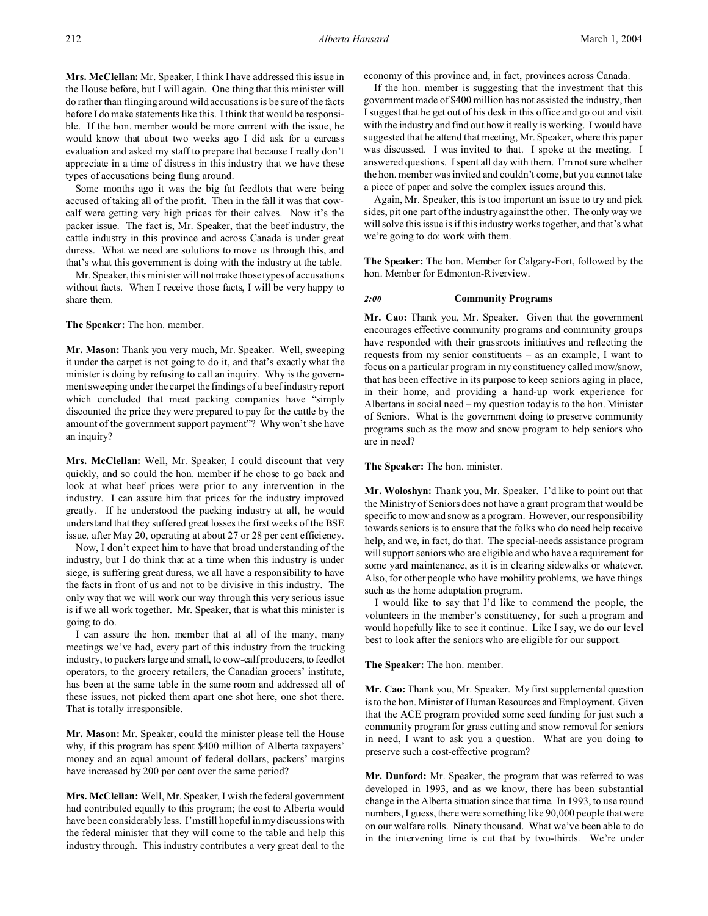**Mrs. McClellan:** Mr. Speaker, I think I have addressed this issue in the House before, but I will again. One thing that this minister will do rather than flinging around wild accusations is be sure of the facts before I do make statements like this. I think that would be responsible. If the hon. member would be more current with the issue, he would know that about two weeks ago I did ask for a carcass evaluation and asked my staff to prepare that because I really don't appreciate in a time of distress in this industry that we have these types of accusations being flung around.

Some months ago it was the big fat feedlots that were being accused of taking all of the profit. Then in the fall it was that cow-calf were getting very high prices for their calves. Now it's the packer issue. The fact is, Mr. Speaker, that the beef industry, the cattle industry in this province and across Canada is under great duress. What we need are solutions to move us through this, and that's what this government is doing with the industry at the table.

Mr. Speaker, this minister will not make those types of accusations without facts. When I receive those facts, I will be very happy to share them.

**The Speaker:** The hon. member.

**Mr. Mason:** Thank you very much, Mr. Speaker. Well, sweeping it under the carpet is not going to do it, and that's exactly what the minister is doing by refusing to call an inquiry. Why is the government sweeping under the carpet the findings of a beef industry report which concluded that meat packing companies have "simply discounted the price they were prepared to pay for the cattle by the amount of the government support payment"? Why won't she have an inquiry?

**Mrs. McClellan:** Well, Mr. Speaker, I could discount that very quickly, and so could the hon. member if he chose to go back and look at what beef prices were prior to any intervention in the industry. I can assure him that prices for the industry improved greatly. If he understood the packing industry at all, he would understand that they suffered great losses the first weeks of the BSE issue, after May 20, operating at about 27 or 28 per cent efficiency.

Now, I don't expect him to have that broad understanding of the industry, but I do think that at a time when this industry is under siege, is suffering great duress, we all have a responsibility to have the facts in front of us and not to be divisive in this industry. The only way that we will work our way through this very serious issue is if we all work together. Mr. Speaker, that is what this minister is going to do.

I can assure the hon. member that at all of the many, many meetings we've had, every part of this industry from the trucking industry, to packers large and small, to cow-calf producers, to feedlot operators, to the grocery retailers, the Canadian grocers' institute, has been at the same table in the same room and addressed all of these issues, not picked them apart one shot here, one shot there. That is totally irresponsible.

**Mr. Mason:** Mr. Speaker, could the minister please tell the House why, if this program has spent $400 million of Alberta taxpayers' money and an equal amount of federal dollars, packers' margins have increased by 200 per cent over the same period?

**Mrs. McClellan:** Well, Mr. Speaker, I wish the federal government had contributed equally to this program; the cost to Alberta would have been considerably less. I'm still hopeful in my discussions with the federal minister that they will come to the table and help this industry through. This industry contributes a very great deal to the economy of this province and, in fact, provinces across Canada.

If the hon. member is suggesting that the investment that this government made of $400 million has not assisted the industry, then I suggest that he get out of his desk in this office and go out and visit with the industry and find out how it really is working. I would have suggested that he attend that meeting, Mr. Speaker, where this paper was discussed. I was invited to that. I spoke at the meeting. I answered questions. I spent all day with them. I'm not sure whether the hon. member was invited and couldn't come, but you cannot take a piece of paper and solve the complex issues around this.

Again, Mr. Speaker, this is too important an issue to try and pick sides, pit one part of the industry against the other. The only way we will solve this issue is if this industry works together, and that's what we're going to do: work with them.

**The Speaker:** The hon. Member for Calgary-Fort, followed by the hon. Member for Edmonton-Riverview.

### *2:00* Community Programs

**Mr. Cao:** Thank you, Mr. Speaker. Given that the government encourages effective community programs and community groups have responded with their grassroots initiatives and reflecting the requests from my senior constituents – as an example, I want to focus on a particular program in my constituency called mow/snow, that has been effective in its purpose to keep seniors aging in place, in their home, and providing a hand-up work experience for Albertans in social need – my question today is to the hon. Minister of Seniors. What is the government doing to preserve community programs such as the mow and snow program to help seniors who are in need?

**The Speaker:** The hon. minister.

**Mr. Woloshyn:** Thank you, Mr. Speaker. I'd like to point out that the Ministry of Seniors does not have a grant program that would be specific to mow and snow as a program. However, our responsibility towards seniors is to ensure that the folks who do need help receive help, and we, in fact, do that. The special-needs assistance program will support seniors who are eligible and who have a requirement for some yard maintenance, as it is in clearing sidewalks or whatever. Also, for other people who have mobility problems, we have things such as the home adaptation program.

I would like to say that I'd like to commend the people, the volunteers in the member's constituency, for such a program and would hopefully like to see it continue. Like I say, we do our level best to look after the seniors who are eligible for our support.

**The Speaker:** The hon. member.

**Mr. Cao:** Thank you, Mr. Speaker. My first supplemental question is to the hon. Minister of Human Resources and Employment. Given that the ACE program provided some seed funding for just such a community program for grass cutting and snow removal for seniors in need, I want to ask you a question. What are you doing to preserve such a cost-effective program?

**Mr. Dunford:** Mr. Speaker, the program that was referred to was developed in 1993, and as we know, there has been substantial change in the Alberta situation since that time. In 1993, to use round numbers, I guess, there were something like 90,000 people that were on our welfare rolls. Ninety thousand. What we've been able to do in the intervening time is cut that by two-thirds. We're under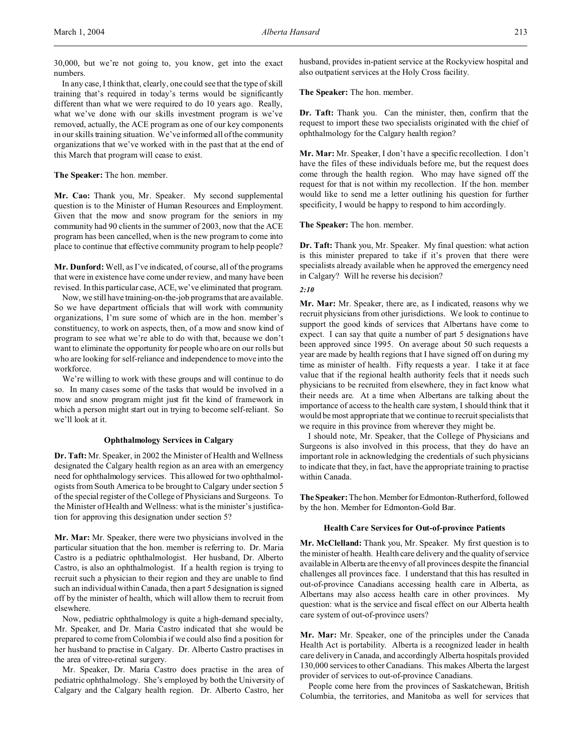30,000, but we're not going to, you know, get into the exact numbers.

In any case, I think that, clearly, one could see that the type of skill training that's required in today's terms would be significantly different than what we were required to do 10 years ago. Really, what we've done with our skills investment program is we've removed, actually, the ACE program as one of our key components in our skills training situation. We've informed all of the community organizations that we've worked with in the past that at the end of this March that program will cease to exist.

**The Speaker:** The hon. member.

**Mr. Cao:** Thank you, Mr. Speaker. My second supplemental question is to the Minister of Human Resources and Employment. Given that the mow and snow program for the seniors in my community had 90 clients in the summer of 2003, now that the ACE program has been cancelled, when is the new program to come into place to continue that effective community program to help people?

**Mr. Dunford:** Well, as I've indicated, of course, all of the programs that were in existence have come under review, and many have been revised. In this particular case, ACE, we've eliminated that program.

Now, we still have training-on-the-job programs that are available. So we have department officials that will work with community organizations, I'm sure some of which are in the hon. member's constituency, to work on aspects, then, of a mow and snow kind of program to see what we're able to do with that, because we don't want to eliminate the opportunity for people who are on our rolls but who are looking for self-reliance and independence to move into the workforce.

We're willing to work with these groups and will continue to do so. In many cases some of the tasks that would be involved in a mow and snow program might just fit the kind of framework in which a person might start out in trying to become self-reliant. So we'll look at it.

### Ophthalmology Services in Calgary

**Dr. Taft:** Mr. Speaker, in 2002 the Minister of Health and Wellness designated the Calgary health region as an area with an emergency need for ophthalmology services. This allowed for two ophthalmologists from South America to be brought to Calgary under section 5 of the special register of the College of Physicians and Surgeons. To the Minister of Health and Wellness: what is the minister's justification for approving this designation under section 5?

**Mr. Mar:** Mr. Speaker, there were two physicians involved in the particular situation that the hon. member is referring to. Dr. Maria Castro is a pediatric ophthalmologist. Her husband, Dr. Alberto Castro, is also an ophthalmologist. If a health region is trying to recruit such a physician to their region and they are unable to find such an individual within Canada, then a part 5 designation is signed off by the minister of health, which will allow them to recruit from elsewhere.

Now, pediatric ophthalmology is quite a high-demand specialty, Mr. Speaker, and Dr. Maria Castro indicated that she would be prepared to come from Colombia if we could also find a position for her husband to practise in Calgary. Dr. Alberto Castro practises in the area of vitreo-retinal surgery.

Mr. Speaker, Dr. Maria Castro does practise in the area of pediatric ophthalmology. She's employed by both the University of Calgary and the Calgary health region. Dr. Alberto Castro, her husband, provides in-patient service at the Rockyview hospital and also outpatient services at the Holy Cross facility.

**The Speaker:** The hon. member.

**Dr. Taft:** Thank you. Can the minister, then, confirm that the request to import these two specialists originated with the chief of ophthalmology for the Calgary health region?

**Mr. Mar:** Mr. Speaker, I don't have a specific recollection. I don't have the files of these individuals before me, but the request does come through the health region. Who may have signed off the request for that is not within my recollection. If the hon. member would like to send me a letter outlining his question for further specificity, I would be happy to respond to him accordingly.

**The Speaker:** The hon. member.

**Dr. Taft:** Thank you, Mr. Speaker. My final question: what action is this minister prepared to take if it's proven that there were specialists already available when he approved the emergency need in Calgary? Will he reverse his decision?

*2:10*

**Mr. Mar:** Mr. Speaker, there are, as I indicated, reasons why we recruit physicians from other jurisdictions. We look to continue to support the good kinds of services that Albertans have come to expect. I can say that quite a number of part 5 designations have been approved since 1995. On average about 50 such requests a year are made by health regions that I have signed off on during my time as minister of health. Fifty requests a year. I take it at face value that if the regional health authority feels that it needs such physicians to be recruited from elsewhere, they in fact know what their needs are. At a time when Albertans are talking about the importance of access to the health care system, I should think that it would be most appropriate that we continue to recruit specialists that we require in this province from wherever they might be.

I should note, Mr. Speaker, that the College of Physicians and Surgeons is also involved in this process, that they do have an important role in acknowledging the credentials of such physicians to indicate that they, in fact, have the appropriate training to practise within Canada.

**The Speaker:** The hon. Member for Edmonton-Rutherford, followed by the hon. Member for Edmonton-Gold Bar.

### Health Care Services for Out-of-province Patients

**Mr. McClelland:** Thank you, Mr. Speaker. My first question is to the minister of health. Health care delivery and the quality of service available in Alberta are the envy of all provinces despite the financial challenges all provinces face. I understand that this has resulted in out-of-province Canadians accessing health care in Alberta, as Albertans may also access health care in other provinces. My question: what is the service and fiscal effect on our Alberta health care system of out-of-province users?

**Mr. Mar:** Mr. Speaker, one of the principles under the Canada Health Act is portability. Alberta is a recognized leader in health care delivery in Canada, and accordingly Alberta hospitals provided 130,000 services to other Canadians. This makes Alberta the largest provider of services to out-of-province Canadians.

People come here from the provinces of Saskatchewan, British Columbia, the territories, and Manitoba as well for services that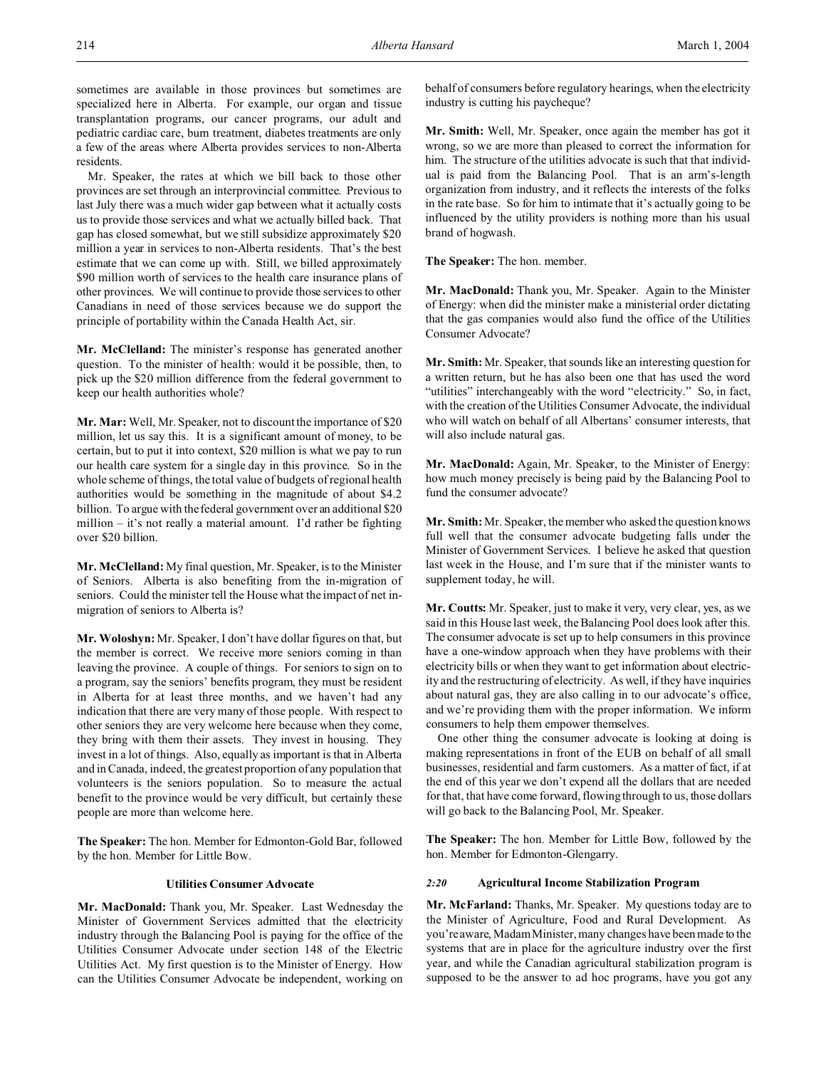sometimes are available in those provinces but sometimes are specialized here in Alberta. For example, our organ and tissue transplantation programs, our cancer programs, our adult and pediatric cardiac care, burn treatment, diabetes treatments are only a few of the areas where Alberta provides services to non-Alberta residents.

Mr. Speaker, the rates at which we bill back to those other provinces are set through an interprovincial committee. Previous to last July there was a much wider gap between what it actually costs us to provide those services and what we actually billed back. That gap has closed somewhat, but we still subsidize approximately $20 million a year in services to non-Alberta residents. That's the best estimate that we can come up with. Still, we billed approximately $90 million worth of services to the health care insurance plans of other provinces. We will continue to provide those services to other Canadians in need of those services because we do support the principle of portability within the Canada Health Act, sir.

**Mr. McClelland:** The minister's response has generated another question. To the minister of health: would it be possible, then, to pick up the $20 million difference from the federal government to keep our health authorities whole?

**Mr. Mar:** Well, Mr. Speaker, not to discount the importance of $20 million, let us say this. It is a significant amount of money, to be certain, but to put it into context, $20 million is what we pay to run our health care system for a single day in this province. So in the whole scheme of things, the total value of budgets of regional health authorities would be something in the magnitude of about $4.2 billion. To argue with the federal government over an additional $20 million – it's not really a material amount. I'd rather be fighting over $20 billion.

**Mr. McClelland:** My final question, Mr. Speaker, is to the Minister of Seniors. Alberta is also benefiting from the in-migration of seniors. Could the minister tell the House what the impact of net in-migration of seniors to Alberta is?

**Mr. Woloshyn:** Mr. Speaker, I don't have dollar figures on that, but the member is correct. We receive more seniors coming in than leaving the province. A couple of things. For seniors to sign on to a program, say the seniors' benefits program, they must be resident in Alberta for at least three months, and we haven't had any indication that there are very many of those people. With respect to other seniors they are very welcome here because when they come, they bring with them their assets. They invest in housing. They invest in a lot of things. Also, equally as important is that in Alberta and in Canada, indeed, the greatest proportion of any population that volunteers is the seniors population. So to measure the actual benefit to the province would be very difficult, but certainly these people are more than welcome here.

**The Speaker:** The hon. Member for Edmonton-Gold Bar, followed by the hon. Member for Little Bow.

### Utilities Consumer Advocate

**Mr. MacDonald:** Thank you, Mr. Speaker. Last Wednesday the Minister of Government Services admitted that the electricity industry through the Balancing Pool is paying for the office of the Utilities Consumer Advocate under section 148 of the Electric Utilities Act. My first question is to the Minister of Energy. How can the Utilities Consumer Advocate be independent, working on behalf of consumers before regulatory hearings, when the electricity industry is cutting his paycheque?

**Mr. Smith:** Well, Mr. Speaker, once again the member has got it wrong, so we are more than pleased to correct the information for him. The structure of the utilities advocate is such that that individual is paid from the Balancing Pool. That is an arm's-length organization from industry, and it reflects the interests of the folks in the rate base. So for him to intimate that it's actually going to be influenced by the utility providers is nothing more than his usual brand of hogwash.

**The Speaker:** The hon. member.

**Mr. MacDonald:** Thank you, Mr. Speaker. Again to the Minister of Energy: when did the minister make a ministerial order dictating that the gas companies would also fund the office of the Utilities Consumer Advocate?

**Mr. Smith:** Mr. Speaker, that sounds like an interesting question for a written return, but he has also been one that has used the word "utilities" interchangeably with the word "electricity." So, in fact, with the creation of the Utilities Consumer Advocate, the individual who will watch on behalf of all Albertans' consumer interests, that will also include natural gas.

**Mr. MacDonald:** Again, Mr. Speaker, to the Minister of Energy: how much money precisely is being paid by the Balancing Pool to fund the consumer advocate?

**Mr. Smith:** Mr. Speaker, the member who asked the question knows full well that the consumer advocate budgeting falls under the Minister of Government Services. I believe he asked that question last week in the House, and I'm sure that if the minister wants to supplement today, he will.

**Mr. Coutts:** Mr. Speaker, just to make it very, very clear, yes, as we said in this House last week, the Balancing Pool does look after this. The consumer advocate is set up to help consumers in this province have a one-window approach when they have problems with their electricity bills or when they want to get information about electricity and the restructuring of electricity. As well, if they have inquiries about natural gas, they are also calling in to our advocate's office, and we're providing them with the proper information. We inform consumers to help them empower themselves.

One other thing the consumer advocate is looking at doing is making representations in front of the EUB on behalf of all small businesses, residential and farm customers. As a matter of fact, if at the end of this year we don't expend all the dollars that are needed for that, that have come forward, flowing through to us, those dollars will go back to the Balancing Pool, Mr. Speaker.

**The Speaker:** The hon. Member for Little Bow, followed by the hon. Member for Edmonton-Glengarry.

### *2:20* Agricultural Income Stabilization Program

**Mr. McFarland:** Thanks, Mr. Speaker. My questions today are to the Minister of Agriculture, Food and Rural Development. As you're aware, Madam Minister, many changes have been made to the systems that are in place for the agriculture industry over the first year, and while the Canadian agricultural stabilization program is supposed to be the answer to ad hoc programs, have you got any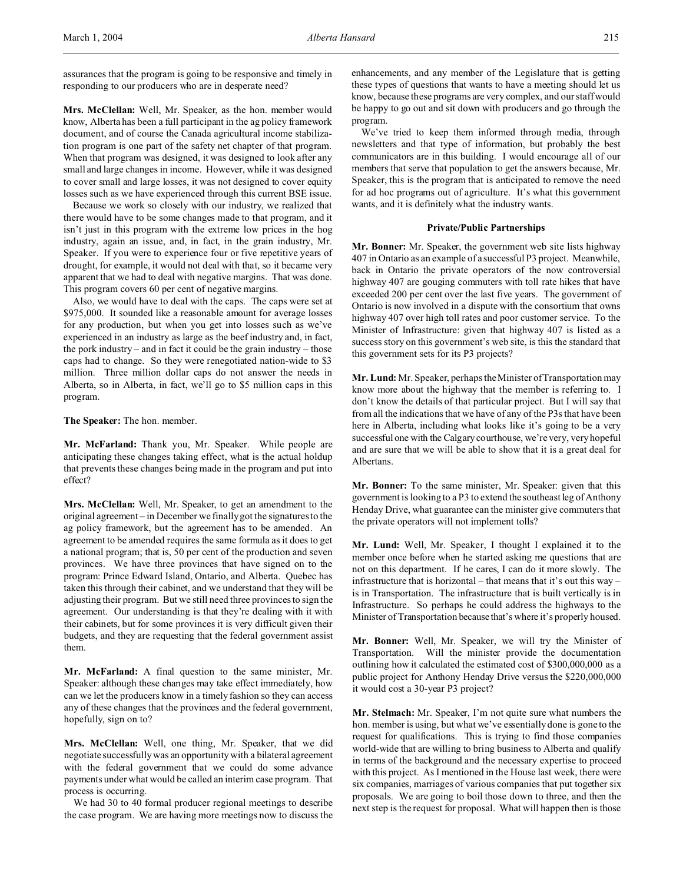assurances that the program is going to be responsive and timely in responding to our producers who are in desperate need?

**Mrs. McClellan:** Well, Mr. Speaker, as the hon. member would know, Alberta has been a full participant in the ag policy framework document, and of course the Canada agricultural income stabilization program is one part of the safety net chapter of that program. When that program was designed, it was designed to look after any small and large changes in income. However, while it was designed to cover small and large losses, it was not designed to cover equity losses such as we have experienced through this current BSE issue.

Because we work so closely with our industry, we realized that there would have to be some changes made to that program, and it isn't just in this program with the extreme low prices in the hog industry, again an issue, and, in fact, in the grain industry, Mr. Speaker. If you were to experience four or five repetitive years of drought, for example, it would not deal with that, so it became very apparent that we had to deal with negative margins. That was done. This program covers 60 per cent of negative margins.

Also, we would have to deal with the caps. The caps were set at \$975,000. It sounded like a reasonable amount for average losses for any production, but when you get into losses such as we've experienced in an industry as large as the beef industry and, in fact, the pork industry – and in fact it could be the grain industry – those caps had to change. So they were renegotiated nation-wide to \$3 million. Three million dollar caps do not answer the needs in Alberta, so in Alberta, in fact, we'll go to \$5 million caps in this program.

**The Speaker:** The hon. member.

**Mr. McFarland:** Thank you, Mr. Speaker. While people are anticipating these changes taking effect, what is the actual holdup that prevents these changes being made in the program and put into effect?

**Mrs. McClellan:** Well, Mr. Speaker, to get an amendment to the original agreement – in December we finally got the signatures to the ag policy framework, but the agreement has to be amended. An agreement to be amended requires the same formula as it does to get a national program; that is, 50 per cent of the production and seven provinces. We have three provinces that have signed on to the program: Prince Edward Island, Ontario, and Alberta. Quebec has taken this through their cabinet, and we understand that they will be adjusting their program. But we still need three provinces to sign the agreement. Our understanding is that they're dealing with it with their cabinets, but for some provinces it is very difficult given their budgets, and they are requesting that the federal government assist them.

**Mr. McFarland:** A final question to the same minister, Mr. Speaker: although these changes may take effect immediately, how can we let the producers know in a timely fashion so they can access any of these changes that the provinces and the federal government, hopefully, sign on to?

**Mrs. McClellan:** Well, one thing, Mr. Speaker, that we did negotiate successfully was an opportunity with a bilateral agreement with the federal government that we could do some advance payments under what would be called an interim case program. That process is occurring.

We had 30 to 40 formal producer regional meetings to describe the case program. We are having more meetings now to discuss the enhancements, and any member of the Legislature that is getting these types of questions that wants to have a meeting should let us know, because these programs are very complex, and our staff would be happy to go out and sit down with producers and go through the program.

We've tried to keep them informed through media, through newsletters and that type of information, but probably the best communicators are in this building. I would encourage all of our members that serve that population to get the answers because, Mr. Speaker, this is the program that is anticipated to remove the need for ad hoc programs out of agriculture. It's what this government wants, and it is definitely what the industry wants.

### Private/Public Partnerships

**Mr. Bonner:** Mr. Speaker, the government web site lists highway 407 in Ontario as an example of a successful P3 project. Meanwhile, back in Ontario the private operators of the now controversial highway 407 are gouging commuters with toll rate hikes that have exceeded 200 per cent over the last five years. The government of Ontario is now involved in a dispute with the consortium that owns highway 407 over high toll rates and poor customer service. To the Minister of Infrastructure: given that highway 407 is listed as a success story on this government's web site, is this the standard that this government sets for its P3 projects?

**Mr. Lund:** Mr. Speaker, perhaps the Minister of Transportation may know more about the highway that the member is referring to. I don't know the details of that particular project. But I will say that from all the indications that we have of any of the P3s that have been here in Alberta, including what looks like it's going to be a very successful one with the Calgary courthouse, we're very, very hopeful and are sure that we will be able to show that it is a great deal for Albertans.

**Mr. Bonner:** To the same minister, Mr. Speaker: given that this government is looking to a P3 to extend the southeast leg of Anthony Henday Drive, what guarantee can the minister give commuters that the private operators will not implement tolls?

**Mr. Lund:** Well, Mr. Speaker, I thought I explained it to the member once before when he started asking me questions that are not on this department. If he cares, I can do it more slowly. The infrastructure that is horizontal – that means that it's out this way – is in Transportation. The infrastructure that is built vertically is in Infrastructure. So perhaps he could address the highways to the Minister of Transportation because that's where it's properly housed.

**Mr. Bonner:** Well, Mr. Speaker, we will try the Minister of Transportation. Will the minister provide the documentation outlining how it calculated the estimated cost of \$300,000,000 as a public project for Anthony Henday Drive versus the \$220,000,000 it would cost a 30-year P3 project?

**Mr. Stelmach:** Mr. Speaker, I'm not quite sure what numbers the hon. member is using, but what we've essentially done is gone to the request for qualifications. This is trying to find those companies world-wide that are willing to bring business to Alberta and qualify in terms of the background and the necessary expertise to proceed with this project. As I mentioned in the House last week, there were six companies, marriages of various companies that put together six proposals. We are going to boil those down to three, and then the next step is the request for proposal. What will happen then is those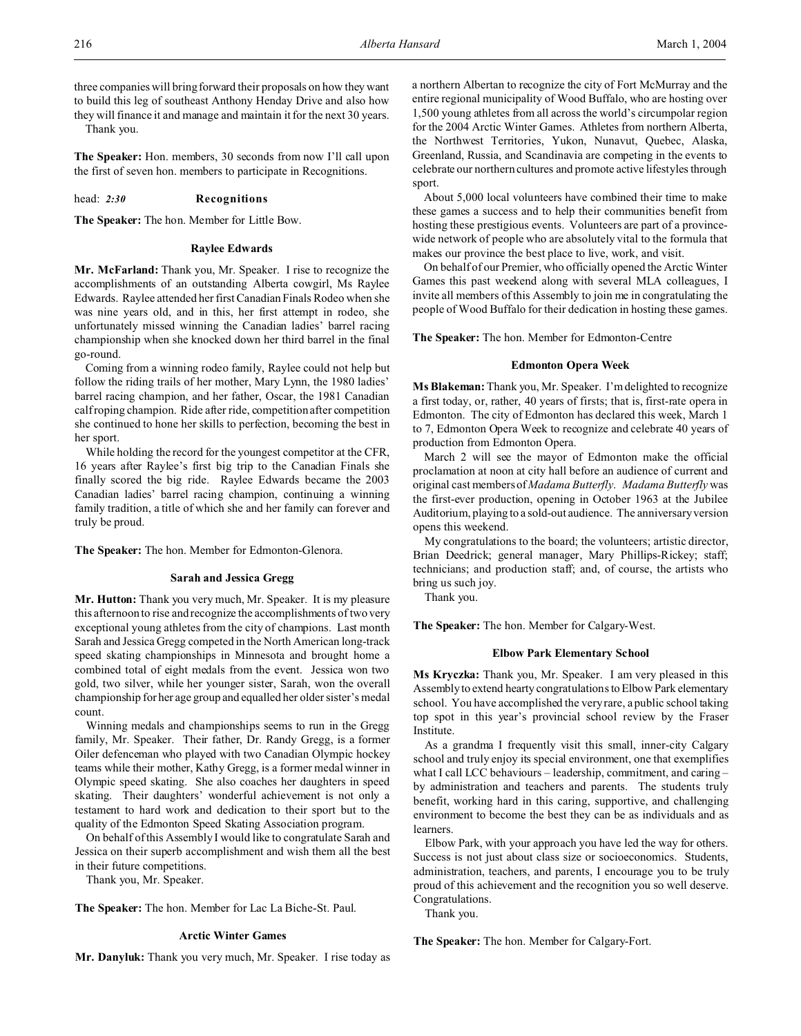three companies will bring forward their proposals on how they want to build this leg of southeast Anthony Henday Drive and also how they will finance it and manage and maintain it for the next 30 years.

Thank you.

**The Speaker:** Hon. members, 30 seconds from now I'll call upon the first of seven hon. members to participate in Recognitions.

head: *2:30* **Recognitions**

**The Speaker:** The hon. Member for Little Bow.

### Raylee Edwards

**Mr. McFarland:** Thank you, Mr. Speaker. I rise to recognize the accomplishments of an outstanding Alberta cowgirl, Ms Raylee Edwards. Raylee attended her first Canadian Finals Rodeo when she was nine years old, and in this, her first attempt in rodeo, she unfortunately missed winning the Canadian ladies' barrel racing championship when she knocked down her third barrel in the final go-round.

Coming from a winning rodeo family, Raylee could not help but follow the riding trails of her mother, Mary Lynn, the 1980 ladies' barrel racing champion, and her father, Oscar, the 1981 Canadian calf roping champion. Ride after ride, competition after competition she continued to hone her skills to perfection, becoming the best in her sport.

While holding the record for the youngest competitor at the CFR, 16 years after Raylee's first big trip to the Canadian Finals she finally scored the big ride. Raylee Edwards became the 2003 Canadian ladies' barrel racing champion, continuing a winning family tradition, a title of which she and her family can forever and truly be proud.

**The Speaker:** The hon. Member for Edmonton-Glenora.

### Sarah and Jessica Gregg

**Mr. Hutton:** Thank you very much, Mr. Speaker. It is my pleasure this afternoon to rise and recognize the accomplishments of two very exceptional young athletes from the city of champions. Last month Sarah and Jessica Gregg competed in the North American long-track speed skating championships in Minnesota and brought home a combined total of eight medals from the event. Jessica won two gold, two silver, while her younger sister, Sarah, won the overall championship for her age group and equalled her older sister's medal count.

Winning medals and championships seems to run in the Gregg family, Mr. Speaker. Their father, Dr. Randy Gregg, is a former Oiler defenceman who played with two Canadian Olympic hockey teams while their mother, Kathy Gregg, is a former medal winner in Olympic speed skating. She also coaches her daughters in speed skating. Their daughters' wonderful achievement is not only a testament to hard work and dedication to their sport but to the quality of the Edmonton Speed Skating Association program.

On behalf of this Assembly I would like to congratulate Sarah and Jessica on their superb accomplishment and wish them all the best in their future competitions.

Thank you, Mr. Speaker.

**The Speaker:** The hon. Member for Lac La Biche-St. Paul.

### Arctic Winter Games

**Mr. Danyluk:** Thank you very much, Mr. Speaker. I rise today as a northern Albertan to recognize the city of Fort McMurray and the entire regional municipality of Wood Buffalo, who are hosting over 1,500 young athletes from all across the world's circumpolar region for the 2004 Arctic Winter Games. Athletes from northern Alberta, the Northwest Territories, Yukon, Nunavut, Quebec, Alaska, Greenland, Russia, and Scandinavia are competing in the events to celebrate our northern cultures and promote active lifestyles through sport.

About 5,000 local volunteers have combined their time to make these games a success and to help their communities benefit from hosting these prestigious events. Volunteers are part of a province-wide network of people who are absolutely vital to the formula that makes our province the best place to live, work, and visit.

On behalf of our Premier, who officially opened the Arctic Winter Games this past weekend along with several MLA colleagues, I invite all members of this Assembly to join me in congratulating the people of Wood Buffalo for their dedication in hosting these games.

**The Speaker:** The hon. Member for Edmonton-Centre

### Edmonton Opera Week

**Ms Blakeman:** Thank you, Mr. Speaker. I'm delighted to recognize a first today, or, rather, 40 years of firsts; that is, first-rate opera in Edmonton. The city of Edmonton has declared this week, March 1 to 7, Edmonton Opera Week to recognize and celebrate 40 years of production from Edmonton Opera.

March 2 will see the mayor of Edmonton make the official proclamation at noon at city hall before an audience of current and original cast members of *Madama Butterfly*. *Madama Butterfly* was the first-ever production, opening in October 1963 at the Jubilee Auditorium, playing to a sold-out audience. The anniversary version opens this weekend.

My congratulations to the board; the volunteers; artistic director, Brian Deedrick; general manager, Mary Phillips-Rickey; staff; technicians; and production staff; and, of course, the artists who bring us such joy.

Thank you.

**The Speaker:** The hon. Member for Calgary-West.

### Elbow Park Elementary School

**Ms Kryczka:** Thank you, Mr. Speaker. I am very pleased in this Assembly to extend hearty congratulations to Elbow Park elementary school. You have accomplished the very rare, a public school taking top spot in this year's provincial school review by the Fraser Institute.

As a grandma I frequently visit this small, inner-city Calgary school and truly enjoy its special environment, one that exemplifies what I call LCC behaviours – leadership, commitment, and caring – by administration and teachers and parents. The students truly benefit, working hard in this caring, supportive, and challenging environment to become the best they can be as individuals and as learners.

Elbow Park, with your approach you have led the way for others. Success is not just about class size or socioeconomics. Students, administration, teachers, and parents, I encourage you to be truly proud of this achievement and the recognition you so well deserve. Congratulations.

Thank you.

**The Speaker:** The hon. Member for Calgary-Fort.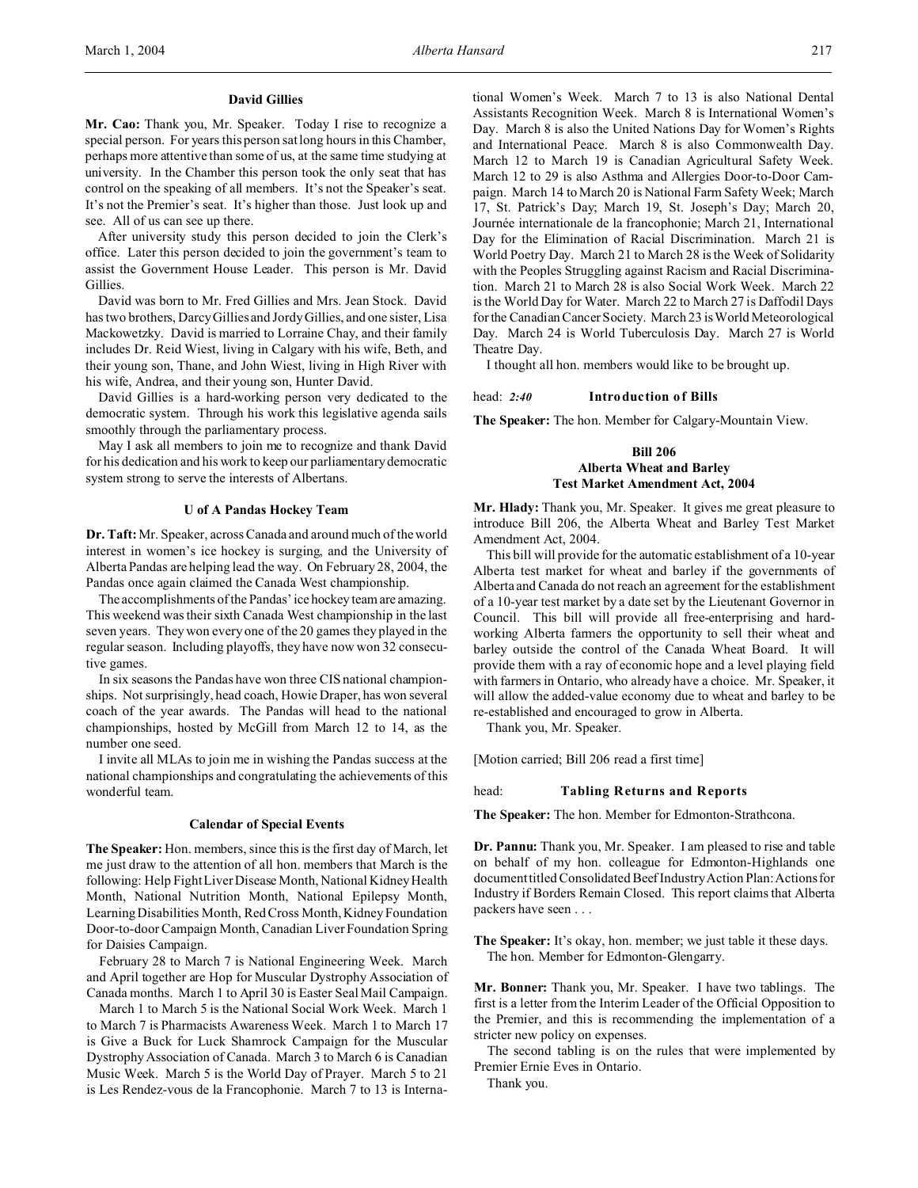### David Gillies

**Mr. Cao:** Thank you, Mr. Speaker. Today I rise to recognize a special person. For years this person sat long hours in this Chamber, perhaps more attentive than some of us, at the same time studying at university. In the Chamber this person took the only seat that has control on the speaking of all members. It's not the Speaker's seat. It's not the Premier's seat. It's higher than those. Just look up and see. All of us can see up there.

After university study this person decided to join the Clerk's office. Later this person decided to join the government's team to assist the Government House Leader. This person is Mr. David Gillies.

David was born to Mr. Fred Gillies and Mrs. Jean Stock. David has two brothers, Darcy Gillies and Jordy Gillies, and one sister, Lisa Mackowetzky. David is married to Lorraine Chay, and their family includes Dr. Reid Wiest, living in Calgary with his wife, Beth, and their young son, Thane, and John Wiest, living in High River with his wife, Andrea, and their young son, Hunter David.

David Gillies is a hard-working person very dedicated to the democratic system. Through his work this legislative agenda sails smoothly through the parliamentary process.

May I ask all members to join me to recognize and thank David for his dedication and his work to keep our parliamentary democratic system strong to serve the interests of Albertans.

### U of A Pandas Hockey Team

**Dr. Taft:** Mr. Speaker, across Canada and around much of the world interest in women's ice hockey is surging, and the University of Alberta Pandas are helping lead the way. On February 28, 2004, the Pandas once again claimed the Canada West championship.

The accomplishments of the Pandas' ice hockey team are amazing. This weekend was their sixth Canada West championship in the last seven years. They won every one of the 20 games they played in the regular season. Including playoffs, they have now won 32 consecutive games.

In six seasons the Pandas have won three CIS national championships. Not surprisingly, head coach, Howie Draper, has won several coach of the year awards. The Pandas will head to the national championships, hosted by McGill from March 12 to 14, as the number one seed.

I invite all MLAs to join me in wishing the Pandas success at the national championships and congratulating the achievements of this wonderful team.

### Calendar of Special Events

**The Speaker:** Hon. members, since this is the first day of March, let me just draw to the attention of all hon. members that March is the following: Help Fight Liver Disease Month, National Kidney Health Month, National Nutrition Month, National Epilepsy Month, Learning Disabilities Month, Red Cross Month, Kidney Foundation Door-to-door Campaign Month, Canadian Liver Foundation Spring for Daisies Campaign.

February 28 to March 7 is National Engineering Week. March and April together are Hop for Muscular Dystrophy Association of Canada months. March 1 to April 30 is Easter Seal Mail Campaign.

March 1 to March 5 is the National Social Work Week. March 1 to March 7 is Pharmacists Awareness Week. March 1 to March 17 is Give a Buck for Luck Shamrock Campaign for the Muscular Dystrophy Association of Canada. March 3 to March 6 is Canadian Music Week. March 5 is the World Day of Prayer. March 5 to 21 is Les Rendez-vous de la Francophonie. March 7 to 13 is International Women's Week. March 7 to 13 is also National Dental Assistants Recognition Week. March 8 is International Women's Day. March 8 is also the United Nations Day for Women's Rights and International Peace. March 8 is also Commonwealth Day. March 12 to March 19 is Canadian Agricultural Safety Week. March 12 to 29 is also Asthma and Allergies Door-to-Door Campaign. March 14 to March 20 is National Farm Safety Week; March 17, St. Patrick's Day; March 19, St. Joseph's Day; March 20, Journée internationale de la francophonie; March 21, International Day for the Elimination of Racial Discrimination. March 21 is World Poetry Day. March 21 to March 28 is the Week of Solidarity with the Peoples Struggling against Racism and Racial Discrimination. March 21 to March 28 is also Social Work Week. March 22 is the World Day for Water. March 22 to March 27 is Daffodil Days for the Canadian Cancer Society. March 23 is World Meteorological Day. March 24 is World Tuberculosis Day. March 27 is World Theatre Day.

I thought all hon. members would like to be brought up.

## head: *2:40* Introduction of Bills

**The Speaker:** The hon. Member for Calgary-Mountain View.

### Bill 206
### Alberta Wheat and Barley Test Market Amendment Act, 2004

**Mr. Hlady:** Thank you, Mr. Speaker. It gives me great pleasure to introduce Bill 206, the Alberta Wheat and Barley Test Market Amendment Act, 2004.

This bill will provide for the automatic establishment of a 10-year Alberta test market for wheat and barley if the governments of Alberta and Canada do not reach an agreement for the establishment of a 10-year test market by a date set by the Lieutenant Governor in Council. This bill will provide all free-enterprising and hard-working Alberta farmers the opportunity to sell their wheat and barley outside the control of the Canada Wheat Board. It will provide them with a ray of economic hope and a level playing field with farmers in Ontario, who already have a choice. Mr. Speaker, it will allow the added-value economy due to wheat and barley to be re-established and encouraged to grow in Alberta.

Thank you, Mr. Speaker.

[Motion carried; Bill 206 read a first time]

## head: Tabling Returns and Reports

**The Speaker:** The hon. Member for Edmonton-Strathcona.

**Dr. Pannu:** Thank you, Mr. Speaker. I am pleased to rise and table on behalf of my hon. colleague for Edmonton-Highlands one document titled Consolidated Beef Industry Action Plan: Actions for Industry if Borders Remain Closed. This report claims that Alberta packers have seen . . .

**The Speaker:** It's okay, hon. member; we just table it these days.
The hon. Member for Edmonton-Glengarry.

**Mr. Bonner:** Thank you, Mr. Speaker. I have two tablings. The first is a letter from the Interim Leader of the Official Opposition to the Premier, and this is recommending the implementation of a stricter new policy on expenses.

The second tabling is on the rules that were implemented by Premier Ernie Eves in Ontario.

Thank you.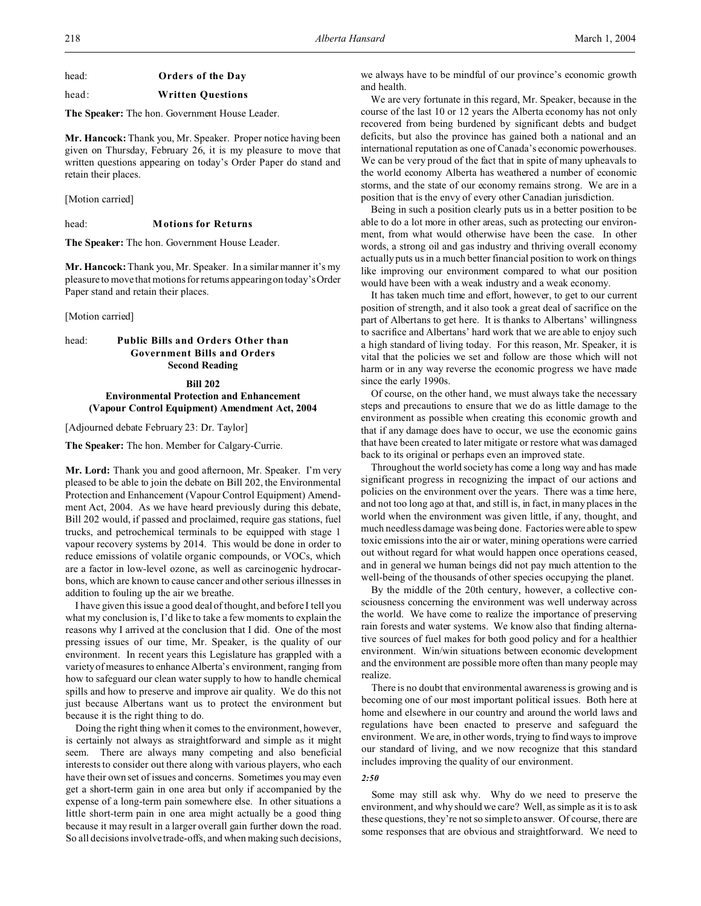head: **Orders of the Day**

head: **Written Questions**

**The Speaker:** The hon. Government House Leader.

**Mr. Hancock:** Thank you, Mr. Speaker. Proper notice having been given on Thursday, February 26, it is my pleasure to move that written questions appearing on today's Order Paper do stand and retain their places.

[Motion carried]

head: **Motions for Returns**

**The Speaker:** The hon. Government House Leader.

**Mr. Hancock:** Thank you, Mr. Speaker. In a similar manner it's my pleasure to move that motions for returns appearing on today's Order Paper stand and retain their places.

[Motion carried]

head: **Public Bills and Orders Other than Government Bills and Orders Second Reading**

**Bill 202**
**Environmental Protection and Enhancement (Vapour Control Equipment) Amendment Act, 2004**

[Adjourned debate February 23: Dr. Taylor]

**The Speaker:** The hon. Member for Calgary-Currie.

**Mr. Lord:** Thank you and good afternoon, Mr. Speaker. I'm very pleased to be able to join the debate on Bill 202, the Environmental Protection and Enhancement (Vapour Control Equipment) Amendment Act, 2004. As we have heard previously during this debate, Bill 202 would, if passed and proclaimed, require gas stations, fuel trucks, and petrochemical terminals to be equipped with stage 1 vapour recovery systems by 2014. This would be done in order to reduce emissions of volatile organic compounds, or VOCs, which are a factor in low-level ozone, as well as carcinogenic hydrocarbons, which are known to cause cancer and other serious illnesses in addition to fouling up the air we breathe.

I have given this issue a good deal of thought, and before I tell you what my conclusion is, I'd like to take a few moments to explain the reasons why I arrived at the conclusion that I did. One of the most pressing issues of our time, Mr. Speaker, is the quality of our environment. In recent years this Legislature has grappled with a variety of measures to enhance Alberta's environment, ranging from how to safeguard our clean water supply to how to handle chemical spills and how to preserve and improve air quality. We do this not just because Albertans want us to protect the environment but because it is the right thing to do.

Doing the right thing when it comes to the environment, however, is certainly not always as straightforward and simple as it might seem. There are always many competing and also beneficial interests to consider out there along with various players, who each have their own set of issues and concerns. Sometimes you may even get a short-term gain in one area but only if accompanied by the expense of a long-term pain somewhere else. In other situations a little short-term pain in one area might actually be a good thing because it may result in a larger overall gain further down the road. So all decisions involve trade-offs, and when making such decisions, we always have to be mindful of our province's economic growth and health.

We are very fortunate in this regard, Mr. Speaker, because in the course of the last 10 or 12 years the Alberta economy has not only recovered from being burdened by significant debts and budget deficits, but also the province has gained both a national and an international reputation as one of Canada's economic powerhouses. We can be very proud of the fact that in spite of many upheavals to the world economy Alberta has weathered a number of economic storms, and the state of our economy remains strong. We are in a position that is the envy of every other Canadian jurisdiction.

Being in such a position clearly puts us in a better position to be able to do a lot more in other areas, such as protecting our environment, from what would otherwise have been the case. In other words, a strong oil and gas industry and thriving overall economy actually puts us in a much better financial position to work on things like improving our environment compared to what our position would have been with a weak industry and a weak economy.

It has taken much time and effort, however, to get to our current position of strength, and it also took a great deal of sacrifice on the part of Albertans to get here. It is thanks to Albertans' willingness to sacrifice and Albertans' hard work that we are able to enjoy such a high standard of living today. For this reason, Mr. Speaker, it is vital that the policies we set and follow are those which will not harm or in any way reverse the economic progress we have made since the early 1990s.

Of course, on the other hand, we must always take the necessary steps and precautions to ensure that we do as little damage to the environment as possible when creating this economic growth and that if any damage does have to occur, we use the economic gains that have been created to later mitigate or restore what was damaged back to its original or perhaps even an improved state.

Throughout the world society has come a long way and has made significant progress in recognizing the impact of our actions and policies on the environment over the years. There was a time here, and not too long ago at that, and still is, in fact, in many places in the world when the environment was given little, if any, thought, and much needless damage was being done. Factories were able to spew toxic emissions into the air or water, mining operations were carried out without regard for what would happen once operations ceased, and in general we human beings did not pay much attention to the well-being of the thousands of other species occupying the planet.

By the middle of the 20th century, however, a collective consciousness concerning the environment was well underway across the world. We have come to realize the importance of preserving rain forests and water systems. We know also that finding alternative sources of fuel makes for both good policy and for a healthier environment. Win/win situations between economic development and the environment are possible more often than many people may realize.

There is no doubt that environmental awareness is growing and is becoming one of our most important political issues. Both here at home and elsewhere in our country and around the world laws and regulations have been enacted to preserve and safeguard the environment. We are, in other words, trying to find ways to improve our standard of living, and we now recognize that this standard includes improving the quality of our environment.

*2:50*

Some may still ask why. Why do we need to preserve the environment, and why should we care? Well, as simple as it is to ask these questions, they're not so simple to answer. Of course, there are some responses that are obvious and straightforward. We need to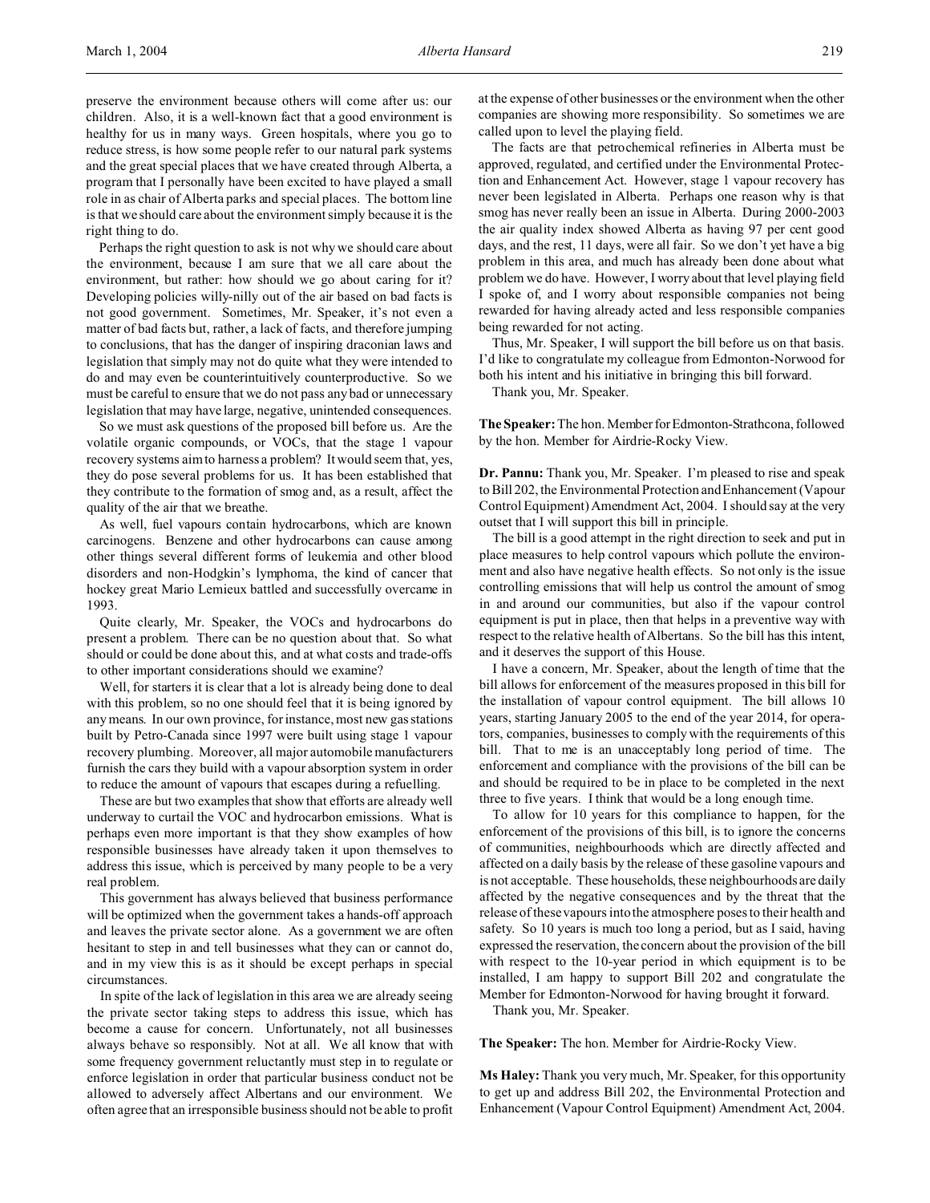preserve the environment because others will come after us: our children. Also, it is a well-known fact that a good environment is healthy for us in many ways. Green hospitals, where you go to reduce stress, is how some people refer to our natural park systems and the great special places that we have created through Alberta, a program that I personally have been excited to have played a small role in as chair of Alberta parks and special places. The bottom line is that we should care about the environment simply because it is the right thing to do.

Perhaps the right question to ask is not why we should care about the environment, because I am sure that we all care about the environment, but rather: how should we go about caring for it? Developing policies willy-nilly out of the air based on bad facts is not good government. Sometimes, Mr. Speaker, it's not even a matter of bad facts but, rather, a lack of facts, and therefore jumping to conclusions, that has the danger of inspiring draconian laws and legislation that simply may not do quite what they were intended to do and may even be counterintuitively counterproductive. So we must be careful to ensure that we do not pass any bad or unnecessary legislation that may have large, negative, unintended consequences.

So we must ask questions of the proposed bill before us. Are the volatile organic compounds, or VOCs, that the stage 1 vapour recovery systems aim to harness a problem? It would seem that, yes, they do pose several problems for us. It has been established that they contribute to the formation of smog and, as a result, affect the quality of the air that we breathe.

As well, fuel vapours contain hydrocarbons, which are known carcinogens. Benzene and other hydrocarbons can cause among other things several different forms of leukemia and other blood disorders and non-Hodgkin's lymphoma, the kind of cancer that hockey great Mario Lemieux battled and successfully overcame in 1993.

Quite clearly, Mr. Speaker, the VOCs and hydrocarbons do present a problem. There can be no question about that. So what should or could be done about this, and at what costs and trade-offs to other important considerations should we examine?

Well, for starters it is clear that a lot is already being done to deal with this problem, so no one should feel that it is being ignored by any means. In our own province, for instance, most new gas stations built by Petro-Canada since 1997 were built using stage 1 vapour recovery plumbing. Moreover, all major automobile manufacturers furnish the cars they build with a vapour absorption system in order to reduce the amount of vapours that escapes during a refuelling.

These are but two examples that show that efforts are already well underway to curtail the VOC and hydrocarbon emissions. What is perhaps even more important is that they show examples of how responsible businesses have already taken it upon themselves to address this issue, which is perceived by many people to be a very real problem.

This government has always believed that business performance will be optimized when the government takes a hands-off approach and leaves the private sector alone. As a government we are often hesitant to step in and tell businesses what they can or cannot do, and in my view this is as it should be except perhaps in special circumstances.

In spite of the lack of legislation in this area we are already seeing the private sector taking steps to address this issue, which has become a cause for concern. Unfortunately, not all businesses always behave so responsibly. Not at all. We all know that with some frequency government reluctantly must step in to regulate or enforce legislation in order that particular business conduct not be allowed to adversely affect Albertans and our environment. We often agree that an irresponsible business should not be able to profit at the expense of other businesses or the environment when the other companies are showing more responsibility. So sometimes we are called upon to level the playing field.

The facts are that petrochemical refineries in Alberta must be approved, regulated, and certified under the Environmental Protection and Enhancement Act. However, stage 1 vapour recovery has never been legislated in Alberta. Perhaps one reason why is that smog has never really been an issue in Alberta. During 2000-2003 the air quality index showed Alberta as having 97 per cent good days, and the rest, 11 days, were all fair. So we don't yet have a big problem in this area, and much has already been done about what problem we do have. However, I worry about that level playing field I spoke of, and I worry about responsible companies not being rewarded for having already acted and less responsible companies being rewarded for not acting.

Thus, Mr. Speaker, I will support the bill before us on that basis. I'd like to congratulate my colleague from Edmonton-Norwood for both his intent and his initiative in bringing this bill forward.

Thank you, Mr. Speaker.

**The Speaker:** The hon. Member for Edmonton-Strathcona, followed by the hon. Member for Airdrie-Rocky View.

**Dr. Pannu:** Thank you, Mr. Speaker. I'm pleased to rise and speak to Bill 202, the Environmental Protection and Enhancement (Vapour Control Equipment) Amendment Act, 2004. I should say at the very outset that I will support this bill in principle.

The bill is a good attempt in the right direction to seek and put in place measures to help control vapours which pollute the environment and also have negative health effects. So not only is the issue controlling emissions that will help us control the amount of smog in and around our communities, but also if the vapour control equipment is put in place, then that helps in a preventive way with respect to the relative health of Albertans. So the bill has this intent, and it deserves the support of this House.

I have a concern, Mr. Speaker, about the length of time that the bill allows for enforcement of the measures proposed in this bill for the installation of vapour control equipment. The bill allows 10 years, starting January 2005 to the end of the year 2014, for operators, companies, businesses to comply with the requirements of this bill. That to me is an unacceptably long period of time. The enforcement and compliance with the provisions of the bill can be and should be required to be in place to be completed in the next three to five years. I think that would be a long enough time.

To allow for 10 years for this compliance to happen, for the enforcement of the provisions of this bill, is to ignore the concerns of communities, neighbourhoods which are directly affected and affected on a daily basis by the release of these gasoline vapours and is not acceptable. These households, these neighbourhoods are daily affected by the negative consequences and by the threat that the release of these vapours into the atmosphere poses to their health and safety. So 10 years is much too long a period, but as I said, having expressed the reservation, the concern about the provision of the bill with respect to the 10-year period in which equipment is to be installed, I am happy to support Bill 202 and congratulate the Member for Edmonton-Norwood for having brought it forward.

Thank you, Mr. Speaker.

**The Speaker:** The hon. Member for Airdrie-Rocky View.

**Ms Haley:** Thank you very much, Mr. Speaker, for this opportunity to get up and address Bill 202, the Environmental Protection and Enhancement (Vapour Control Equipment) Amendment Act, 2004.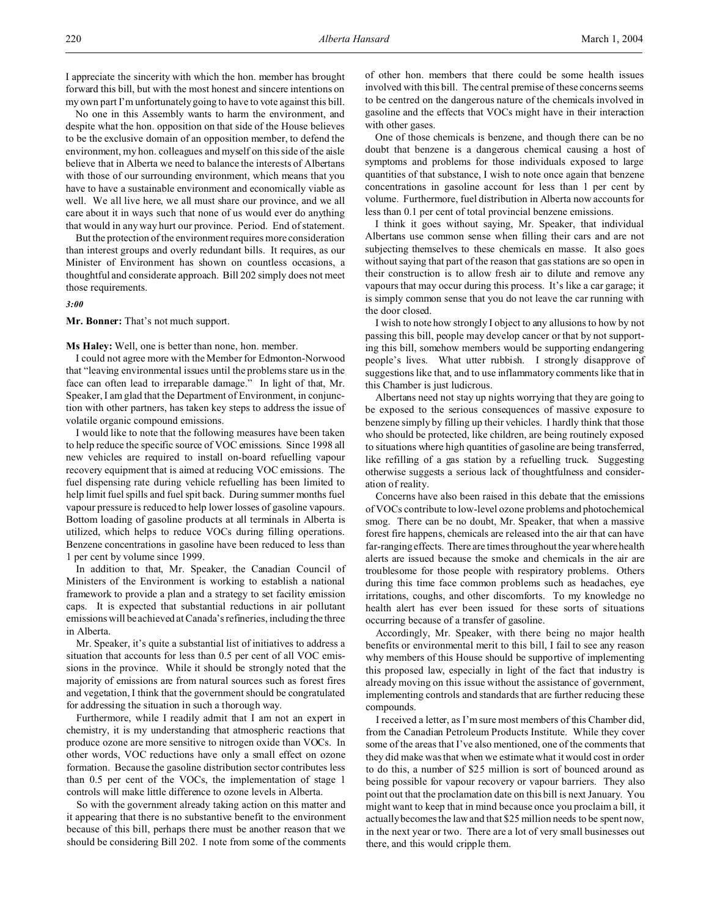I appreciate the sincerity with which the hon. member has brought forward this bill, but with the most honest and sincere intentions on my own part I'm unfortunately going to have to vote against this bill.

No one in this Assembly wants to harm the environment, and despite what the hon. opposition on that side of the House believes to be the exclusive domain of an opposition member, to defend the environment, my hon. colleagues and myself on this side of the aisle believe that in Alberta we need to balance the interests of Albertans with those of our surrounding environment, which means that you have to have a sustainable environment and economically viable as well. We all live here, we all must share our province, and we all care about it in ways such that none of us would ever do anything that would in any way hurt our province. Period. End of statement.

But the protection of the environment requires more consideration than interest groups and overly redundant bills. It requires, as our Minister of Environment has shown on countless occasions, a thoughtful and considerate approach. Bill 202 simply does not meet those requirements.

*3:00*

**Mr. Bonner:** That's not much support.

**Ms Haley:** Well, one is better than none, hon. member.

I could not agree more with the Member for Edmonton-Norwood that "leaving environmental issues until the problems stare us in the face can often lead to irreparable damage." In light of that, Mr. Speaker, I am glad that the Department of Environment, in conjunction with other partners, has taken key steps to address the issue of volatile organic compound emissions.

I would like to note that the following measures have been taken to help reduce the specific source of VOC emissions. Since 1998 all new vehicles are required to install on-board refuelling vapour recovery equipment that is aimed at reducing VOC emissions. The fuel dispensing rate during vehicle refuelling has been limited to help limit fuel spills and fuel spit back. During summer months fuel vapour pressure is reduced to help lower losses of gasoline vapours. Bottom loading of gasoline products at all terminals in Alberta is utilized, which helps to reduce VOCs during filling operations. Benzene concentrations in gasoline have been reduced to less than 1 per cent by volume since 1999.

In addition to that, Mr. Speaker, the Canadian Council of Ministers of the Environment is working to establish a national framework to provide a plan and a strategy to set facility emission caps. It is expected that substantial reductions in air pollutant emissions will be achieved at Canada's refineries, including the three in Alberta.

Mr. Speaker, it's quite a substantial list of initiatives to address a situation that accounts for less than 0.5 per cent of all VOC emissions in the province. While it should be strongly noted that the majority of emissions are from natural sources such as forest fires and vegetation, I think that the government should be congratulated for addressing the situation in such a thorough way.

Furthermore, while I readily admit that I am not an expert in chemistry, it is my understanding that atmospheric reactions that produce ozone are more sensitive to nitrogen oxide than VOCs. In other words, VOC reductions have only a small effect on ozone formation. Because the gasoline distribution sector contributes less than 0.5 per cent of the VOCs, the implementation of stage 1 controls will make little difference to ozone levels in Alberta.

So with the government already taking action on this matter and it appearing that there is no substantive benefit to the environment because of this bill, perhaps there must be another reason that we should be considering Bill 202. I note from some of the comments of other hon. members that there could be some health issues involved with this bill. The central premise of these concerns seems to be centred on the dangerous nature of the chemicals involved in gasoline and the effects that VOCs might have in their interaction with other gases.

One of those chemicals is benzene, and though there can be no doubt that benzene is a dangerous chemical causing a host of symptoms and problems for those individuals exposed to large quantities of that substance, I wish to note once again that benzene concentrations in gasoline account for less than 1 per cent by volume. Furthermore, fuel distribution in Alberta now accounts for less than 0.1 per cent of total provincial benzene emissions.

I think it goes without saying, Mr. Speaker, that individual Albertans use common sense when filling their cars and are not subjecting themselves to these chemicals en masse. It also goes without saying that part of the reason that gas stations are so open in their construction is to allow fresh air to dilute and remove any vapours that may occur during this process. It's like a car garage; it is simply common sense that you do not leave the car running with the door closed.

I wish to note how strongly I object to any allusions to how by not passing this bill, people may develop cancer or that by not supporting this bill, somehow members would be supporting endangering people's lives. What utter rubbish. I strongly disapprove of suggestions like that, and to use inflammatory comments like that in this Chamber is just ludicrous.

Albertans need not stay up nights worrying that they are going to be exposed to the serious consequences of massive exposure to benzene simply by filling up their vehicles. I hardly think that those who should be protected, like children, are being routinely exposed to situations where high quantities of gasoline are being transferred, like refilling of a gas station by a refuelling truck. Suggesting otherwise suggests a serious lack of thoughtfulness and consideration of reality.

Concerns have also been raised in this debate that the emissions of VOCs contribute to low-level ozone problems and photochemical smog. There can be no doubt, Mr. Speaker, that when a massive forest fire happens, chemicals are released into the air that can have far-ranging effects. There are times throughout the year where health alerts are issued because the smoke and chemicals in the air are troublesome for those people with respiratory problems. Others during this time face common problems such as headaches, eye irritations, coughs, and other discomforts. To my knowledge no health alert has ever been issued for these sorts of situations occurring because of a transfer of gasoline.

Accordingly, Mr. Speaker, with there being no major health benefits or environmental merit to this bill, I fail to see any reason why members of this House should be supportive of implementing this proposed law, especially in light of the fact that industry is already moving on this issue without the assistance of government, implementing controls and standards that are further reducing these compounds.

I received a letter, as I'm sure most members of this Chamber did, from the Canadian Petroleum Products Institute. While they cover some of the areas that I've also mentioned, one of the comments that they did make was that when we estimate what it would cost in order to do this, a number of $25 million is sort of bounced around as being possible for vapour recovery or vapour barriers. They also point out that the proclamation date on this bill is next January. You might want to keep that in mind because once you proclaim a bill, it actually becomes the law and that $25 million needs to be spent now, in the next year or two. There are a lot of very small businesses out there, and this would cripple them.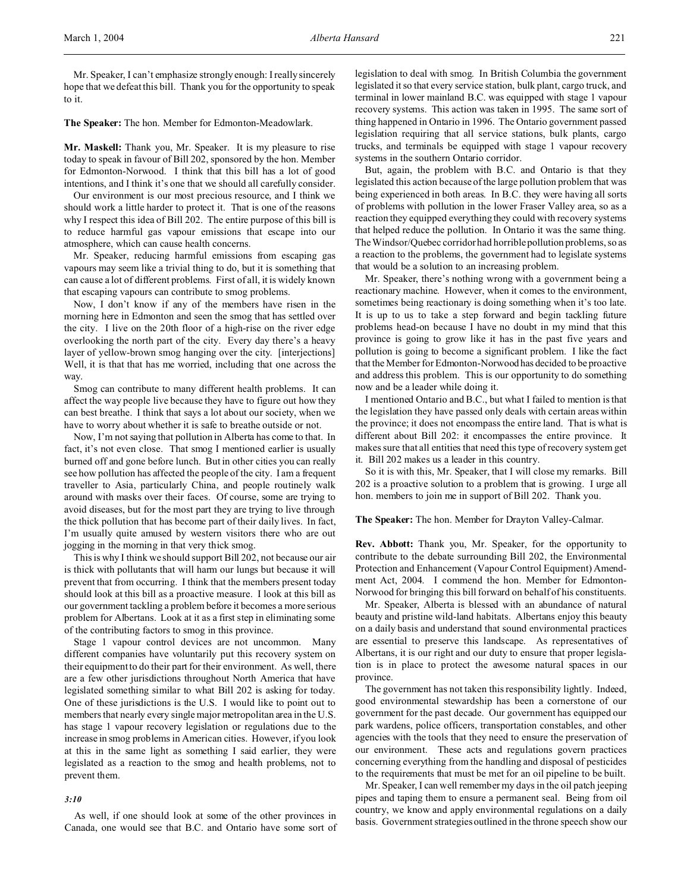Mr. Speaker, I can't emphasize strongly enough: I really sincerely hope that we defeat this bill. Thank you for the opportunity to speak to it.

**The Speaker:** The hon. Member for Edmonton-Meadowlark.

**Mr. Maskell:** Thank you, Mr. Speaker. It is my pleasure to rise today to speak in favour of Bill 202, sponsored by the hon. Member for Edmonton-Norwood. I think that this bill has a lot of good intentions, and I think it's one that we should all carefully consider.

Our environment is our most precious resource, and I think we should work a little harder to protect it. That is one of the reasons why I respect this idea of Bill 202. The entire purpose of this bill is to reduce harmful gas vapour emissions that escape into our atmosphere, which can cause health concerns.

Mr. Speaker, reducing harmful emissions from escaping gas vapours may seem like a trivial thing to do, but it is something that can cause a lot of different problems. First of all, it is widely known that escaping vapours can contribute to smog problems.

Now, I don't know if any of the members have risen in the morning here in Edmonton and seen the smog that has settled over the city. I live on the 20th floor of a high-rise on the river edge overlooking the north part of the city. Every day there's a heavy layer of yellow-brown smog hanging over the city. [interjections] Well, it is that that has me worried, including that one across the way.

Smog can contribute to many different health problems. It can affect the way people live because they have to figure out how they can best breathe. I think that says a lot about our society, when we have to worry about whether it is safe to breathe outside or not.

Now, I'm not saying that pollution in Alberta has come to that. In fact, it's not even close. That smog I mentioned earlier is usually burned off and gone before lunch. But in other cities you can really see how pollution has affected the people of the city. I am a frequent traveller to Asia, particularly China, and people routinely walk around with masks over their faces. Of course, some are trying to avoid diseases, but for the most part they are trying to live through the thick pollution that has become part of their daily lives. In fact, I'm usually quite amused by western visitors there who are out jogging in the morning in that very thick smog.

This is why I think we should support Bill 202, not because our air is thick with pollutants that will harm our lungs but because it will prevent that from occurring. I think that the members present today should look at this bill as a proactive measure. I look at this bill as our government tackling a problem before it becomes a more serious problem for Albertans. Look at it as a first step in eliminating some of the contributing factors to smog in this province.

Stage 1 vapour control devices are not uncommon. Many different companies have voluntarily put this recovery system on their equipment to do their part for their environment. As well, there are a few other jurisdictions throughout North America that have legislated something similar to what Bill 202 is asking for today. One of these jurisdictions is the U.S. I would like to point out to members that nearly every single major metropolitan area in the U.S. has stage 1 vapour recovery legislation or regulations due to the increase in smog problems in American cities. However, if you look at this in the same light as something I said earlier, they were legislated as a reaction to the smog and health problems, not to prevent them.

*3:10*

As well, if one should look at some of the other provinces in Canada, one would see that B.C. and Ontario have some sort of legislation to deal with smog. In British Columbia the government legislated it so that every service station, bulk plant, cargo truck, and terminal in lower mainland B.C. was equipped with stage 1 vapour recovery systems. This action was taken in 1995. The same sort of thing happened in Ontario in 1996. The Ontario government passed legislation requiring that all service stations, bulk plants, cargo trucks, and terminals be equipped with stage 1 vapour recovery systems in the southern Ontario corridor.

But, again, the problem with B.C. and Ontario is that they legislated this action because of the large pollution problem that was being experienced in both areas. In B.C. they were having all sorts of problems with pollution in the lower Fraser Valley area, so as a reaction they equipped everything they could with recovery systems that helped reduce the pollution. In Ontario it was the same thing. The Windsor/Quebec corridor had horrible pollution problems, so as a reaction to the problems, the government had to legislate systems that would be a solution to an increasing problem.

Mr. Speaker, there's nothing wrong with a government being a reactionary machine. However, when it comes to the environment, sometimes being reactionary is doing something when it's too late. It is up to us to take a step forward and begin tackling future problems head-on because I have no doubt in my mind that this province is going to grow like it has in the past five years and pollution is going to become a significant problem. I like the fact that the Member for Edmonton-Norwood has decided to be proactive and address this problem. This is our opportunity to do something now and be a leader while doing it.

I mentioned Ontario and B.C., but what I failed to mention is that the legislation they have passed only deals with certain areas within the province; it does not encompass the entire land. That is what is different about Bill 202: it encompasses the entire province. It makes sure that all entities that need this type of recovery system get it. Bill 202 makes us a leader in this country.

So it is with this, Mr. Speaker, that I will close my remarks. Bill 202 is a proactive solution to a problem that is growing. I urge all hon. members to join me in support of Bill 202. Thank you.

**The Speaker:** The hon. Member for Drayton Valley-Calmar.

**Rev. Abbott:** Thank you, Mr. Speaker, for the opportunity to contribute to the debate surrounding Bill 202, the Environmental Protection and Enhancement (Vapour Control Equipment) Amendment Act, 2004. I commend the hon. Member for Edmonton-Norwood for bringing this bill forward on behalf of his constituents.

Mr. Speaker, Alberta is blessed with an abundance of natural beauty and pristine wild-land habitats. Albertans enjoy this beauty on a daily basis and understand that sound environmental practices are essential to preserve this landscape. As representatives of Albertans, it is our right and our duty to ensure that proper legislation is in place to protect the awesome natural spaces in our province.

The government has not taken this responsibility lightly. Indeed, good environmental stewardship has been a cornerstone of our government for the past decade. Our government has equipped our park wardens, police officers, transportation constables, and other agencies with the tools that they need to ensure the preservation of our environment. These acts and regulations govern practices concerning everything from the handling and disposal of pesticides to the requirements that must be met for an oil pipeline to be built.

Mr. Speaker, I can well remember my days in the oil patch jeeping pipes and taping them to ensure a permanent seal. Being from oil country, we know and apply environmental regulations on a daily basis. Government strategies outlined in the throne speech show our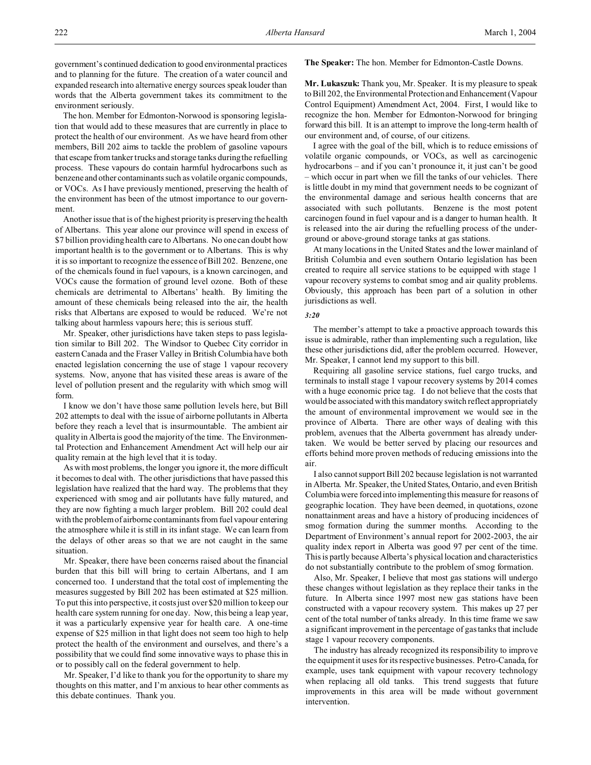government's continued dedication to good environmental practices and to planning for the future. The creation of a water council and expanded research into alternative energy sources speak louder than words that the Alberta government takes its commitment to the environment seriously.

The hon. Member for Edmonton-Norwood is sponsoring legislation that would add to these measures that are currently in place to protect the health of our environment. As we have heard from other members, Bill 202 aims to tackle the problem of gasoline vapours that escape from tanker trucks and storage tanks during the refuelling process. These vapours do contain harmful hydrocarbons such as benzene and other contaminants such as volatile organic compounds, or VOCs. As I have previously mentioned, preserving the health of the environment has been of the utmost importance to our government.

Another issue that is of the highest priority is preserving the health of Albertans. This year alone our province will spend in excess of $7 billion providing health care to Albertans. No one can doubt how important health is to the government or to Albertans. This is why it is so important to recognize the essence of Bill 202. Benzene, one of the chemicals found in fuel vapours, is a known carcinogen, and VOCs cause the formation of ground level ozone. Both of these chemicals are detrimental to Albertans' health. By limiting the amount of these chemicals being released into the air, the health risks that Albertans are exposed to would be reduced. We're not talking about harmless vapours here; this is serious stuff.

Mr. Speaker, other jurisdictions have taken steps to pass legislation similar to Bill 202. The Windsor to Quebec City corridor in eastern Canada and the Fraser Valley in British Columbia have both enacted legislation concerning the use of stage 1 vapour recovery systems. Now, anyone that has visited these areas is aware of the level of pollution present and the regularity with which smog will form.

I know we don't have those same pollution levels here, but Bill 202 attempts to deal with the issue of airborne pollutants in Alberta before they reach a level that is insurmountable. The ambient air quality in Alberta is good the majority of the time. The Environmental Protection and Enhancement Amendment Act will help our air quality remain at the high level that it is today.

As with most problems, the longer you ignore it, the more difficult it becomes to deal with. The other jurisdictions that have passed this legislation have realized that the hard way. The problems that they experienced with smog and air pollutants have fully matured, and they are now fighting a much larger problem. Bill 202 could deal with the problem of airborne contaminants from fuel vapour entering the atmosphere while it is still in its infant stage. We can learn from the delays of other areas so that we are not caught in the same situation.

Mr. Speaker, there have been concerns raised about the financial burden that this bill will bring to certain Albertans, and I am concerned too. I understand that the total cost of implementing the measures suggested by Bill 202 has been estimated at $25 million. To put this into perspective, it costs just over $20 million to keep our health care system running for one day. Now, this being a leap year, it was a particularly expensive year for health care. A one-time expense of $25 million in that light does not seem too high to help protect the health of the environment and ourselves, and there's a possibility that we could find some innovative ways to phase this in or to possibly call on the federal government to help.

Mr. Speaker, I'd like to thank you for the opportunity to share my thoughts on this matter, and I'm anxious to hear other comments as this debate continues. Thank you.

**The Speaker:** The hon. Member for Edmonton-Castle Downs.

**Mr. Lukaszuk:** Thank you, Mr. Speaker. It is my pleasure to speak to Bill 202, the Environmental Protection and Enhancement (Vapour Control Equipment) Amendment Act, 2004. First, I would like to recognize the hon. Member for Edmonton-Norwood for bringing forward this bill. It is an attempt to improve the long-term health of our environment and, of course, of our citizens.

I agree with the goal of the bill, which is to reduce emissions of volatile organic compounds, or VOCs, as well as carcinogenic hydrocarbons – and if you can't pronounce it, it just can't be good – which occur in part when we fill the tanks of our vehicles. There is little doubt in my mind that government needs to be cognizant of the environmental damage and serious health concerns that are associated with such pollutants. Benzene is the most potent carcinogen found in fuel vapour and is a danger to human health. It is released into the air during the refuelling process of the underground or above-ground storage tanks at gas stations.

At many locations in the United States and the lower mainland of British Columbia and even southern Ontario legislation has been created to require all service stations to be equipped with stage 1 vapour recovery systems to combat smog and air quality problems. Obviously, this approach has been part of a solution in other jurisdictions as well.

*3:20*

The member's attempt to take a proactive approach towards this issue is admirable, rather than implementing such a regulation, like these other jurisdictions did, after the problem occurred. However, Mr. Speaker, I cannot lend my support to this bill.

Requiring all gasoline service stations, fuel cargo trucks, and terminals to install stage 1 vapour recovery systems by 2014 comes with a huge economic price tag. I do not believe that the costs that would be associated with this mandatory switch reflect appropriately the amount of environmental improvement we would see in the province of Alberta. There are other ways of dealing with this problem, avenues that the Alberta government has already undertaken. We would be better served by placing our resources and efforts behind more proven methods of reducing emissions into the air.

I also cannot support Bill 202 because legislation is not warranted in Alberta. Mr. Speaker, the United States, Ontario, and even British Columbia were forced into implementing this measure for reasons of geographic location. They have been deemed, in quotations, ozone nonattainment areas and have a history of producing incidences of smog formation during the summer months. According to the Department of Environment's annual report for 2002-2003, the air quality index report in Alberta was good 97 per cent of the time. This is partly because Alberta's physical location and characteristics do not substantially contribute to the problem of smog formation.

Also, Mr. Speaker, I believe that most gas stations will undergo these changes without legislation as they replace their tanks in the future. In Alberta since 1997 most new gas stations have been constructed with a vapour recovery system. This makes up 27 per cent of the total number of tanks already. In this time frame we saw a significant improvement in the percentage of gas tanks that include stage 1 vapour recovery components.

The industry has already recognized its responsibility to improve the equipment it uses for its respective businesses. Petro-Canada, for example, uses tank equipment with vapour recovery technology when replacing all old tanks. This trend suggests that future improvements in this area will be made without government intervention.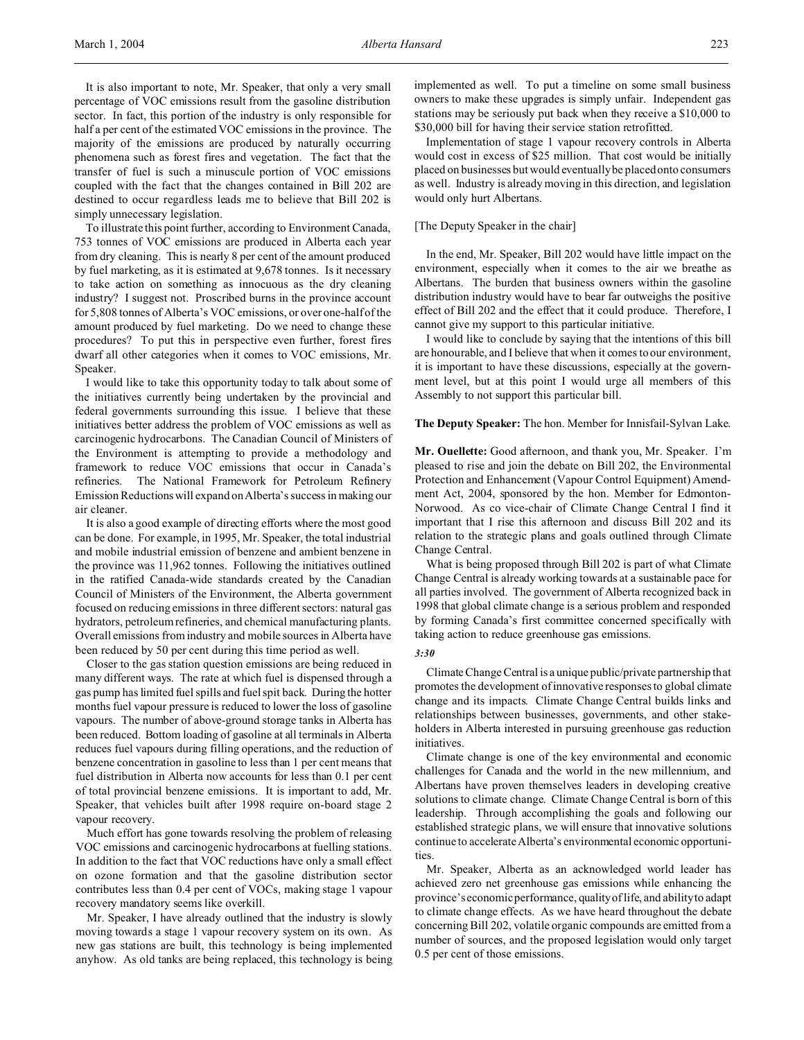It is also important to note, Mr. Speaker, that only a very small percentage of VOC emissions result from the gasoline distribution sector. In fact, this portion of the industry is only responsible for half a per cent of the estimated VOC emissions in the province. The majority of the emissions are produced by naturally occurring phenomena such as forest fires and vegetation. The fact that the transfer of fuel is such a minuscule portion of VOC emissions coupled with the fact that the changes contained in Bill 202 are destined to occur regardless leads me to believe that Bill 202 is simply unnecessary legislation.

To illustrate this point further, according to Environment Canada, 753 tonnes of VOC emissions are produced in Alberta each year from dry cleaning. This is nearly 8 per cent of the amount produced by fuel marketing, as it is estimated at 9,678 tonnes. Is it necessary to take action on something as innocuous as the dry cleaning industry? I suggest not. Proscribed burns in the province account for 5,808 tonnes of Alberta's VOC emissions, or over one-half of the amount produced by fuel marketing. Do we need to change these procedures? To put this in perspective even further, forest fires dwarf all other categories when it comes to VOC emissions, Mr. Speaker.

I would like to take this opportunity today to talk about some of the initiatives currently being undertaken by the provincial and federal governments surrounding this issue. I believe that these initiatives better address the problem of VOC emissions as well as carcinogenic hydrocarbons. The Canadian Council of Ministers of the Environment is attempting to provide a methodology and framework to reduce VOC emissions that occur in Canada's refineries. The National Framework for Petroleum Refinery Emission Reductions will expand on Alberta's success in making our air cleaner.

It is also a good example of directing efforts where the most good can be done. For example, in 1995, Mr. Speaker, the total industrial and mobile industrial emission of benzene and ambient benzene in the province was 11,962 tonnes. Following the initiatives outlined in the ratified Canada-wide standards created by the Canadian Council of Ministers of the Environment, the Alberta government focused on reducing emissions in three different sectors: natural gas hydrators, petroleum refineries, and chemical manufacturing plants. Overall emissions from industry and mobile sources in Alberta have been reduced by 50 per cent during this time period as well.

Closer to the gas station question emissions are being reduced in many different ways. The rate at which fuel is dispensed through a gas pump has limited fuel spills and fuel spit back. During the hotter months fuel vapour pressure is reduced to lower the loss of gasoline vapours. The number of above-ground storage tanks in Alberta has been reduced. Bottom loading of gasoline at all terminals in Alberta reduces fuel vapours during filling operations, and the reduction of benzene concentration in gasoline to less than 1 per cent means that fuel distribution in Alberta now accounts for less than 0.1 per cent of total provincial benzene emissions. It is important to add, Mr. Speaker, that vehicles built after 1998 require on-board stage 2 vapour recovery.

Much effort has gone towards resolving the problem of releasing VOC emissions and carcinogenic hydrocarbons at fuelling stations. In addition to the fact that VOC reductions have only a small effect on ozone formation and that the gasoline distribution sector contributes less than 0.4 per cent of VOCs, making stage 1 vapour recovery mandatory seems like overkill.

Mr. Speaker, I have already outlined that the industry is slowly moving towards a stage 1 vapour recovery system on its own. As new gas stations are built, this technology is being implemented anyhow. As old tanks are being replaced, this technology is being implemented as well. To put a timeline on some small business owners to make these upgrades is simply unfair. Independent gas stations may be seriously put back when they receive a $10,000 to $30,000 bill for having their service station retrofitted.

Implementation of stage 1 vapour recovery controls in Alberta would cost in excess of $25 million. That cost would be initially placed on businesses but would eventually be placed onto consumers as well. Industry is already moving in this direction, and legislation would only hurt Albertans.

[The Deputy Speaker in the chair]

In the end, Mr. Speaker, Bill 202 would have little impact on the environment, especially when it comes to the air we breathe as Albertans. The burden that business owners within the gasoline distribution industry would have to bear far outweighs the positive effect of Bill 202 and the effect that it could produce. Therefore, I cannot give my support to this particular initiative.

I would like to conclude by saying that the intentions of this bill are honourable, and I believe that when it comes to our environment, it is important to have these discussions, especially at the government level, but at this point I would urge all members of this Assembly to not support this particular bill.

**The Deputy Speaker:** The hon. Member for Innisfail-Sylvan Lake.

**Mr. Ouellette:** Good afternoon, and thank you, Mr. Speaker. I'm pleased to rise and join the debate on Bill 202, the Environmental Protection and Enhancement (Vapour Control Equipment) Amendment Act, 2004, sponsored by the hon. Member for Edmonton-Norwood. As co vice-chair of Climate Change Central I find it important that I rise this afternoon and discuss Bill 202 and its relation to the strategic plans and goals outlined through Climate Change Central.

What is being proposed through Bill 202 is part of what Climate Change Central is already working towards at a sustainable pace for all parties involved. The government of Alberta recognized back in 1998 that global climate change is a serious problem and responded by forming Canada's first committee concerned specifically with taking action to reduce greenhouse gas emissions.

*3:30*

Climate Change Central is a unique public/private partnership that promotes the development of innovative responses to global climate change and its impacts. Climate Change Central builds links and relationships between businesses, governments, and other stakeholders in Alberta interested in pursuing greenhouse gas reduction initiatives.

Climate change is one of the key environmental and economic challenges for Canada and the world in the new millennium, and Albertans have proven themselves leaders in developing creative solutions to climate change. Climate Change Central is born of this leadership. Through accomplishing the goals and following our established strategic plans, we will ensure that innovative solutions continue to accelerate Alberta's environmental economic opportunities.

Mr. Speaker, Alberta as an acknowledged world leader has achieved zero net greenhouse gas emissions while enhancing the province's economic performance, quality of life, and ability to adapt to climate change effects. As we have heard throughout the debate concerning Bill 202, volatile organic compounds are emitted from a number of sources, and the proposed legislation would only target 0.5 per cent of those emissions.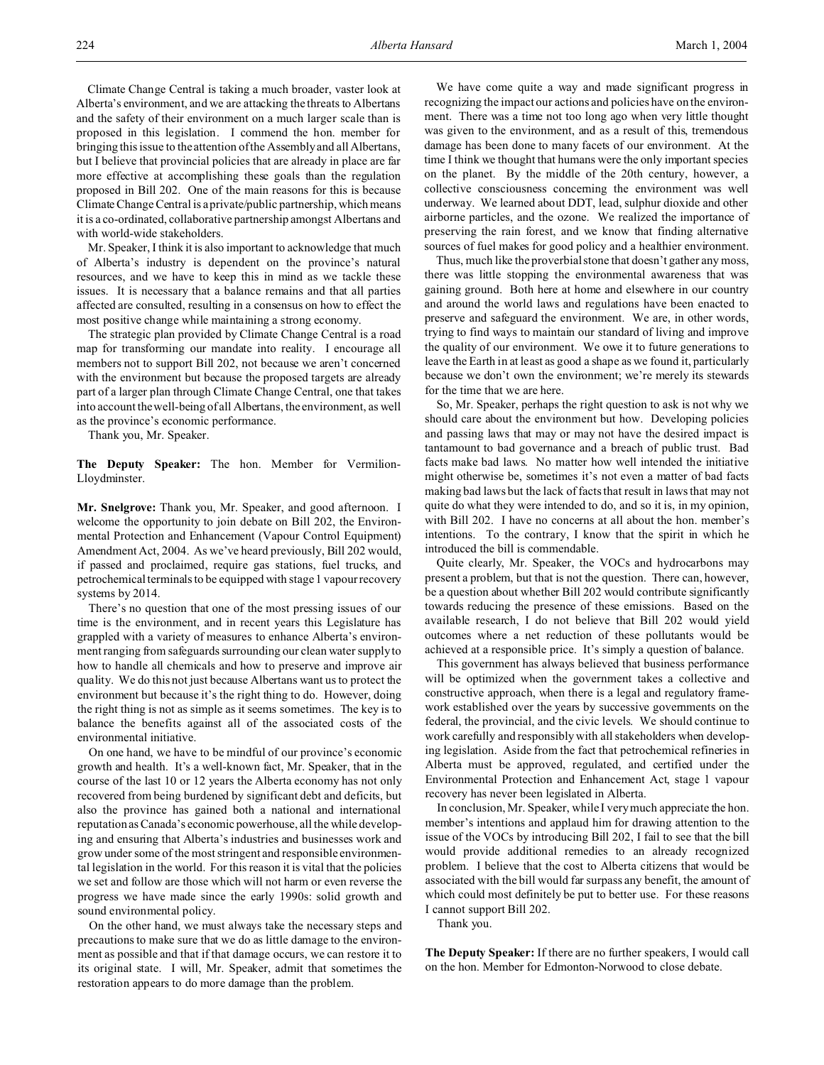Climate Change Central is taking a much broader, vaster look at Alberta's environment, and we are attacking the threats to Albertans and the safety of their environment on a much larger scale than is proposed in this legislation. I commend the hon. member for bringing this issue to the attention of the Assembly and all Albertans, but I believe that provincial policies that are already in place are far more effective at accomplishing these goals than the regulation proposed in Bill 202. One of the main reasons for this is because Climate Change Central is a private/public partnership, which means it is a co-ordinated, collaborative partnership amongst Albertans and with world-wide stakeholders.

Mr. Speaker, I think it is also important to acknowledge that much of Alberta's industry is dependent on the province's natural resources, and we have to keep this in mind as we tackle these issues. It is necessary that a balance remains and that all parties affected are consulted, resulting in a consensus on how to effect the most positive change while maintaining a strong economy.

The strategic plan provided by Climate Change Central is a road map for transforming our mandate into reality. I encourage all members not to support Bill 202, not because we aren't concerned with the environment but because the proposed targets are already part of a larger plan through Climate Change Central, one that takes into account the well-being of all Albertans, the environment, as well as the province's economic performance.

Thank you, Mr. Speaker.

**The Deputy Speaker:** The hon. Member for Vermilion-Lloydminster.

**Mr. Snelgrove:** Thank you, Mr. Speaker, and good afternoon. I welcome the opportunity to join debate on Bill 202, the Environmental Protection and Enhancement (Vapour Control Equipment) Amendment Act, 2004. As we've heard previously, Bill 202 would, if passed and proclaimed, require gas stations, fuel trucks, and petrochemical terminals to be equipped with stage 1 vapour recovery systems by 2014.

There's no question that one of the most pressing issues of our time is the environment, and in recent years this Legislature has grappled with a variety of measures to enhance Alberta's environment ranging from safeguards surrounding our clean water supply to how to handle all chemicals and how to preserve and improve air quality. We do this not just because Albertans want us to protect the environment but because it's the right thing to do. However, doing the right thing is not as simple as it seems sometimes. The key is to balance the benefits against all of the associated costs of the environmental initiative.

On one hand, we have to be mindful of our province's economic growth and health. It's a well-known fact, Mr. Speaker, that in the course of the last 10 or 12 years the Alberta economy has not only recovered from being burdened by significant debt and deficits, but also the province has gained both a national and international reputation as Canada's economic powerhouse, all the while developing and ensuring that Alberta's industries and businesses work and grow under some of the most stringent and responsible environmental legislation in the world. For this reason it is vital that the policies we set and follow are those which will not harm or even reverse the progress we have made since the early 1990s: solid growth and sound environmental policy.

On the other hand, we must always take the necessary steps and precautions to make sure that we do as little damage to the environment as possible and that if that damage occurs, we can restore it to its original state. I will, Mr. Speaker, admit that sometimes the restoration appears to do more damage than the problem.

We have come quite a way and made significant progress in recognizing the impact our actions and policies have on the environment. There was a time not too long ago when very little thought was given to the environment, and as a result of this, tremendous damage has been done to many facets of our environment. At the time I think we thought that humans were the only important species on the planet. By the middle of the 20th century, however, a collective consciousness concerning the environment was well underway. We learned about DDT, lead, sulphur dioxide and other airborne particles, and the ozone. We realized the importance of preserving the rain forest, and we know that finding alternative sources of fuel makes for good policy and a healthier environment.

Thus, much like the proverbial stone that doesn't gather any moss, there was little stopping the environmental awareness that was gaining ground. Both here at home and elsewhere in our country and around the world laws and regulations have been enacted to preserve and safeguard the environment. We are, in other words, trying to find ways to maintain our standard of living and improve the quality of our environment. We owe it to future generations to leave the Earth in at least as good a shape as we found it, particularly because we don't own the environment; we're merely its stewards for the time that we are here.

So, Mr. Speaker, perhaps the right question to ask is not why we should care about the environment but how. Developing policies and passing laws that may or may not have the desired impact is tantamount to bad governance and a breach of public trust. Bad facts make bad laws. No matter how well intended the initiative might otherwise be, sometimes it's not even a matter of bad facts making bad laws but the lack of facts that result in laws that may not quite do what they were intended to do, and so it is, in my opinion, with Bill 202. I have no concerns at all about the hon. member's intentions. To the contrary, I know that the spirit in which he introduced the bill is commendable.

Quite clearly, Mr. Speaker, the VOCs and hydrocarbons may present a problem, but that is not the question. There can, however, be a question about whether Bill 202 would contribute significantly towards reducing the presence of these emissions. Based on the available research, I do not believe that Bill 202 would yield outcomes where a net reduction of these pollutants would be achieved at a responsible price. It's simply a question of balance.

This government has always believed that business performance will be optimized when the government takes a collective and constructive approach, when there is a legal and regulatory framework established over the years by successive governments on the federal, the provincial, and the civic levels. We should continue to work carefully and responsibly with all stakeholders when developing legislation. Aside from the fact that petrochemical refineries in Alberta must be approved, regulated, and certified under the Environmental Protection and Enhancement Act, stage 1 vapour recovery has never been legislated in Alberta.

In conclusion, Mr. Speaker, while I very much appreciate the hon. member's intentions and applaud him for drawing attention to the issue of the VOCs by introducing Bill 202, I fail to see that the bill would provide additional remedies to an already recognized problem. I believe that the cost to Alberta citizens that would be associated with the bill would far surpass any benefit, the amount of which could most definitely be put to better use. For these reasons I cannot support Bill 202.

Thank you.

**The Deputy Speaker:** If there are no further speakers, I would call on the hon. Member for Edmonton-Norwood to close debate.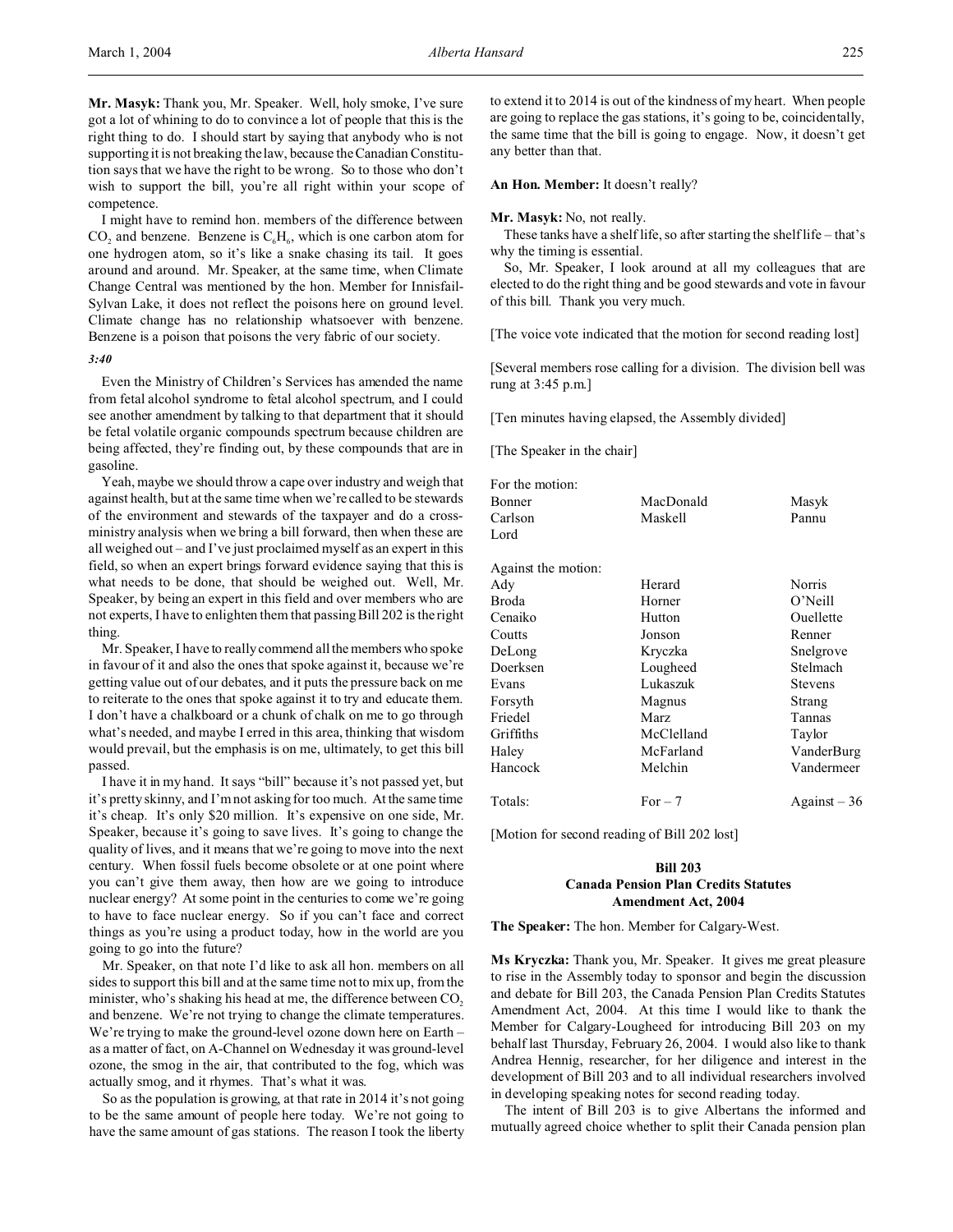**Mr. Masyk:** Thank you, Mr. Speaker. Well, holy smoke, I've sure got a lot of whining to do to convince a lot of people that this is the right thing to do. I should start by saying that anybody who is not supporting it is not breaking the law, because the Canadian Constitution says that we have the right to be wrong. So to those who don't wish to support the bill, you're all right within your scope of competence.

I might have to remind hon. members of the difference between $CO_2$ and benzene. Benzene is $C_6H_6$, which is one carbon atom for one hydrogen atom, so it's like a snake chasing its tail. It goes around and around. Mr. Speaker, at the same time, when Climate Change Central was mentioned by the hon. Member for Innisfail-Sylvan Lake, it does not reflect the poisons here on ground level. Climate change has no relationship whatsoever with benzene. Benzene is a poison that poisons the very fabric of our society.

*3:40*

Even the Ministry of Children's Services has amended the name from fetal alcohol syndrome to fetal alcohol spectrum, and I could see another amendment by talking to that department that it should be fetal volatile organic compounds spectrum because children are being affected, they're finding out, by these compounds that are in gasoline.

Yeah, maybe we should throw a cape over industry and weigh that against health, but at the same time when we're called to be stewards of the environment and stewards of the taxpayer and do a cross-ministry analysis when we bring a bill forward, then when these are all weighed out – and I've just proclaimed myself as an expert in this field, so when an expert brings forward evidence saying that this is what needs to be done, that should be weighed out. Well, Mr. Speaker, by being an expert in this field and over members who are not experts, I have to enlighten them that passing Bill 202 is the right thing.

Mr. Speaker, I have to really commend all the members who spoke in favour of it and also the ones that spoke against it, because we're getting value out of our debates, and it puts the pressure back on me to reiterate to the ones that spoke against it to try and educate them. I don't have a chalkboard or a chunk of chalk on me to go through what's needed, and maybe I erred in this area, thinking that wisdom would prevail, but the emphasis is on me, ultimately, to get this bill passed.

I have it in my hand. It says "bill" because it's not passed yet, but it's pretty skinny, and I'm not asking for too much. At the same time it's cheap. It's only $20 million. It's expensive on one side, Mr. Speaker, because it's going to save lives. It's going to change the quality of lives, and it means that we're going to move into the next century. When fossil fuels become obsolete or at one point where you can't give them away, then how are we going to introduce nuclear energy? At some point in the centuries to come we're going to have to face nuclear energy. So if you can't face and correct things as you're using a product today, how in the world are you going to go into the future?

Mr. Speaker, on that note I'd like to ask all hon. members on all sides to support this bill and at the same time not to mix up, from the minister, who's shaking his head at me, the difference between $CO_2$ and benzene. We're not trying to change the climate temperatures. We're trying to make the ground-level ozone down here on Earth – as a matter of fact, on A-Channel on Wednesday it was ground-level ozone, the smog in the air, that contributed to the fog, which was actually smog, and it rhymes. That's what it was.

So as the population is growing, at that rate in 2014 it's not going to be the same amount of people here today. We're not going to have the same amount of gas stations. The reason I took the liberty to extend it to 2014 is out of the kindness of my heart. When people are going to replace the gas stations, it's going to be, coincidentally, the same time that the bill is going to engage. Now, it doesn't get any better than that.

**An Hon. Member:** It doesn't really?

**Mr. Masyk:** No, not really.

These tanks have a shelf life, so after starting the shelf life – that's why the timing is essential.

So, Mr. Speaker, I look around at all my colleagues that are elected to do the right thing and be good stewards and vote in favour of this bill. Thank you very much.

[The voice vote indicated that the motion for second reading lost]

[Several members rose calling for a division. The division bell was rung at 3:45 p.m.]

[Ten minutes having elapsed, the Assembly divided]

[The Speaker in the chair]

For the motion:

| | | |
|---|---|---|
| Bonner | MacDonald | Masyk |
| Carlson | Maskell | Pannu |
| Lord | | |

Against the motion:

| | | |
|---|---|---|
| Ady | Herard | Norris |
| Broda | Horner | O'Neill |
| Cenaiko | Hutton | Ouellette |
| Coutts | Jonson | Renner |
| DeLong | Kryczka | Snelgrove |
| Doerksen | Lougheed | Stelmach |
| Evans | Lukaszuk | Stevens |
| Forsyth | Magnus | Strang |
| Friedel | Marz | Tannas |
| Griffiths | McClelland | Taylor |
| Haley | McFarland | VanderBurg |
| Hancock | Melchin | Vandermeer |

| | | |
|---|---|---|
| Totals: | For – 7 | Against – 36 |

[Motion for second reading of Bill 202 lost]

## Bill 203
## Canada Pension Plan Credits Statutes Amendment Act, 2004

**The Speaker:** The hon. Member for Calgary-West.

**Ms Kryczka:** Thank you, Mr. Speaker. It gives me great pleasure to rise in the Assembly today to sponsor and begin the discussion and debate for Bill 203, the Canada Pension Plan Credits Statutes Amendment Act, 2004. At this time I would like to thank the Member for Calgary-Lougheed for introducing Bill 203 on my behalf last Thursday, February 26, 2004. I would also like to thank Andrea Hennig, researcher, for her diligence and interest in the development of Bill 203 and to all individual researchers involved in developing speaking notes for second reading today.

The intent of Bill 203 is to give Albertans the informed and mutually agreed choice whether to split their Canada pension plan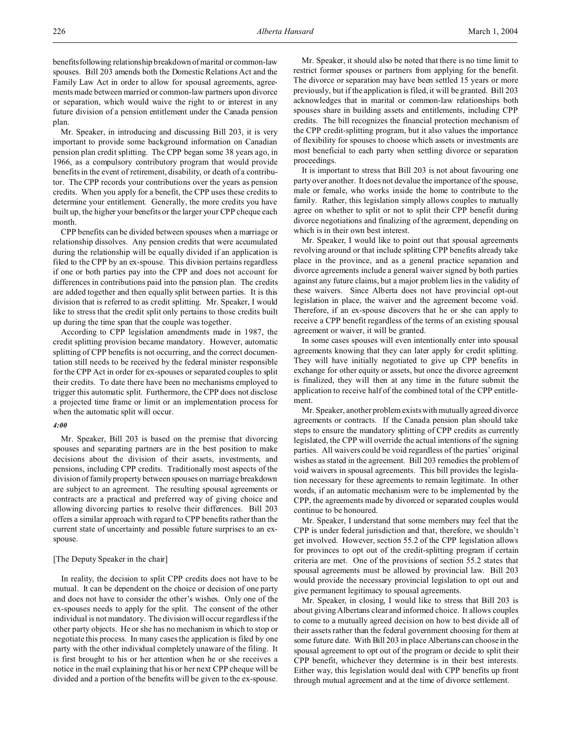benefits following relationship breakdown of marital or common-law spouses. Bill 203 amends both the Domestic Relations Act and the Family Law Act in order to allow for spousal agreements, agreements made between married or common-law partners upon divorce or separation, which would waive the right to or interest in any future division of a pension entitlement under the Canada pension plan.

Mr. Speaker, in introducing and discussing Bill 203, it is very important to provide some background information on Canadian pension plan credit splitting. The CPP began some 38 years ago, in 1966, as a compulsory contributory program that would provide benefits in the event of retirement, disability, or death of a contributor. The CPP records your contributions over the years as pension credits. When you apply for a benefit, the CPP uses these credits to determine your entitlement. Generally, the more credits you have built up, the higher your benefits or the larger your CPP cheque each month.

CPP benefits can be divided between spouses when a marriage or relationship dissolves. Any pension credits that were accumulated during the relationship will be equally divided if an application is filed to the CPP by an ex-spouse. This division pertains regardless if one or both parties pay into the CPP and does not account for differences in contributions paid into the pension plan. The credits are added together and then equally split between parties. It is this division that is referred to as credit splitting. Mr. Speaker, I would like to stress that the credit split only pertains to those credits built up during the time span that the couple was together.

According to CPP legislation amendments made in 1987, the credit splitting provision became mandatory. However, automatic splitting of CPP benefits is not occurring, and the correct documentation still needs to be received by the federal minister responsible for the CPP Act in order for ex-spouses or separated couples to split their credits. To date there have been no mechanisms employed to trigger this automatic split. Furthermore, the CPP does not disclose a projected time frame or limit or an implementation process for when the automatic split will occur.

*4:00*

Mr. Speaker, Bill 203 is based on the premise that divorcing spouses and separating partners are in the best position to make decisions about the division of their assets, investments, and pensions, including CPP credits. Traditionally most aspects of the division of family property between spouses on marriage breakdown are subject to an agreement. The resulting spousal agreements or contracts are a practical and preferred way of giving choice and allowing divorcing parties to resolve their differences. Bill 203 offers a similar approach with regard to CPP benefits rather than the current state of uncertainty and possible future surprises to an ex-spouse.

[The Deputy Speaker in the chair]

In reality, the decision to split CPP credits does not have to be mutual. It can be dependent on the choice or decision of one party and does not have to consider the other's wishes. Only one of the ex-spouses needs to apply for the split. The consent of the other individual is not mandatory. The division will occur regardless if the other party objects. He or she has no mechanism in which to stop or negotiate this process. In many cases the application is filed by one party with the other individual completely unaware of the filing. It is first brought to his or her attention when he or she receives a notice in the mail explaining that his or her next CPP cheque will be divided and a portion of the benefits will be given to the ex-spouse.

Mr. Speaker, it should also be noted that there is no time limit to restrict former spouses or partners from applying for the benefit. The divorce or separation may have been settled 15 years or more previously, but if the application is filed, it will be granted. Bill 203 acknowledges that in marital or common-law relationships both spouses share in building assets and entitlements, including CPP credits. The bill recognizes the financial protection mechanism of the CPP credit-splitting program, but it also values the importance of flexibility for spouses to choose which assets or investments are most beneficial to each party when settling divorce or separation proceedings.

It is important to stress that Bill 203 is not about favouring one party over another. It does not devalue the importance of the spouse, male or female, who works inside the home to contribute to the family. Rather, this legislation simply allows couples to mutually agree on whether to split or not to split their CPP benefit during divorce negotiations and finalizing of the agreement, depending on which is in their own best interest.

Mr. Speaker, I would like to point out that spousal agreements revolving around or that include splitting CPP benefits already take place in the province, and as a general practice separation and divorce agreements include a general waiver signed by both parties against any future claims, but a major problem lies in the validity of these waivers. Since Alberta does not have provincial opt-out legislation in place, the waiver and the agreement become void. Therefore, if an ex-spouse discovers that he or she can apply to receive a CPP benefit regardless of the terms of an existing spousal agreement or waiver, it will be granted.

In some cases spouses will even intentionally enter into spousal agreements knowing that they can later apply for credit splitting. They will have initially negotiated to give up CPP benefits in exchange for other equity or assets, but once the divorce agreement is finalized, they will then at any time in the future submit the application to receive half of the combined total of the CPP entitlement.

Mr. Speaker, another problem exists with mutually agreed divorce agreements or contracts. If the Canada pension plan should take steps to ensure the mandatory splitting of CPP credits as currently legislated, the CPP will override the actual intentions of the signing parties. All waivers could be void regardless of the parties' original wishes as stated in the agreement. Bill 203 remedies the problem of void waivers in spousal agreements. This bill provides the legislation necessary for these agreements to remain legitimate. In other words, if an automatic mechanism were to be implemented by the CPP, the agreements made by divorced or separated couples would continue to be honoured.

Mr. Speaker, I understand that some members may feel that the CPP is under federal jurisdiction and that, therefore, we shouldn't get involved. However, section 55.2 of the CPP legislation allows for provinces to opt out of the credit-splitting program if certain criteria are met. One of the provisions of section 55.2 states that spousal agreements must be allowed by provincial law. Bill 203 would provide the necessary provincial legislation to opt out and give permanent legitimacy to spousal agreements.

Mr. Speaker, in closing, I would like to stress that Bill 203 is about giving Albertans clear and informed choice. It allows couples to come to a mutually agreed decision on how to best divide all of their assets rather than the federal government choosing for them at some future date. With Bill 203 in place Albertans can choose in the spousal agreement to opt out of the program or decide to split their CPP benefit, whichever they determine is in their best interests. Either way, this legislation would deal with CPP benefits up front through mutual agreement and at the time of divorce settlement.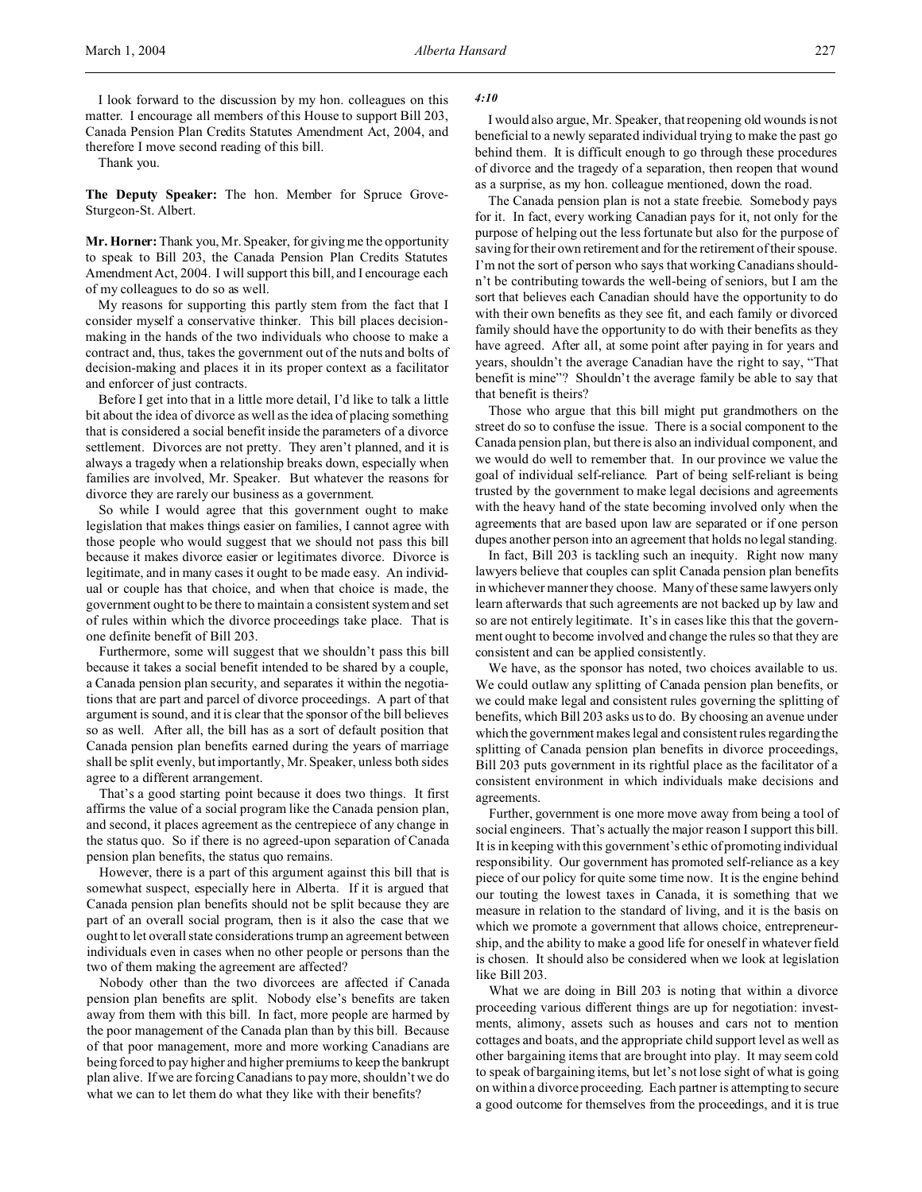I look forward to the discussion by my hon. colleagues on this matter. I encourage all members of this House to support Bill 203, Canada Pension Plan Credits Statutes Amendment Act, 2004, and therefore I move second reading of this bill.

Thank you.

**The Deputy Speaker:** The hon. Member for Spruce Grove-Sturgeon-St. Albert.

**Mr. Horner:** Thank you, Mr. Speaker, for giving me the opportunity to speak to Bill 203, the Canada Pension Plan Credits Statutes Amendment Act, 2004. I will support this bill, and I encourage each of my colleagues to do so as well.

My reasons for supporting this partly stem from the fact that I consider myself a conservative thinker. This bill places decision-making in the hands of the two individuals who choose to make a contract and, thus, takes the government out of the nuts and bolts of decision-making and places it in its proper context as a facilitator and enforcer of just contracts.

Before I get into that in a little more detail, I'd like to talk a little bit about the idea of divorce as well as the idea of placing something that is considered a social benefit inside the parameters of a divorce settlement. Divorces are not pretty. They aren't planned, and it is always a tragedy when a relationship breaks down, especially when families are involved, Mr. Speaker. But whatever the reasons for divorce they are rarely our business as a government.

So while I would agree that this government ought to make legislation that makes things easier on families, I cannot agree with those people who would suggest that we should not pass this bill because it makes divorce easier or legitimates divorce. Divorce is legitimate, and in many cases it ought to be made easy. An individual or couple has that choice, and when that choice is made, the government ought to be there to maintain a consistent system and set of rules within which the divorce proceedings take place. That is one definite benefit of Bill 203.

Furthermore, some will suggest that we shouldn't pass this bill because it takes a social benefit intended to be shared by a couple, a Canada pension plan security, and separates it within the negotiations that are part and parcel of divorce proceedings. A part of that argument is sound, and it is clear that the sponsor of the bill believes so as well. After all, the bill has as a sort of default position that Canada pension plan benefits earned during the years of marriage shall be split evenly, but importantly, Mr. Speaker, unless both sides agree to a different arrangement.

That's a good starting point because it does two things. It first affirms the value of a social program like the Canada pension plan, and second, it places agreement as the centrepiece of any change in the status quo. So if there is no agreed-upon separation of Canada pension plan benefits, the status quo remains.

However, there is a part of this argument against this bill that is somewhat suspect, especially here in Alberta. If it is argued that Canada pension plan benefits should not be split because they are part of an overall social program, then is it also the case that we ought to let overall state considerations trump an agreement between individuals even in cases when no other people or persons than the two of them making the agreement are affected?

Nobody other than the two divorcees are affected if Canada pension plan benefits are split. Nobody else's benefits are taken away from them with this bill. In fact, more people are harmed by the poor management of the Canada plan than by this bill. Because of that poor management, more and more working Canadians are being forced to pay higher and higher premiums to keep the bankrupt plan alive. If we are forcing Canadians to pay more, shouldn't we do what we can to let them do what they like with their benefits?

*4:10*

I would also argue, Mr. Speaker, that reopening old wounds is not beneficial to a newly separated individual trying to make the past go behind them. It is difficult enough to go through these procedures of divorce and the tragedy of a separation, then reopen that wound as a surprise, as my hon. colleague mentioned, down the road.

The Canada pension plan is not a state freebie. Somebody pays for it. In fact, every working Canadian pays for it, not only for the purpose of helping out the less fortunate but also for the purpose of saving for their own retirement and for the retirement of their spouse. I'm not the sort of person who says that working Canadians shouldn't be contributing towards the well-being of seniors, but I am the sort that believes each Canadian should have the opportunity to do with their own benefits as they see fit, and each family or divorced family should have the opportunity to do with their benefits as they have agreed. After all, at some point after paying in for years and years, shouldn't the average Canadian have the right to say, "That benefit is mine"? Shouldn't the average family be able to say that that benefit is theirs?

Those who argue that this bill might put grandmothers on the street do so to confuse the issue. There is a social component to the Canada pension plan, but there is also an individual component, and we would do well to remember that. In our province we value the goal of individual self-reliance. Part of being self-reliant is being trusted by the government to make legal decisions and agreements with the heavy hand of the state becoming involved only when the agreements that are based upon law are separated or if one person dupes another person into an agreement that holds no legal standing.

In fact, Bill 203 is tackling such an inequity. Right now many lawyers believe that couples can split Canada pension plan benefits in whichever manner they choose. Many of these same lawyers only learn afterwards that such agreements are not backed up by law and so are not entirely legitimate. It's in cases like this that the government ought to become involved and change the rules so that they are consistent and can be applied consistently.

We have, as the sponsor has noted, two choices available to us. We could outlaw any splitting of Canada pension plan benefits, or we could make legal and consistent rules governing the splitting of benefits, which Bill 203 asks us to do. By choosing an avenue under which the government makes legal and consistent rules regarding the splitting of Canada pension plan benefits in divorce proceedings, Bill 203 puts government in its rightful place as the facilitator of a consistent environment in which individuals make decisions and agreements.

Further, government is one more move away from being a tool of social engineers. That's actually the major reason I support this bill. It is in keeping with this government's ethic of promoting individual responsibility. Our government has promoted self-reliance as a key piece of our policy for quite some time now. It is the engine behind our touting the lowest taxes in Canada, it is something that we measure in relation to the standard of living, and it is the basis on which we promote a government that allows choice, entrepreneurship, and the ability to make a good life for oneself in whatever field is chosen. It should also be considered when we look at legislation like Bill 203.

What we are doing in Bill 203 is noting that within a divorce proceeding various different things are up for negotiation: investments, alimony, assets such as houses and cars not to mention cottages and boats, and the appropriate child support level as well as other bargaining items that are brought into play. It may seem cold to speak of bargaining items, but let's not lose sight of what is going on within a divorce proceeding. Each partner is attempting to secure a good outcome for themselves from the proceedings, and it is true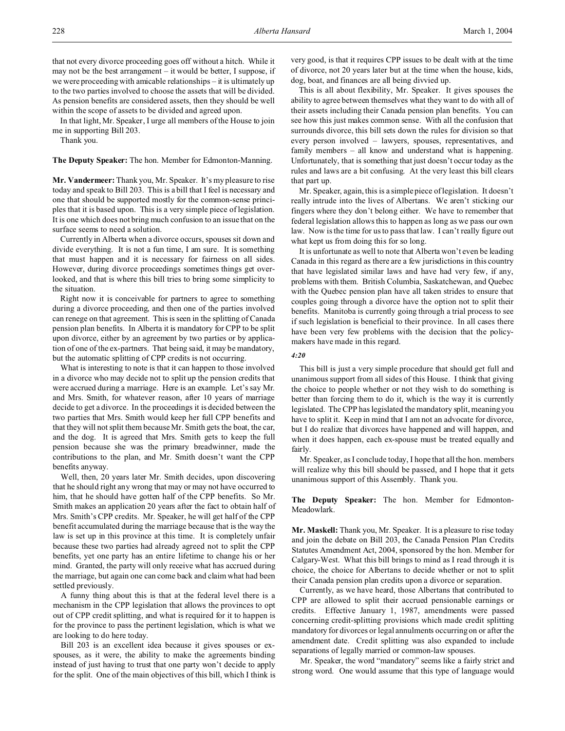that not every divorce proceeding goes off without a hitch. While it may not be the best arrangement – it would be better, I suppose, if we were proceeding with amicable relationships – it is ultimately up to the two parties involved to choose the assets that will be divided. As pension benefits are considered assets, then they should be well within the scope of assets to be divided and agreed upon.

In that light, Mr. Speaker, I urge all members of the House to join me in supporting Bill 203.

Thank you.

**The Deputy Speaker:** The hon. Member for Edmonton-Manning.

**Mr. Vandermeer:** Thank you, Mr. Speaker. It's my pleasure to rise today and speak to Bill 203. This is a bill that I feel is necessary and one that should be supported mostly for the common-sense principles that it is based upon. This is a very simple piece of legislation. It is one which does not bring much confusion to an issue that on the surface seems to need a solution.

Currently in Alberta when a divorce occurs, spouses sit down and divide everything. It is not a fun time, I am sure. It is something that must happen and it is necessary for fairness on all sides. However, during divorce proceedings sometimes things get overlooked, and that is where this bill tries to bring some simplicity to the situation.

Right now it is conceivable for partners to agree to something during a divorce proceeding, and then one of the parties involved can renege on that agreement. This is seen in the splitting of Canada pension plan benefits. In Alberta it is mandatory for CPP to be split upon divorce, either by an agreement by two parties or by application of one of the ex-partners. That being said, it may be mandatory, but the automatic splitting of CPP credits is not occurring.

What is interesting to note is that it can happen to those involved in a divorce who may decide not to split up the pension credits that were accrued during a marriage. Here is an example. Let's say Mr. and Mrs. Smith, for whatever reason, after 10 years of marriage decide to get a divorce. In the proceedings it is decided between the two parties that Mrs. Smith would keep her full CPP benefits and that they will not split them because Mr. Smith gets the boat, the car, and the dog. It is agreed that Mrs. Smith gets to keep the full pension because she was the primary breadwinner, made the contributions to the plan, and Mr. Smith doesn't want the CPP benefits anyway.

Well, then, 20 years later Mr. Smith decides, upon discovering that he should right any wrong that may or may not have occurred to him, that he should have gotten half of the CPP benefits. So Mr. Smith makes an application 20 years after the fact to obtain half of Mrs. Smith's CPP credits. Mr. Speaker, he will get half of the CPP benefit accumulated during the marriage because that is the way the law is set up in this province at this time. It is completely unfair because these two parties had already agreed not to split the CPP benefits, yet one party has an entire lifetime to change his or her mind. Granted, the party will only receive what has accrued during the marriage, but again one can come back and claim what had been settled previously.

A funny thing about this is that at the federal level there is a mechanism in the CPP legislation that allows the provinces to opt out of CPP credit splitting, and what is required for it to happen is for the province to pass the pertinent legislation, which is what we are looking to do here today.

Bill 203 is an excellent idea because it gives spouses or ex-spouses, as it were, the ability to make the agreements binding instead of just having to trust that one party won't decide to apply for the split. One of the main objectives of this bill, which I think is very good, is that it requires CPP issues to be dealt with at the time of divorce, not 20 years later but at the time when the house, kids, dog, boat, and finances are all being divvied up.

This is all about flexibility, Mr. Speaker. It gives spouses the ability to agree between themselves what they want to do with all of their assets including their Canada pension plan benefits. You can see how this just makes common sense. With all the confusion that surrounds divorce, this bill sets down the rules for division so that every person involved – lawyers, spouses, representatives, and family members – all know and understand what is happening. Unfortunately, that is something that just doesn't occur today as the rules and laws are a bit confusing. At the very least this bill clears that part up.

Mr. Speaker, again, this is a simple piece of legislation. It doesn't really intrude into the lives of Albertans. We aren't sticking our fingers where they don't belong either. We have to remember that federal legislation allows this to happen as long as we pass our own law. Now is the time for us to pass that law. I can't really figure out what kept us from doing this for so long.

It is unfortunate as well to note that Alberta won't even be leading Canada in this regard as there are a few jurisdictions in this country that have legislated similar laws and have had very few, if any, problems with them. British Columbia, Saskatchewan, and Quebec with the Quebec pension plan have all taken strides to ensure that couples going through a divorce have the option not to split their benefits. Manitoba is currently going through a trial process to see if such legislation is beneficial to their province. In all cases there have been very few problems with the decision that the policymakers have made in this regard.

*4:20*

This bill is just a very simple procedure that should get full and unanimous support from all sides of this House. I think that giving the choice to people whether or not they wish to do something is better than forcing them to do it, which is the way it is currently legislated. The CPP has legislated the mandatory split, meaning you have to split it. Keep in mind that I am not an advocate for divorce, but I do realize that divorces have happened and will happen, and when it does happen, each ex-spouse must be treated equally and fairly.

Mr. Speaker, as I conclude today, I hope that all the hon. members will realize why this bill should be passed, and I hope that it gets unanimous support of this Assembly. Thank you.

**The Deputy Speaker:** The hon. Member for Edmonton-Meadowlark.

**Mr. Maskell:** Thank you, Mr. Speaker. It is a pleasure to rise today and join the debate on Bill 203, the Canada Pension Plan Credits Statutes Amendment Act, 2004, sponsored by the hon. Member for Calgary-West. What this bill brings to mind as I read through it is choice, the choice for Albertans to decide whether or not to split their Canada pension plan credits upon a divorce or separation.

Currently, as we have heard, those Albertans that contributed to CPP are allowed to split their accrued pensionable earnings or credits. Effective January 1, 1987, amendments were passed concerning credit-splitting provisions which made credit splitting mandatory for divorces or legal annulments occurring on or after the amendment date. Credit splitting was also expanded to include separations of legally married or common-law spouses.

Mr. Speaker, the word "mandatory" seems like a fairly strict and strong word. One would assume that this type of language would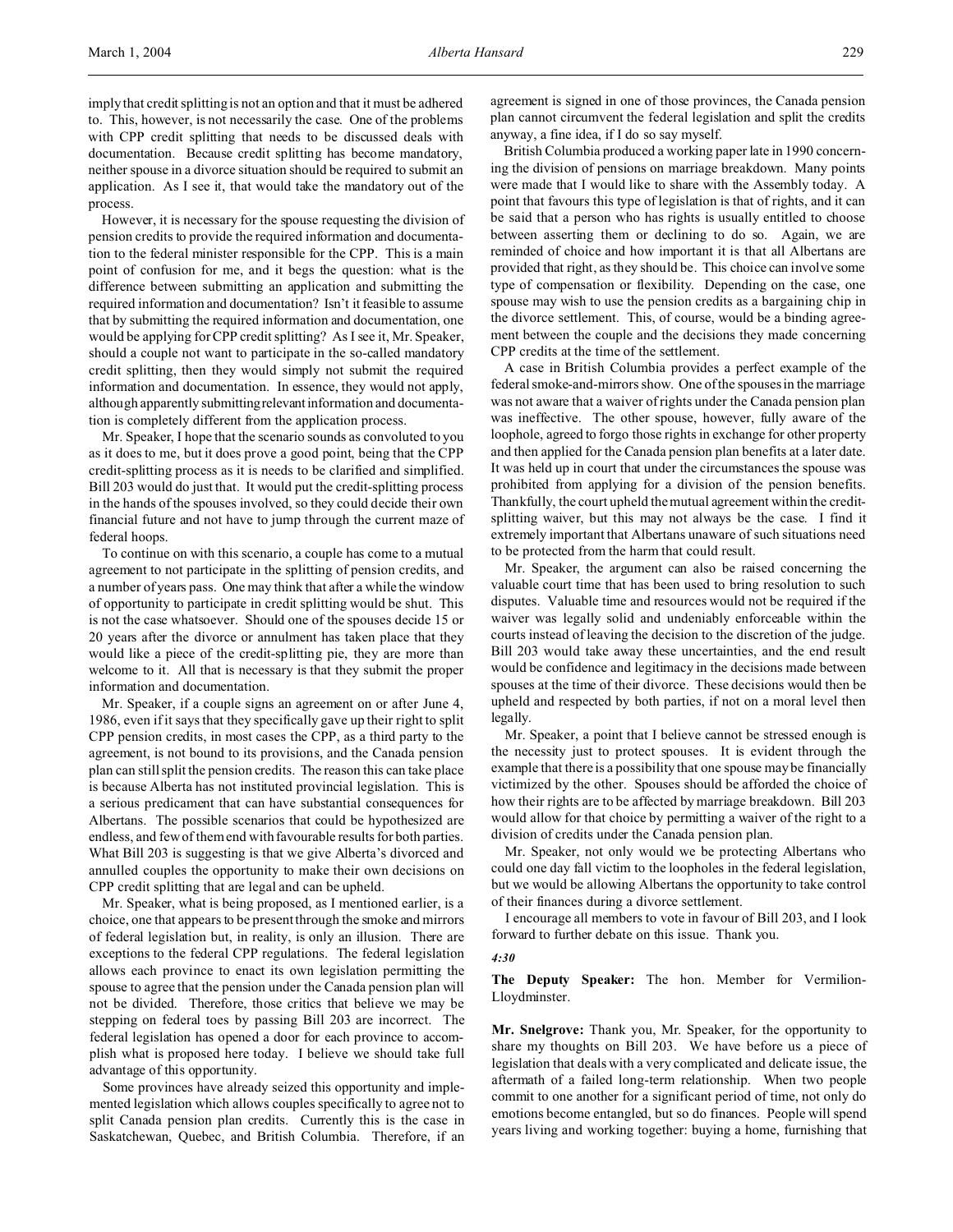imply that credit splitting is not an option and that it must be adhered to. This, however, is not necessarily the case. One of the problems with CPP credit splitting that needs to be discussed deals with documentation. Because credit splitting has become mandatory, neither spouse in a divorce situation should be required to submit an application. As I see it, that would take the mandatory out of the process.

However, it is necessary for the spouse requesting the division of pension credits to provide the required information and documentation to the federal minister responsible for the CPP. This is a main point of confusion for me, and it begs the question: what is the difference between submitting an application and submitting the required information and documentation? Isn't it feasible to assume that by submitting the required information and documentation, one would be applying for CPP credit splitting? As I see it, Mr. Speaker, should a couple not want to participate in the so-called mandatory credit splitting, then they would simply not submit the required information and documentation. In essence, they would not apply, although apparently submitting relevant information and documentation is completely different from the application process.

Mr. Speaker, I hope that the scenario sounds as convoluted to you as it does to me, but it does prove a good point, being that the CPP credit-splitting process as it is needs to be clarified and simplified. Bill 203 would do just that. It would put the credit-splitting process in the hands of the spouses involved, so they could decide their own financial future and not have to jump through the current maze of federal hoops.

To continue on with this scenario, a couple has come to a mutual agreement to not participate in the splitting of pension credits, and a number of years pass. One may think that after a while the window of opportunity to participate in credit splitting would be shut. This is not the case whatsoever. Should one of the spouses decide 15 or 20 years after the divorce or annulment has taken place that they would like a piece of the credit-splitting pie, they are more than welcome to it. All that is necessary is that they submit the proper information and documentation.

Mr. Speaker, if a couple signs an agreement on or after June 4, 1986, even if it says that they specifically gave up their right to split CPP pension credits, in most cases the CPP, as a third party to the agreement, is not bound to its provisions, and the Canada pension plan can still split the pension credits. The reason this can take place is because Alberta has not instituted provincial legislation. This is a serious predicament that can have substantial consequences for Albertans. The possible scenarios that could be hypothesized are endless, and few of them end with favourable results for both parties. What Bill 203 is suggesting is that we give Alberta's divorced and annulled couples the opportunity to make their own decisions on CPP credit splitting that are legal and can be upheld.

Mr. Speaker, what is being proposed, as I mentioned earlier, is a choice, one that appears to be present through the smoke and mirrors of federal legislation but, in reality, is only an illusion. There are exceptions to the federal CPP regulations. The federal legislation allows each province to enact its own legislation permitting the spouse to agree that the pension under the Canada pension plan will not be divided. Therefore, those critics that believe we may be stepping on federal toes by passing Bill 203 are incorrect. The federal legislation has opened a door for each province to accomplish what is proposed here today. I believe we should take full advantage of this opportunity.

Some provinces have already seized this opportunity and implemented legislation which allows couples specifically to agree not to split Canada pension plan credits. Currently this is the case in Saskatchewan, Quebec, and British Columbia. Therefore, if an agreement is signed in one of those provinces, the Canada pension plan cannot circumvent the federal legislation and split the credits anyway, a fine idea, if I do so say myself.

British Columbia produced a working paper late in 1990 concerning the division of pensions on marriage breakdown. Many points were made that I would like to share with the Assembly today. A point that favours this type of legislation is that of rights, and it can be said that a person who has rights is usually entitled to choose between asserting them or declining to do so. Again, we are reminded of choice and how important it is that all Albertans are provided that right, as they should be. This choice can involve some type of compensation or flexibility. Depending on the case, one spouse may wish to use the pension credits as a bargaining chip in the divorce settlement. This, of course, would be a binding agreement between the couple and the decisions they made concerning CPP credits at the time of the settlement.

A case in British Columbia provides a perfect example of the federal smoke-and-mirrors show. One of the spouses in the marriage was not aware that a waiver of rights under the Canada pension plan was ineffective. The other spouse, however, fully aware of the loophole, agreed to forgo those rights in exchange for other property and then applied for the Canada pension plan benefits at a later date. It was held up in court that under the circumstances the spouse was prohibited from applying for a division of the pension benefits. Thankfully, the court upheld the mutual agreement within the credit-splitting waiver, but this may not always be the case. I find it extremely important that Albertans unaware of such situations need to be protected from the harm that could result.

Mr. Speaker, the argument can also be raised concerning the valuable court time that has been used to bring resolution to such disputes. Valuable time and resources would not be required if the waiver was legally solid and undeniably enforceable within the courts instead of leaving the decision to the discretion of the judge. Bill 203 would take away these uncertainties, and the end result would be confidence and legitimacy in the decisions made between spouses at the time of their divorce. These decisions would then be upheld and respected by both parties, if not on a moral level then legally.

Mr. Speaker, a point that I believe cannot be stressed enough is the necessity just to protect spouses. It is evident through the example that there is a possibility that one spouse may be financially victimized by the other. Spouses should be afforded the choice of how their rights are to be affected by marriage breakdown. Bill 203 would allow for that choice by permitting a waiver of the right to a division of credits under the Canada pension plan.

Mr. Speaker, not only would we be protecting Albertans who could one day fall victim to the loopholes in the federal legislation, but we would be allowing Albertans the opportunity to take control of their finances during a divorce settlement.

I encourage all members to vote in favour of Bill 203, and I look forward to further debate on this issue. Thank you.

*4:30*

**The Deputy Speaker:** The hon. Member for Vermilion-Lloydminster.

**Mr. Snelgrove:** Thank you, Mr. Speaker, for the opportunity to share my thoughts on Bill 203. We have before us a piece of legislation that deals with a very complicated and delicate issue, the aftermath of a failed long-term relationship. When two people commit to one another for a significant period of time, not only do emotions become entangled, but so do finances. People will spend years living and working together: buying a home, furnishing that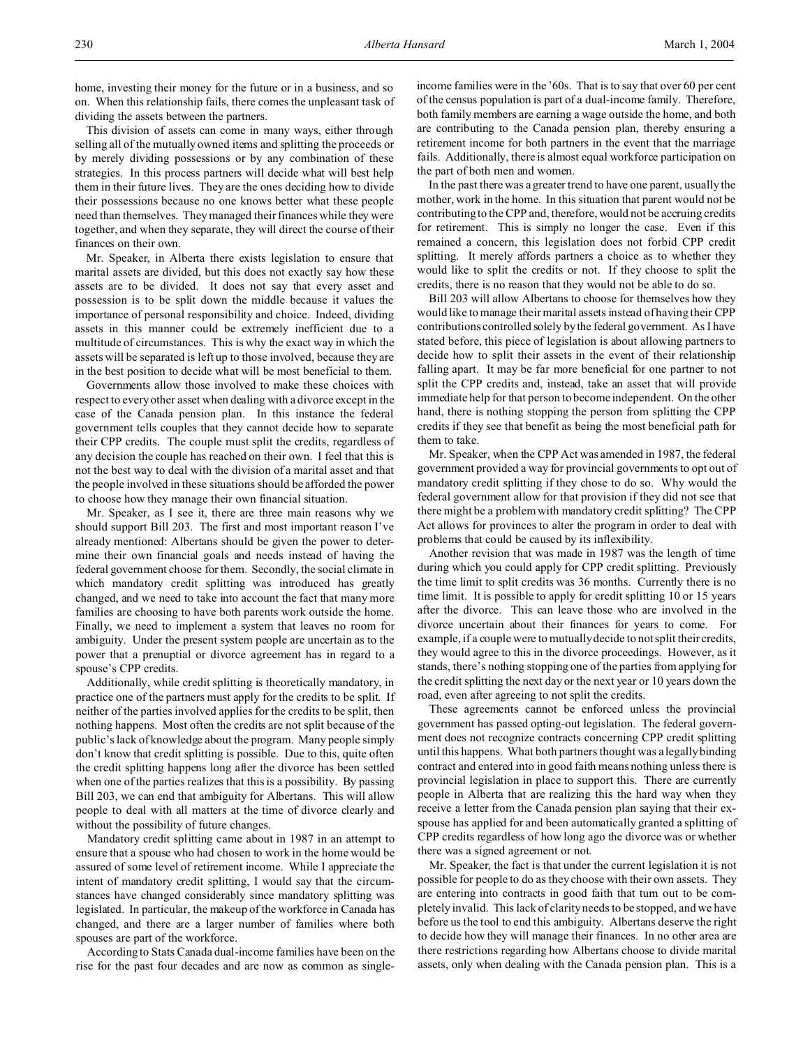home, investing their money for the future or in a business, and so on. When this relationship fails, there comes the unpleasant task of dividing the assets between the partners.

This division of assets can come in many ways, either through selling all of the mutually owned items and splitting the proceeds or by merely dividing possessions or by any combination of these strategies. In this process partners will decide what will best help them in their future lives. They are the ones deciding how to divide their possessions because no one knows better what these people need than themselves. They managed their finances while they were together, and when they separate, they will direct the course of their finances on their own.

Mr. Speaker, in Alberta there exists legislation to ensure that marital assets are divided, but this does not exactly say how these assets are to be divided. It does not say that every asset and possession is to be split down the middle because it values the importance of personal responsibility and choice. Indeed, dividing assets in this manner could be extremely inefficient due to a multitude of circumstances. This is why the exact way in which the assets will be separated is left up to those involved, because they are in the best position to decide what will be most beneficial to them.

Governments allow those involved to make these choices with respect to every other asset when dealing with a divorce except in the case of the Canada pension plan. In this instance the federal government tells couples that they cannot decide how to separate their CPP credits. The couple must split the credits, regardless of any decision the couple has reached on their own. I feel that this is not the best way to deal with the division of a marital asset and that the people involved in these situations should be afforded the power to choose how they manage their own financial situation.

Mr. Speaker, as I see it, there are three main reasons why we should support Bill 203. The first and most important reason I've already mentioned: Albertans should be given the power to determine their own financial goals and needs instead of having the federal government choose for them. Secondly, the social climate in which mandatory credit splitting was introduced has greatly changed, and we need to take into account the fact that many more families are choosing to have both parents work outside the home. Finally, we need to implement a system that leaves no room for ambiguity. Under the present system people are uncertain as to the power that a prenuptial or divorce agreement has in regard to a spouse's CPP credits.

Additionally, while credit splitting is theoretically mandatory, in practice one of the partners must apply for the credits to be split. If neither of the parties involved applies for the credits to be split, then nothing happens. Most often the credits are not split because of the public's lack of knowledge about the program. Many people simply don't know that credit splitting is possible. Due to this, quite often the credit splitting happens long after the divorce has been settled when one of the parties realizes that this is a possibility. By passing Bill 203, we can end that ambiguity for Albertans. This will allow people to deal with all matters at the time of divorce clearly and without the possibility of future changes.

Mandatory credit splitting came about in 1987 in an attempt to ensure that a spouse who had chosen to work in the home would be assured of some level of retirement income. While I appreciate the intent of mandatory credit splitting, I would say that the circumstances have changed considerably since mandatory splitting was legislated. In particular, the makeup of the workforce in Canada has changed, and there are a larger number of families where both spouses are part of the workforce.

According to Stats Canada dual-income families have been on the rise for the past four decades and are now as common as single-income families were in the '60s. That is to say that over 60 per cent of the census population is part of a dual-income family. Therefore, both family members are earning a wage outside the home, and both are contributing to the Canada pension plan, thereby ensuring a retirement income for both partners in the event that the marriage fails. Additionally, there is almost equal workforce participation on the part of both men and women.

In the past there was a greater trend to have one parent, usually the mother, work in the home. In this situation that parent would not be contributing to the CPP and, therefore, would not be accruing credits for retirement. This is simply no longer the case. Even if this remained a concern, this legislation does not forbid CPP credit splitting. It merely affords partners a choice as to whether they would like to split the credits or not. If they choose to split the credits, there is no reason that they would not be able to do so.

Bill 203 will allow Albertans to choose for themselves how they would like to manage their marital assets instead of having their CPP contributions controlled solely by the federal government. As I have stated before, this piece of legislation is about allowing partners to decide how to split their assets in the event of their relationship falling apart. It may be far more beneficial for one partner to not split the CPP credits and, instead, take an asset that will provide immediate help for that person to become independent. On the other hand, there is nothing stopping the person from splitting the CPP credits if they see that benefit as being the most beneficial path for them to take.

Mr. Speaker, when the CPP Act was amended in 1987, the federal government provided a way for provincial governments to opt out of mandatory credit splitting if they chose to do so. Why would the federal government allow for that provision if they did not see that there might be a problem with mandatory credit splitting? The CPP Act allows for provinces to alter the program in order to deal with problems that could be caused by its inflexibility.

Another revision that was made in 1987 was the length of time during which you could apply for CPP credit splitting. Previously the time limit to split credits was 36 months. Currently there is no time limit. It is possible to apply for credit splitting 10 or 15 years after the divorce. This can leave those who are involved in the divorce uncertain about their finances for years to come. For example, if a couple were to mutually decide to not split their credits, they would agree to this in the divorce proceedings. However, as it stands, there's nothing stopping one of the parties from applying for the credit splitting the next day or the next year or 10 years down the road, even after agreeing to not split the credits.

These agreements cannot be enforced unless the provincial government has passed opting-out legislation. The federal government does not recognize contracts concerning CPP credit splitting until this happens. What both partners thought was a legally binding contract and entered into in good faith means nothing unless there is provincial legislation in place to support this. There are currently people in Alberta that are realizing this the hard way when they receive a letter from the Canada pension plan saying that their ex-spouse has applied for and been automatically granted a splitting of CPP credits regardless of how long ago the divorce was or whether there was a signed agreement or not.

Mr. Speaker, the fact is that under the current legislation it is not possible for people to do as they choose with their own assets. They are entering into contracts in good faith that turn out to be completely invalid. This lack of clarity needs to be stopped, and we have before us the tool to end this ambiguity. Albertans deserve the right to decide how they will manage their finances. In no other area are there restrictions regarding how Albertans choose to divide marital assets, only when dealing with the Canada pension plan. This is a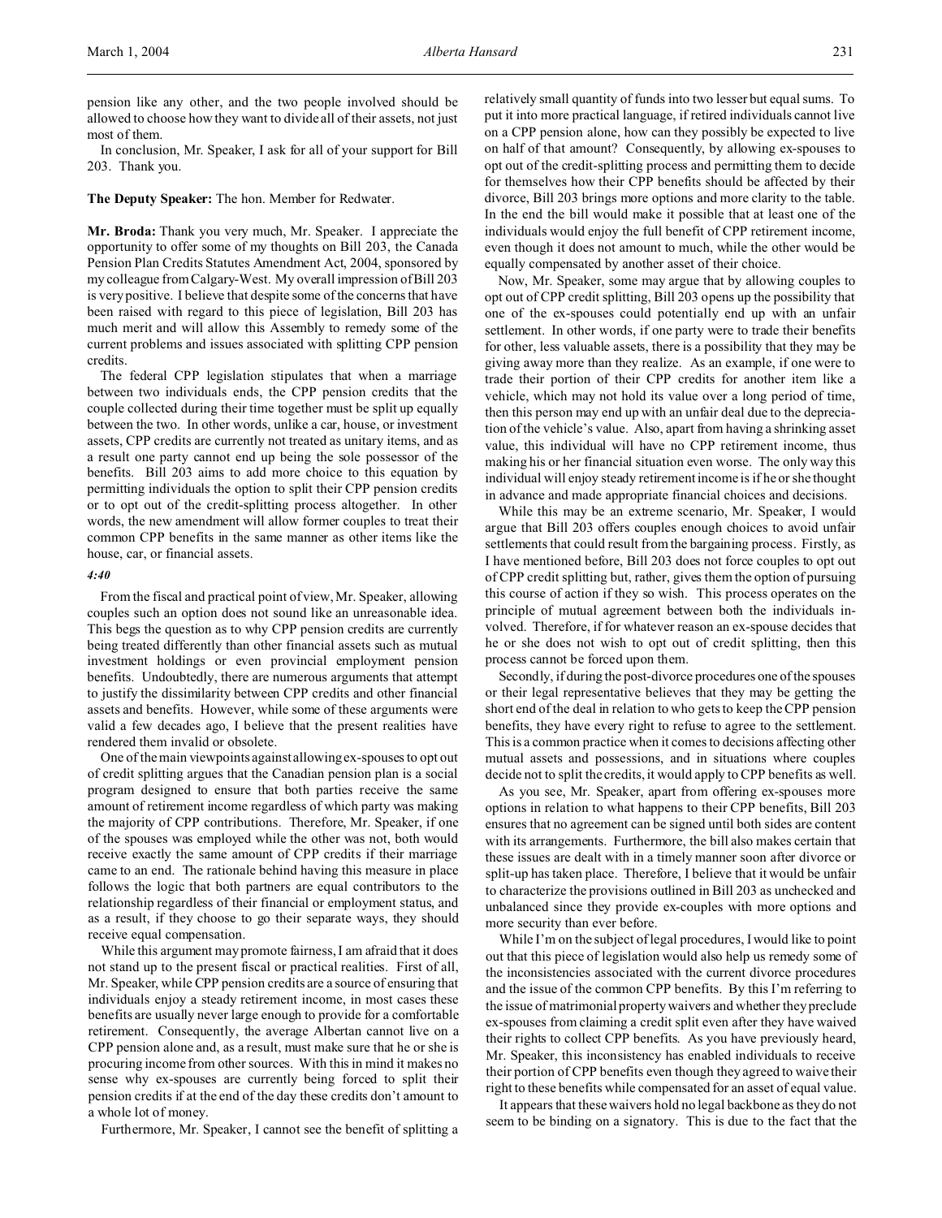pension like any other, and the two people involved should be allowed to choose how they want to divide all of their assets, not just most of them.

In conclusion, Mr. Speaker, I ask for all of your support for Bill 203. Thank you.

**The Deputy Speaker:** The hon. Member for Redwater.

**Mr. Broda:** Thank you very much, Mr. Speaker. I appreciate the opportunity to offer some of my thoughts on Bill 203, the Canada Pension Plan Credits Statutes Amendment Act, 2004, sponsored by my colleague from Calgary-West. My overall impression of Bill 203 is very positive. I believe that despite some of the concerns that have been raised with regard to this piece of legislation, Bill 203 has much merit and will allow this Assembly to remedy some of the current problems and issues associated with splitting CPP pension credits.

The federal CPP legislation stipulates that when a marriage between two individuals ends, the CPP pension credits that the couple collected during their time together must be split up equally between the two. In other words, unlike a car, house, or investment assets, CPP credits are currently not treated as unitary items, and as a result one party cannot end up being the sole possessor of the benefits. Bill 203 aims to add more choice to this equation by permitting individuals the option to split their CPP pension credits or to opt out of the credit-splitting process altogether. In other words, the new amendment will allow former couples to treat their common CPP benefits in the same manner as other items like the house, car, or financial assets.

*4:40*

From the fiscal and practical point of view, Mr. Speaker, allowing couples such an option does not sound like an unreasonable idea. This begs the question as to why CPP pension credits are currently being treated differently than other financial assets such as mutual investment holdings or even provincial employment pension benefits. Undoubtedly, there are numerous arguments that attempt to justify the dissimilarity between CPP credits and other financial assets and benefits. However, while some of these arguments were valid a few decades ago, I believe that the present realities have rendered them invalid or obsolete.

One of the main viewpoints against allowing ex-spouses to opt out of credit splitting argues that the Canadian pension plan is a social program designed to ensure that both parties receive the same amount of retirement income regardless of which party was making the majority of CPP contributions. Therefore, Mr. Speaker, if one of the spouses was employed while the other was not, both would receive exactly the same amount of CPP credits if their marriage came to an end. The rationale behind having this measure in place follows the logic that both partners are equal contributors to the relationship regardless of their financial or employment status, and as a result, if they choose to go their separate ways, they should receive equal compensation.

While this argument may promote fairness, I am afraid that it does not stand up to the present fiscal or practical realities. First of all, Mr. Speaker, while CPP pension credits are a source of ensuring that individuals enjoy a steady retirement income, in most cases these benefits are usually never large enough to provide for a comfortable retirement. Consequently, the average Albertan cannot live on a CPP pension alone and, as a result, must make sure that he or she is procuring income from other sources. With this in mind it makes no sense why ex-spouses are currently being forced to split their pension credits if at the end of the day these credits don't amount to a whole lot of money.

Furthermore, Mr. Speaker, I cannot see the benefit of splitting a relatively small quantity of funds into two lesser but equal sums. To put it into more practical language, if retired individuals cannot live on a CPP pension alone, how can they possibly be expected to live on half of that amount? Consequently, by allowing ex-spouses to opt out of the credit-splitting process and permitting them to decide for themselves how their CPP benefits should be affected by their divorce, Bill 203 brings more options and more clarity to the table. In the end the bill would make it possible that at least one of the individuals would enjoy the full benefit of CPP retirement income, even though it does not amount to much, while the other would be equally compensated by another asset of their choice.

Now, Mr. Speaker, some may argue that by allowing couples to opt out of CPP credit splitting, Bill 203 opens up the possibility that one of the ex-spouses could potentially end up with an unfair settlement. In other words, if one party were to trade their benefits for other, less valuable assets, there is a possibility that they may be giving away more than they realize. As an example, if one were to trade their portion of their CPP credits for another item like a vehicle, which may not hold its value over a long period of time, then this person may end up with an unfair deal due to the depreciation of the vehicle's value. Also, apart from having a shrinking asset value, this individual will have no CPP retirement income, thus making his or her financial situation even worse. The only way this individual will enjoy steady retirement income is if he or she thought in advance and made appropriate financial choices and decisions.

While this may be an extreme scenario, Mr. Speaker, I would argue that Bill 203 offers couples enough choices to avoid unfair settlements that could result from the bargaining process. Firstly, as I have mentioned before, Bill 203 does not force couples to opt out of CPP credit splitting but, rather, gives them the option of pursuing this course of action if they so wish. This process operates on the principle of mutual agreement between both the individuals involved. Therefore, if for whatever reason an ex-spouse decides that he or she does not wish to opt out of credit splitting, then this process cannot be forced upon them.

Secondly, if during the post-divorce procedures one of the spouses or their legal representative believes that they may be getting the short end of the deal in relation to who gets to keep the CPP pension benefits, they have every right to refuse to agree to the settlement. This is a common practice when it comes to decisions affecting other mutual assets and possessions, and in situations where couples decide not to split the credits, it would apply to CPP benefits as well.

As you see, Mr. Speaker, apart from offering ex-spouses more options in relation to what happens to their CPP benefits, Bill 203 ensures that no agreement can be signed until both sides are content with its arrangements. Furthermore, the bill also makes certain that these issues are dealt with in a timely manner soon after divorce or split-up has taken place. Therefore, I believe that it would be unfair to characterize the provisions outlined in Bill 203 as unchecked and unbalanced since they provide ex-couples with more options and more security than ever before.

While I'm on the subject of legal procedures, I would like to point out that this piece of legislation would also help us remedy some of the inconsistencies associated with the current divorce procedures and the issue of the common CPP benefits. By this I'm referring to the issue of matrimonial property waivers and whether they preclude ex-spouses from claiming a credit split even after they have waived their rights to collect CPP benefits. As you have previously heard, Mr. Speaker, this inconsistency has enabled individuals to receive their portion of CPP benefits even though they agreed to waive their right to these benefits while compensated for an asset of equal value.

It appears that these waivers hold no legal backbone as they do not seem to be binding on a signatory. This is due to the fact that the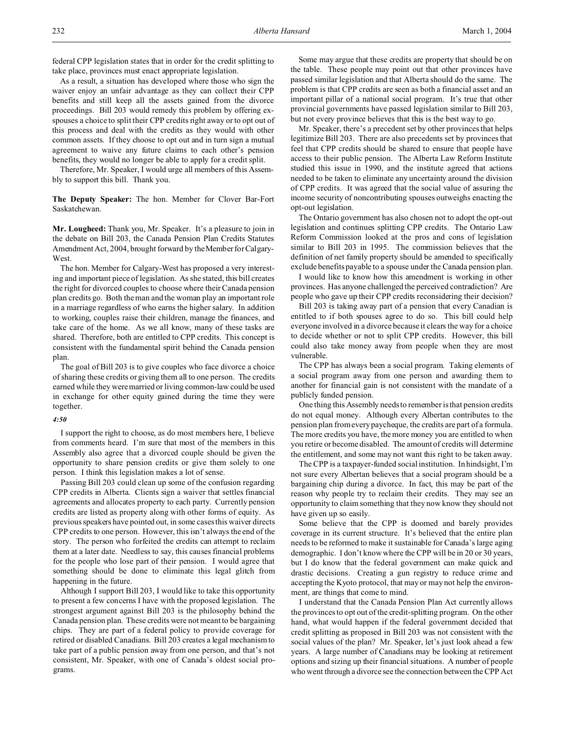federal CPP legislation states that in order for the credit splitting to take place, provinces must enact appropriate legislation.

As a result, a situation has developed where those who sign the waiver enjoy an unfair advantage as they can collect their CPP benefits and still keep all the assets gained from the divorce proceedings. Bill 203 would remedy this problem by offering ex-spouses a choice to split their CPP credits right away or to opt out of this process and deal with the credits as they would with other common assets. If they choose to opt out and in turn sign a mutual agreement to waive any future claims to each other's pension benefits, they would no longer be able to apply for a credit split.

Therefore, Mr. Speaker, I would urge all members of this Assembly to support this bill. Thank you.

**The Deputy Speaker:** The hon. Member for Clover Bar-Fort Saskatchewan.

**Mr. Lougheed:** Thank you, Mr. Speaker. It's a pleasure to join in the debate on Bill 203, the Canada Pension Plan Credits Statutes Amendment Act, 2004, brought forward by the Member for Calgary-West.

The hon. Member for Calgary-West has proposed a very interesting and important piece of legislation. As she stated, this bill creates the right for divorced couples to choose where their Canada pension plan credits go. Both the man and the woman play an important role in a marriage regardless of who earns the higher salary. In addition to working, couples raise their children, manage the finances, and take care of the home. As we all know, many of these tasks are shared. Therefore, both are entitled to CPP credits. This concept is consistent with the fundamental spirit behind the Canada pension plan.

The goal of Bill 203 is to give couples who face divorce a choice of sharing these credits or giving them all to one person. The credits earned while they were married or living common-law could be used in exchange for other equity gained during the time they were together.

*4:50*

I support the right to choose, as do most members here, I believe from comments heard. I'm sure that most of the members in this Assembly also agree that a divorced couple should be given the opportunity to share pension credits or give them solely to one person. I think this legislation makes a lot of sense.

Passing Bill 203 could clean up some of the confusion regarding CPP credits in Alberta. Clients sign a waiver that settles financial agreements and allocates property to each party. Currently pension credits are listed as property along with other forms of equity. As previous speakers have pointed out, in some cases this waiver directs CPP credits to one person. However, this isn't always the end of the story. The person who forfeited the credits can attempt to reclaim them at a later date. Needless to say, this causes financial problems for the people who lose part of their pension. I would agree that something should be done to eliminate this legal glitch from happening in the future.

Although I support Bill 203, I would like to take this opportunity to present a few concerns I have with the proposed legislation. The strongest argument against Bill 203 is the philosophy behind the Canada pension plan. These credits were not meant to be bargaining chips. They are part of a federal policy to provide coverage for retired or disabled Canadians. Bill 203 creates a legal mechanism to take part of a public pension away from one person, and that's not consistent, Mr. Speaker, with one of Canada's oldest social programs.

Some may argue that these credits are property that should be on the table. These people may point out that other provinces have passed similar legislation and that Alberta should do the same. The problem is that CPP credits are seen as both a financial asset and an important pillar of a national social program. It's true that other provincial governments have passed legislation similar to Bill 203, but not every province believes that this is the best way to go.

Mr. Speaker, there's a precedent set by other provinces that helps legitimize Bill 203. There are also precedents set by provinces that feel that CPP credits should be shared to ensure that people have access to their public pension. The Alberta Law Reform Institute studied this issue in 1990, and the institute agreed that actions needed to be taken to eliminate any uncertainty around the division of CPP credits. It was agreed that the social value of assuring the income security of noncontributing spouses outweighs enacting the opt-out legislation.

The Ontario government has also chosen not to adopt the opt-out legislation and continues splitting CPP credits. The Ontario Law Reform Commission looked at the pros and cons of legislation similar to Bill 203 in 1995. The commission believes that the definition of net family property should be amended to specifically exclude benefits payable to a spouse under the Canada pension plan.

I would like to know how this amendment is working in other provinces. Has anyone challenged the perceived contradiction? Are people who gave up their CPP credits reconsidering their decision?

Bill 203 is taking away part of a pension that every Canadian is entitled to if both spouses agree to do so. This bill could help everyone involved in a divorce because it clears the way for a choice to decide whether or not to split CPP credits. However, this bill could also take money away from people when they are most vulnerable.

The CPP has always been a social program. Taking elements of a social program away from one person and awarding them to another for financial gain is not consistent with the mandate of a publicly funded pension.

One thing this Assembly needs to remember is that pension credits do not equal money. Although every Albertan contributes to the pension plan from every paycheque, the credits are part of a formula. The more credits you have, the more money you are entitled to when you retire or become disabled. The amount of credits will determine the entitlement, and some may not want this right to be taken away.

The CPP is a taxpayer-funded social institution. In hindsight, I'm not sure every Albertan believes that a social program should be a bargaining chip during a divorce. In fact, this may be part of the reason why people try to reclaim their credits. They may see an opportunity to claim something that they now know they should not have given up so easily.

Some believe that the CPP is doomed and barely provides coverage in its current structure. It's believed that the entire plan needs to be reformed to make it sustainable for Canada's large aging demographic. I don't know where the CPP will be in 20 or 30 years, but I do know that the federal government can make quick and drastic decisions. Creating a gun registry to reduce crime and accepting the Kyoto protocol, that may or may not help the environment, are things that come to mind.

I understand that the Canada Pension Plan Act currently allows the provinces to opt out of the credit-splitting program. On the other hand, what would happen if the federal government decided that credit splitting as proposed in Bill 203 was not consistent with the social values of the plan? Mr. Speaker, let's just look ahead a few years. A large number of Canadians may be looking at retirement options and sizing up their financial situations. A number of people who went through a divorce see the connection between the CPP Act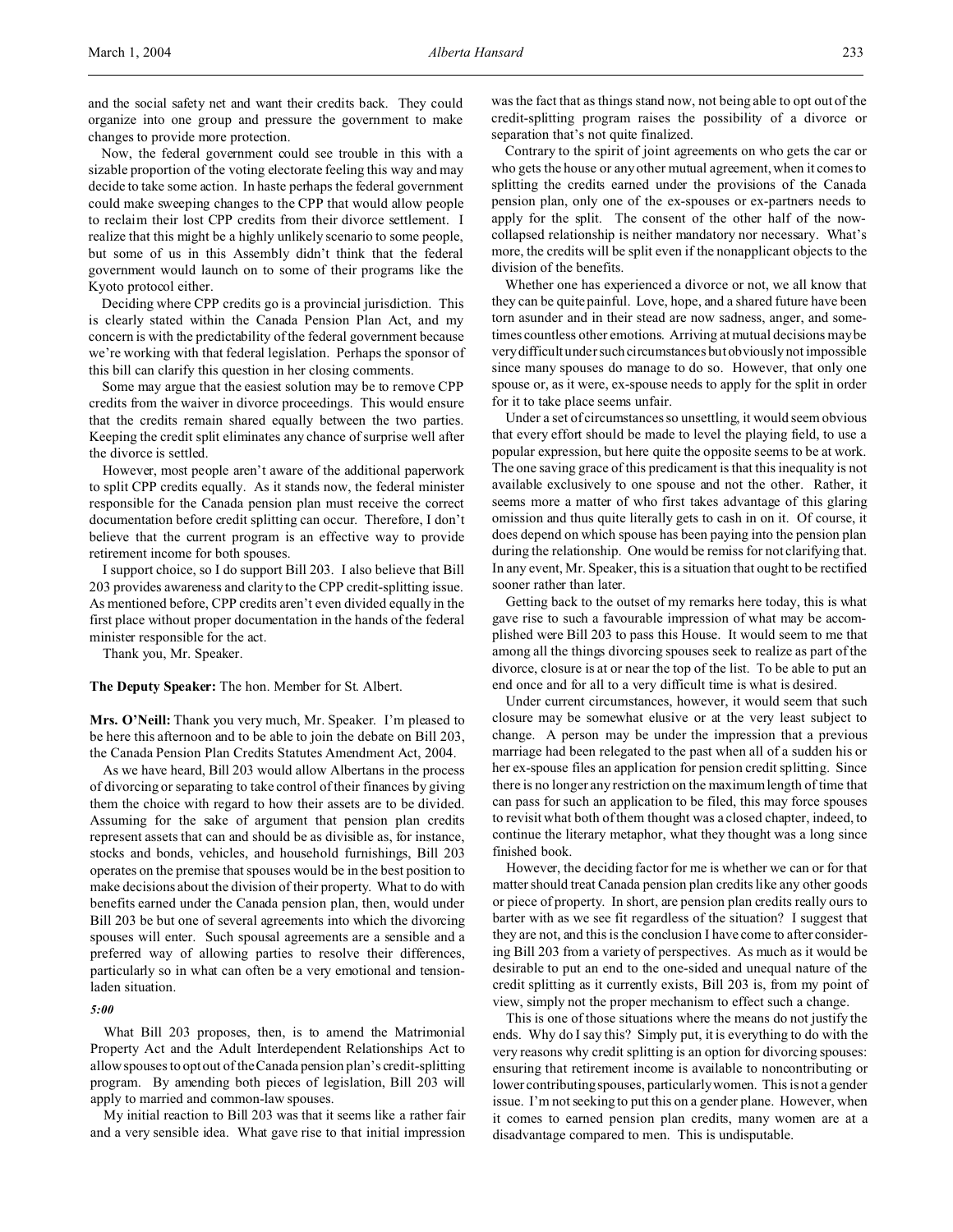and the social safety net and want their credits back. They could organize into one group and pressure the government to make changes to provide more protection.

Now, the federal government could see trouble in this with a sizable proportion of the voting electorate feeling this way and may decide to take some action. In haste perhaps the federal government could make sweeping changes to the CPP that would allow people to reclaim their lost CPP credits from their divorce settlement. I realize that this might be a highly unlikely scenario to some people, but some of us in this Assembly didn't think that the federal government would launch on to some of their programs like the Kyoto protocol either.

Deciding where CPP credits go is a provincial jurisdiction. This is clearly stated within the Canada Pension Plan Act, and my concern is with the predictability of the federal government because we're working with that federal legislation. Perhaps the sponsor of this bill can clarify this question in her closing comments.

Some may argue that the easiest solution may be to remove CPP credits from the waiver in divorce proceedings. This would ensure that the credits remain shared equally between the two parties. Keeping the credit split eliminates any chance of surprise well after the divorce is settled.

However, most people aren't aware of the additional paperwork to split CPP credits equally. As it stands now, the federal minister responsible for the Canada pension plan must receive the correct documentation before credit splitting can occur. Therefore, I don't believe that the current program is an effective way to provide retirement income for both spouses.

I support choice, so I do support Bill 203. I also believe that Bill 203 provides awareness and clarity to the CPP credit-splitting issue. As mentioned before, CPP credits aren't even divided equally in the first place without proper documentation in the hands of the federal minister responsible for the act.

Thank you, Mr. Speaker.

**The Deputy Speaker:** The hon. Member for St. Albert.

**Mrs. O'Neill:** Thank you very much, Mr. Speaker. I'm pleased to be here this afternoon and to be able to join the debate on Bill 203, the Canada Pension Plan Credits Statutes Amendment Act, 2004.

As we have heard, Bill 203 would allow Albertans in the process of divorcing or separating to take control of their finances by giving them the choice with regard to how their assets are to be divided. Assuming for the sake of argument that pension plan credits represent assets that can and should be as divisible as, for instance, stocks and bonds, vehicles, and household furnishings, Bill 203 operates on the premise that spouses would be in the best position to make decisions about the division of their property. What to do with benefits earned under the Canada pension plan, then, would under Bill 203 be but one of several agreements into which the divorcing spouses will enter. Such spousal agreements are a sensible and a preferred way of allowing parties to resolve their differences, particularly so in what can often be a very emotional and tension-laden situation.

*5:00*

What Bill 203 proposes, then, is to amend the Matrimonial Property Act and the Adult Interdependent Relationships Act to allow spouses to opt out of the Canada pension plan's credit-splitting program. By amending both pieces of legislation, Bill 203 will apply to married and common-law spouses.

My initial reaction to Bill 203 was that it seems like a rather fair and a very sensible idea. What gave rise to that initial impression was the fact that as things stand now, not being able to opt out of the credit-splitting program raises the possibility of a divorce or separation that's not quite finalized.

Contrary to the spirit of joint agreements on who gets the car or who gets the house or any other mutual agreement, when it comes to splitting the credits earned under the provisions of the Canada pension plan, only one of the ex-spouses or ex-partners needs to apply for the split. The consent of the other half of the now-collapsed relationship is neither mandatory nor necessary. What's more, the credits will be split even if the nonapplicant objects to the division of the benefits.

Whether one has experienced a divorce or not, we all know that they can be quite painful. Love, hope, and a shared future have been torn asunder and in their stead are now sadness, anger, and sometimes countless other emotions. Arriving at mutual decisions may be very difficult under such circumstances but obviously not impossible since many spouses do manage to do so. However, that only one spouse or, as it were, ex-spouse needs to apply for the split in order for it to take place seems unfair.

Under a set of circumstances so unsettling, it would seem obvious that every effort should be made to level the playing field, to use a popular expression, but here quite the opposite seems to be at work. The one saving grace of this predicament is that this inequality is not available exclusively to one spouse and not the other. Rather, it seems more a matter of who first takes advantage of this glaring omission and thus quite literally gets to cash in on it. Of course, it does depend on which spouse has been paying into the pension plan during the relationship. One would be remiss for not clarifying that. In any event, Mr. Speaker, this is a situation that ought to be rectified sooner rather than later.

Getting back to the outset of my remarks here today, this is what gave rise to such a favourable impression of what may be accomplished were Bill 203 to pass this House. It would seem to me that among all the things divorcing spouses seek to realize as part of the divorce, closure is at or near the top of the list. To be able to put an end once and for all to a very difficult time is what is desired.

Under current circumstances, however, it would seem that such closure may be somewhat elusive or at the very least subject to change. A person may be under the impression that a previous marriage had been relegated to the past when all of a sudden his or her ex-spouse files an application for pension credit splitting. Since there is no longer any restriction on the maximum length of time that can pass for such an application to be filed, this may force spouses to revisit what both of them thought was a closed chapter, indeed, to continue the literary metaphor, what they thought was a long since finished book.

However, the deciding factor for me is whether we can or for that matter should treat Canada pension plan credits like any other goods or piece of property. In short, are pension plan credits really ours to barter with as we see fit regardless of the situation? I suggest that they are not, and this is the conclusion I have come to after considering Bill 203 from a variety of perspectives. As much as it would be desirable to put an end to the one-sided and unequal nature of the credit splitting as it currently exists, Bill 203 is, from my point of view, simply not the proper mechanism to effect such a change.

This is one of those situations where the means do not justify the ends. Why do I say this? Simply put, it is everything to do with the very reasons why credit splitting is an option for divorcing spouses: ensuring that retirement income is available to noncontributing or lower contributing spouses, particularly women. This is not a gender issue. I'm not seeking to put this on a gender plane. However, when it comes to earned pension plan credits, many women are at a disadvantage compared to men. This is undisputable.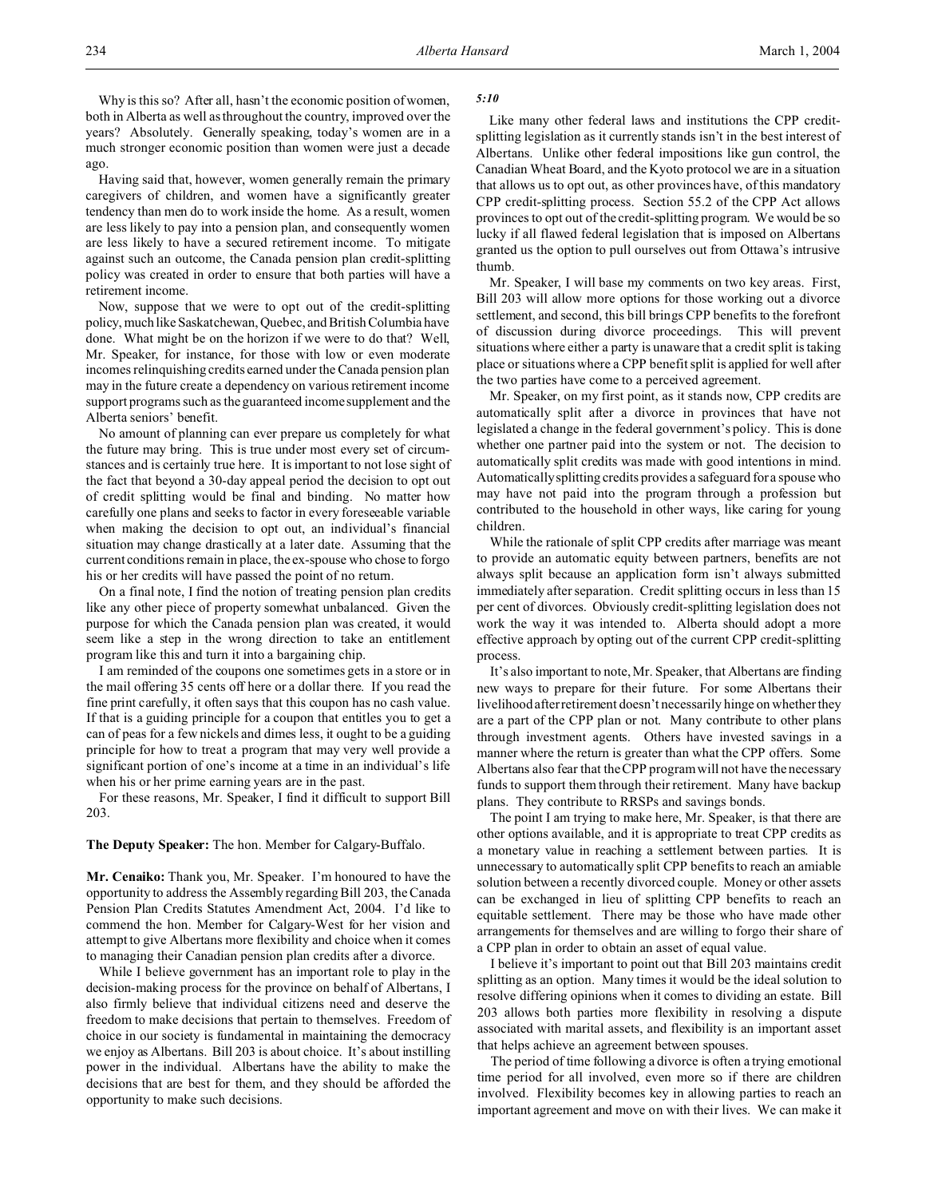Why is this so? After all, hasn't the economic position of women, both in Alberta as well as throughout the country, improved over the years? Absolutely. Generally speaking, today's women are in a much stronger economic position than women were just a decade ago.

Having said that, however, women generally remain the primary caregivers of children, and women have a significantly greater tendency than men do to work inside the home. As a result, women are less likely to pay into a pension plan, and consequently women are less likely to have a secured retirement income. To mitigate against such an outcome, the Canada pension plan credit-splitting policy was created in order to ensure that both parties will have a retirement income.

Now, suppose that we were to opt out of the credit-splitting policy, much like Saskatchewan, Quebec, and British Columbia have done. What might be on the horizon if we were to do that? Well, Mr. Speaker, for instance, for those with low or even moderate incomes relinquishing credits earned under the Canada pension plan may in the future create a dependency on various retirement income support programs such as the guaranteed income supplement and the Alberta seniors' benefit.

No amount of planning can ever prepare us completely for what the future may bring. This is true under most every set of circumstances and is certainly true here. It is important to not lose sight of the fact that beyond a 30-day appeal period the decision to opt out of credit splitting would be final and binding. No matter how carefully one plans and seeks to factor in every foreseeable variable when making the decision to opt out, an individual's financial situation may change drastically at a later date. Assuming that the current conditions remain in place, the ex-spouse who chose to forgo his or her credits will have passed the point of no return.

On a final note, I find the notion of treating pension plan credits like any other piece of property somewhat unbalanced. Given the purpose for which the Canada pension plan was created, it would seem like a step in the wrong direction to take an entitlement program like this and turn it into a bargaining chip.

I am reminded of the coupons one sometimes gets in a store or in the mail offering 35 cents off here or a dollar there. If you read the fine print carefully, it often says that this coupon has no cash value. If that is a guiding principle for a coupon that entitles you to get a can of peas for a few nickels and dimes less, it ought to be a guiding principle for how to treat a program that may very well provide a significant portion of one's income at a time in an individual's life when his or her prime earning years are in the past.

For these reasons, Mr. Speaker, I find it difficult to support Bill 203.

**The Deputy Speaker:** The hon. Member for Calgary-Buffalo.

**Mr. Cenaiko:** Thank you, Mr. Speaker. I'm honoured to have the opportunity to address the Assembly regarding Bill 203, the Canada Pension Plan Credits Statutes Amendment Act, 2004. I'd like to commend the hon. Member for Calgary-West for her vision and attempt to give Albertans more flexibility and choice when it comes to managing their Canadian pension plan credits after a divorce.

While I believe government has an important role to play in the decision-making process for the province on behalf of Albertans, I also firmly believe that individual citizens need and deserve the freedom to make decisions that pertain to themselves. Freedom of choice in our society is fundamental in maintaining the democracy we enjoy as Albertans. Bill 203 is about choice. It's about instilling power in the individual. Albertans have the ability to make the decisions that are best for them, and they should be afforded the opportunity to make such decisions.

*5:10*

Like many other federal laws and institutions the CPP credit-splitting legislation as it currently stands isn't in the best interest of Albertans. Unlike other federal impositions like gun control, the Canadian Wheat Board, and the Kyoto protocol we are in a situation that allows us to opt out, as other provinces have, of this mandatory CPP credit-splitting process. Section 55.2 of the CPP Act allows provinces to opt out of the credit-splitting program. We would be so lucky if all flawed federal legislation that is imposed on Albertans granted us the option to pull ourselves out from Ottawa's intrusive thumb.

Mr. Speaker, I will base my comments on two key areas. First, Bill 203 will allow more options for those working out a divorce settlement, and second, this bill brings CPP benefits to the forefront of discussion during divorce proceedings. This will prevent situations where either a party is unaware that a credit split is taking place or situations where a CPP benefit split is applied for well after the two parties have come to a perceived agreement.

Mr. Speaker, on my first point, as it stands now, CPP credits are automatically split after a divorce in provinces that have not legislated a change in the federal government's policy. This is done whether one partner paid into the system or not. The decision to automatically split credits was made with good intentions in mind. Automatically splitting credits provides a safeguard for a spouse who may have not paid into the program through a profession but contributed to the household in other ways, like caring for young children.

While the rationale of split CPP credits after marriage was meant to provide an automatic equity between partners, benefits are not always split because an application form isn't always submitted immediately after separation. Credit splitting occurs in less than 15 per cent of divorces. Obviously credit-splitting legislation does not work the way it was intended to. Alberta should adopt a more effective approach by opting out of the current CPP credit-splitting process.

It's also important to note, Mr. Speaker, that Albertans are finding new ways to prepare for their future. For some Albertans their livelihood after retirement doesn't necessarily hinge on whether they are a part of the CPP plan or not. Many contribute to other plans through investment agents. Others have invested savings in a manner where the return is greater than what the CPP offers. Some Albertans also fear that the CPP program will not have the necessary funds to support them through their retirement. Many have backup plans. They contribute to RRSPs and savings bonds.

The point I am trying to make here, Mr. Speaker, is that there are other options available, and it is appropriate to treat CPP credits as a monetary value in reaching a settlement between parties. It is unnecessary to automatically split CPP benefits to reach an amiable solution between a recently divorced couple. Money or other assets can be exchanged in lieu of splitting CPP benefits to reach an equitable settlement. There may be those who have made other arrangements for themselves and are willing to forgo their share of a CPP plan in order to obtain an asset of equal value.

I believe it's important to point out that Bill 203 maintains credit splitting as an option. Many times it would be the ideal solution to resolve differing opinions when it comes to dividing an estate. Bill 203 allows both parties more flexibility in resolving a dispute associated with marital assets, and flexibility is an important asset that helps achieve an agreement between spouses.

The period of time following a divorce is often a trying emotional time period for all involved, even more so if there are children involved. Flexibility becomes key in allowing parties to reach an important agreement and move on with their lives. We can make it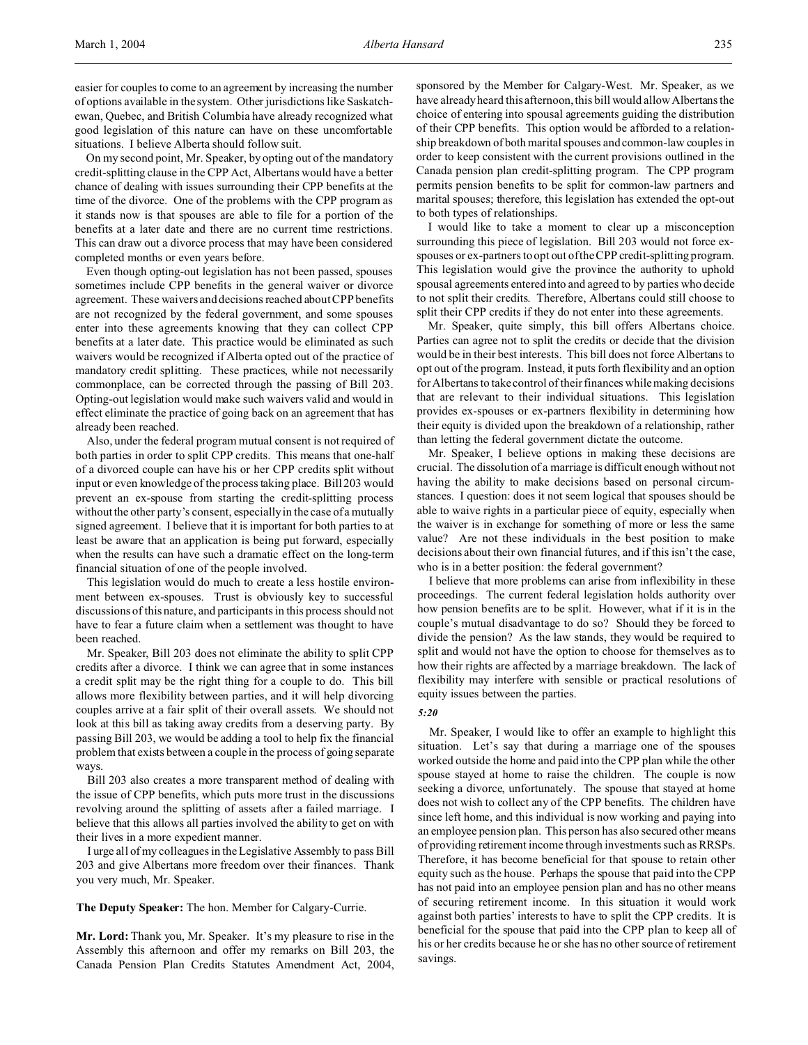easier for couples to come to an agreement by increasing the number of options available in the system. Other jurisdictions like Saskatchewan, Quebec, and British Columbia have already recognized what good legislation of this nature can have on these uncomfortable situations. I believe Alberta should follow suit.

On my second point, Mr. Speaker, by opting out of the mandatory credit-splitting clause in the CPP Act, Albertans would have a better chance of dealing with issues surrounding their CPP benefits at the time of the divorce. One of the problems with the CPP program as it stands now is that spouses are able to file for a portion of the benefits at a later date and there are no current time restrictions. This can draw out a divorce process that may have been considered completed months or even years before.

Even though opting-out legislation has not been passed, spouses sometimes include CPP benefits in the general waiver or divorce agreement. These waivers and decisions reached about CPP benefits are not recognized by the federal government, and some spouses enter into these agreements knowing that they can collect CPP benefits at a later date. This practice would be eliminated as such waivers would be recognized if Alberta opted out of the practice of mandatory credit splitting. These practices, while not necessarily commonplace, can be corrected through the passing of Bill 203. Opting-out legislation would make such waivers valid and would in effect eliminate the practice of going back on an agreement that has already been reached.

Also, under the federal program mutual consent is not required of both parties in order to split CPP credits. This means that one-half of a divorced couple can have his or her CPP credits split without input or even knowledge of the process taking place. Bill 203 would prevent an ex-spouse from starting the credit-splitting process without the other party's consent, especially in the case of a mutually signed agreement. I believe that it is important for both parties to at least be aware that an application is being put forward, especially when the results can have such a dramatic effect on the long-term financial situation of one of the people involved.

This legislation would do much to create a less hostile environment between ex-spouses. Trust is obviously key to successful discussions of this nature, and participants in this process should not have to fear a future claim when a settlement was thought to have been reached.

Mr. Speaker, Bill 203 does not eliminate the ability to split CPP credits after a divorce. I think we can agree that in some instances a credit split may be the right thing for a couple to do. This bill allows more flexibility between parties, and it will help divorcing couples arrive at a fair split of their overall assets. We should not look at this bill as taking away credits from a deserving party. By passing Bill 203, we would be adding a tool to help fix the financial problem that exists between a couple in the process of going separate ways.

Bill 203 also creates a more transparent method of dealing with the issue of CPP benefits, which puts more trust in the discussions revolving around the splitting of assets after a failed marriage. I believe that this allows all parties involved the ability to get on with their lives in a more expedient manner.

I urge all of my colleagues in the Legislative Assembly to pass Bill 203 and give Albertans more freedom over their finances. Thank you very much, Mr. Speaker.

**The Deputy Speaker:** The hon. Member for Calgary-Currie.

**Mr. Lord:** Thank you, Mr. Speaker. It's my pleasure to rise in the Assembly this afternoon and offer my remarks on Bill 203, the Canada Pension Plan Credits Statutes Amendment Act, 2004, sponsored by the Member for Calgary-West. Mr. Speaker, as we have already heard this afternoon, this bill would allow Albertans the choice of entering into spousal agreements guiding the distribution of their CPP benefits. This option would be afforded to a relationship breakdown of both marital spouses and common-law couples in order to keep consistent with the current provisions outlined in the Canada pension plan credit-splitting program. The CPP program permits pension benefits to be split for common-law partners and marital spouses; therefore, this legislation has extended the opt-out to both types of relationships.

I would like to take a moment to clear up a misconception surrounding this piece of legislation. Bill 203 would not force ex-spouses or ex-partners to opt out of the CPP credit-splitting program. This legislation would give the province the authority to uphold spousal agreements entered into and agreed to by parties who decide to not split their credits. Therefore, Albertans could still choose to split their CPP credits if they do not enter into these agreements.

Mr. Speaker, quite simply, this bill offers Albertans choice. Parties can agree not to split the credits or decide that the division would be in their best interests. This bill does not force Albertans to opt out of the program. Instead, it puts forth flexibility and an option for Albertans to take control of their finances while making decisions that are relevant to their individual situations. This legislation provides ex-spouses or ex-partners flexibility in determining how their equity is divided upon the breakdown of a relationship, rather than letting the federal government dictate the outcome.

Mr. Speaker, I believe options in making these decisions are crucial. The dissolution of a marriage is difficult enough without not having the ability to make decisions based on personal circumstances. I question: does it not seem logical that spouses should be able to waive rights in a particular piece of equity, especially when the waiver is in exchange for something of more or less the same value? Are not these individuals in the best position to make decisions about their own financial futures, and if this isn't the case, who is in a better position: the federal government?

I believe that more problems can arise from inflexibility in these proceedings. The current federal legislation holds authority over how pension benefits are to be split. However, what if it is in the couple's mutual disadvantage to do so? Should they be forced to divide the pension? As the law stands, they would be required to split and would not have the option to choose for themselves as to how their rights are affected by a marriage breakdown. The lack of flexibility may interfere with sensible or practical resolutions of equity issues between the parties.

***5:20***

Mr. Speaker, I would like to offer an example to highlight this situation. Let's say that during a marriage one of the spouses worked outside the home and paid into the CPP plan while the other spouse stayed at home to raise the children. The couple is now seeking a divorce, unfortunately. The spouse that stayed at home does not wish to collect any of the CPP benefits. The children have since left home, and this individual is now working and paying into an employee pension plan. This person has also secured other means of providing retirement income through investments such as RRSPs. Therefore, it has become beneficial for that spouse to retain other equity such as the house. Perhaps the spouse that paid into the CPP has not paid into an employee pension plan and has no other means of securing retirement income. In this situation it would work against both parties' interests to have to split the CPP credits. It is beneficial for the spouse that paid into the CPP plan to keep all of his or her credits because he or she has no other source of retirement savings.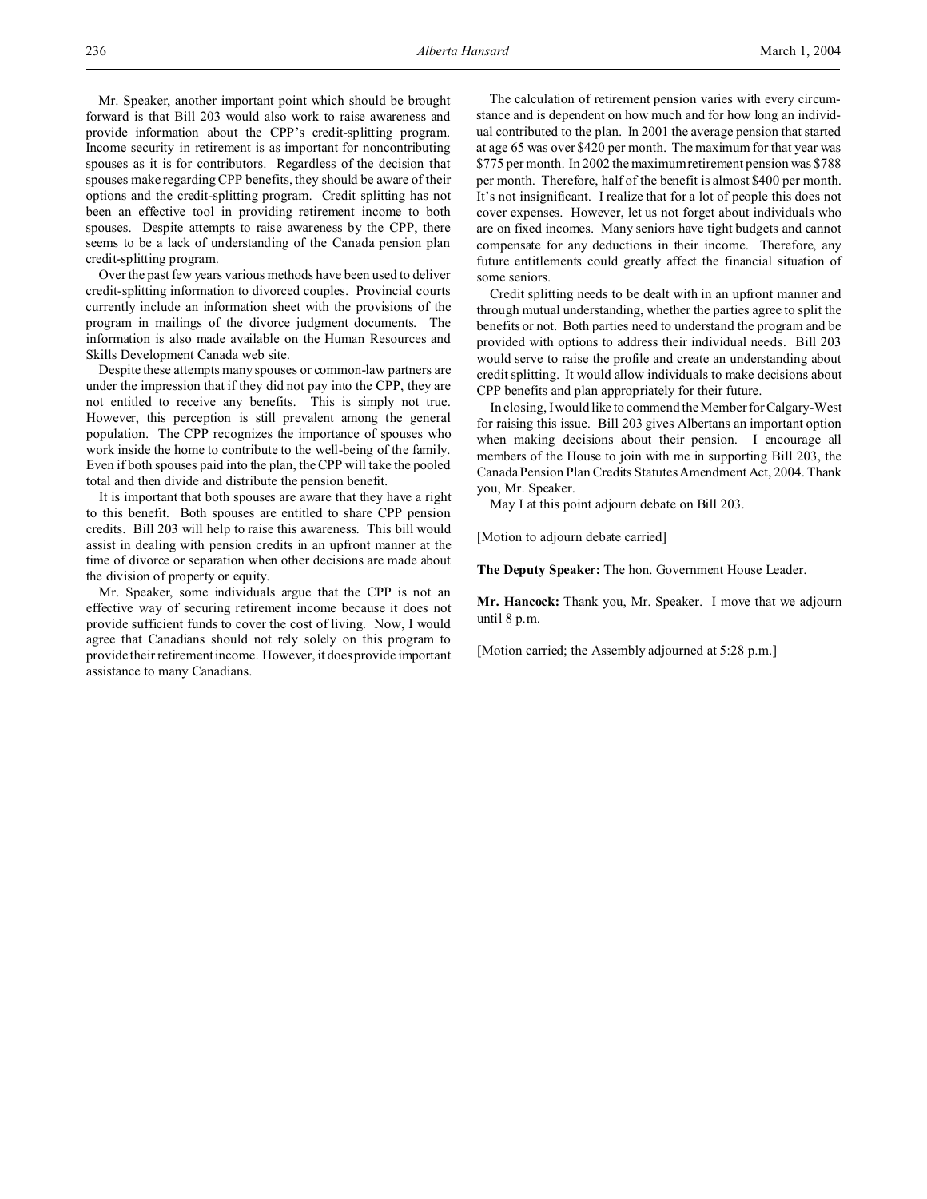Mr. Speaker, another important point which should be brought forward is that Bill 203 would also work to raise awareness and provide information about the CPP's credit-splitting program. Income security in retirement is as important for noncontributing spouses as it is for contributors. Regardless of the decision that spouses make regarding CPP benefits, they should be aware of their options and the credit-splitting program. Credit splitting has not been an effective tool in providing retirement income to both spouses. Despite attempts to raise awareness by the CPP, there seems to be a lack of understanding of the Canada pension plan credit-splitting program.

Over the past few years various methods have been used to deliver credit-splitting information to divorced couples. Provincial courts currently include an information sheet with the provisions of the program in mailings of the divorce judgment documents. The information is also made available on the Human Resources and Skills Development Canada web site.

Despite these attempts many spouses or common-law partners are under the impression that if they did not pay into the CPP, they are not entitled to receive any benefits. This is simply not true. However, this perception is still prevalent among the general population. The CPP recognizes the importance of spouses who work inside the home to contribute to the well-being of the family. Even if both spouses paid into the plan, the CPP will take the pooled total and then divide and distribute the pension benefit.

It is important that both spouses are aware that they have a right to this benefit. Both spouses are entitled to share CPP pension credits. Bill 203 will help to raise this awareness. This bill would assist in dealing with pension credits in an upfront manner at the time of divorce or separation when other decisions are made about the division of property or equity.

Mr. Speaker, some individuals argue that the CPP is not an effective way of securing retirement income because it does not provide sufficient funds to cover the cost of living. Now, I would agree that Canadians should not rely solely on this program to provide their retirement income. However, it does provide important assistance to many Canadians.

The calculation of retirement pension varies with every circumstance and is dependent on how much and for how long an individual contributed to the plan. In 2001 the average pension that started at age 65 was over $420 per month. The maximum for that year was $775 per month. In 2002 the maximum retirement pension was $788 per month. Therefore, half of the benefit is almost $400 per month. It's not insignificant. I realize that for a lot of people this does not cover expenses. However, let us not forget about individuals who are on fixed incomes. Many seniors have tight budgets and cannot compensate for any deductions in their income. Therefore, any future entitlements could greatly affect the financial situation of some seniors.

Credit splitting needs to be dealt with in an upfront manner and through mutual understanding, whether the parties agree to split the benefits or not. Both parties need to understand the program and be provided with options to address their individual needs. Bill 203 would serve to raise the profile and create an understanding about credit splitting. It would allow individuals to make decisions about CPP benefits and plan appropriately for their future.

In closing, I would like to commend the Member for Calgary-West for raising this issue. Bill 203 gives Albertans an important option when making decisions about their pension. I encourage all members of the House to join with me in supporting Bill 203, the Canada Pension Plan Credits Statutes Amendment Act, 2004. Thank you, Mr. Speaker.

May I at this point adjourn debate on Bill 203.

[Motion to adjourn debate carried]

**The Deputy Speaker:** The hon. Government House Leader.

**Mr. Hancock:** Thank you, Mr. Speaker. I move that we adjourn until 8 p.m.

[Motion carried; the Assembly adjourned at 5:28 p.m.]